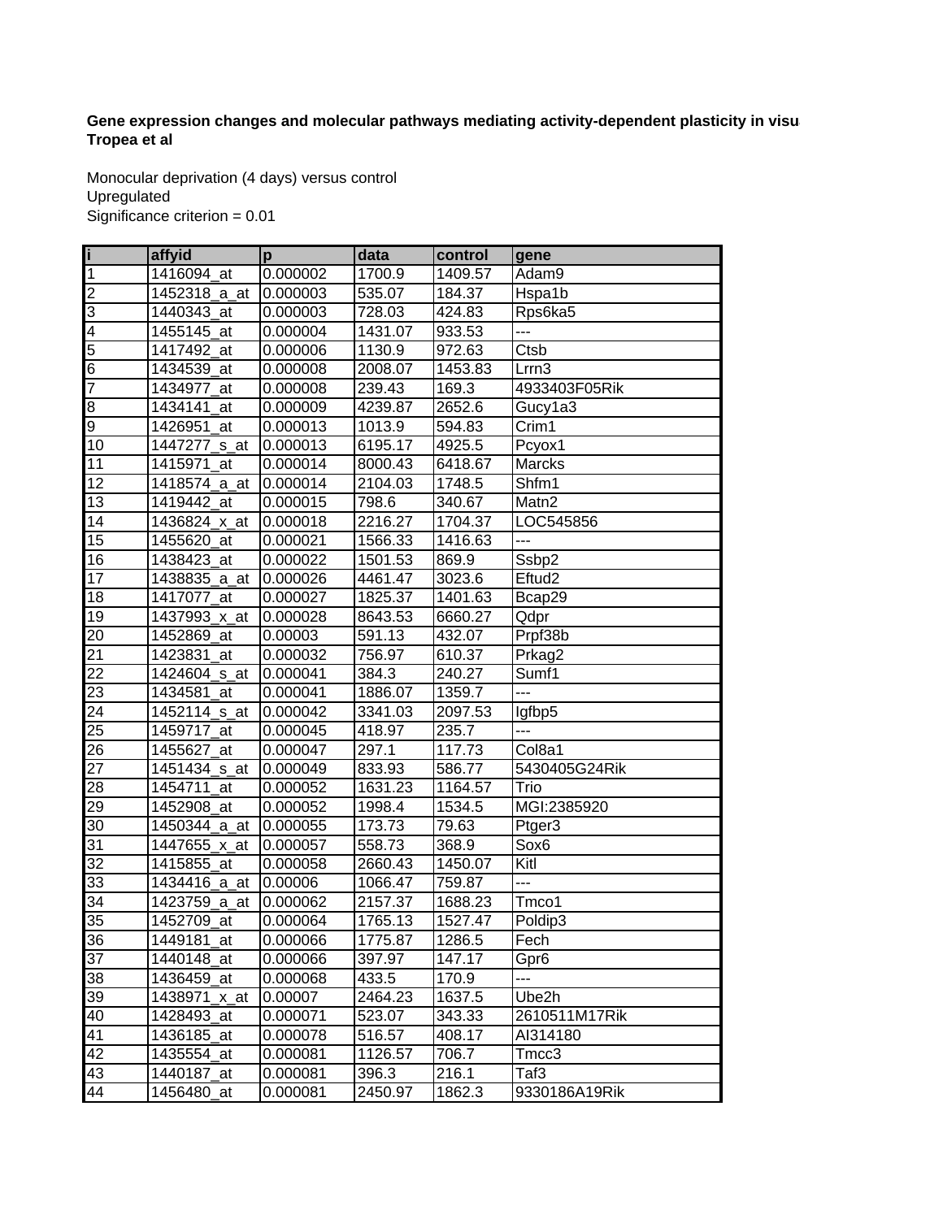**Gene expression changes and molecular pathways mediating activity-dependent plasticity in visu**
**Tropea et al**

Monocular deprivation (4 days) versus control
Upregulated
Significance criterion = 0.01

| i | affyid | p | data | control | gene |
|---|---|---|---|---|---|
| 1 | 1416094_at | 0.000002 | 1700.9 | 1409.57 | Adam9 |
| 2 | 1452318_a_at | 0.000003 | 535.07 | 184.37 | Hspa1b |
| 3 | 1440343_at | 0.000003 | 728.03 | 424.83 | Rps6ka5 |
| 4 | 1455145_at | 0.000004 | 1431.07 | 933.53 | --- |
| 5 | 1417492_at | 0.000006 | 1130.9 | 972.63 | Ctsb |
| 6 | 1434539_at | 0.000008 | 2008.07 | 1453.83 | Lrrn3 |
| 7 | 1434977_at | 0.000008 | 239.43 | 169.3 | 4933403F05Rik |
| 8 | 1434141_at | 0.000009 | 4239.87 | 2652.6 | Gucy1a3 |
| 9 | 1426951_at | 0.000013 | 1013.9 | 594.83 | Crim1 |
| 10 | 1447277_s_at | 0.000013 | 6195.17 | 4925.5 | Pcyox1 |
| 11 | 1415971_at | 0.000014 | 8000.43 | 6418.67 | Marcks |
| 12 | 1418574_a_at | 0.000014 | 2104.03 | 1748.5 | Shfm1 |
| 13 | 1419442_at | 0.000015 | 798.6 | 340.67 | Matn2 |
| 14 | 1436824_x_at | 0.000018 | 2216.27 | 1704.37 | LOC545856 |
| 15 | 1455620_at | 0.000021 | 1566.33 | 1416.63 | --- |
| 16 | 1438423_at | 0.000022 | 1501.53 | 869.9 | Ssbp2 |
| 17 | 1438835_a_at | 0.000026 | 4461.47 | 3023.6 | Eftud2 |
| 18 | 1417077_at | 0.000027 | 1825.37 | 1401.63 | Bcap29 |
| 19 | 1437993_x_at | 0.000028 | 8643.53 | 6660.27 | Qdpr |
| 20 | 1452869_at | 0.00003 | 591.13 | 432.07 | Prpf38b |
| 21 | 1423831_at | 0.000032 | 756.97 | 610.37 | Prkag2 |
| 22 | 1424604_s_at | 0.000041 | 384.3 | 240.27 | Sumf1 |
| 23 | 1434581_at | 0.000041 | 1886.07 | 1359.7 | --- |
| 24 | 1452114_s_at | 0.000042 | 3341.03 | 2097.53 | Igfbp5 |
| 25 | 1459717_at | 0.000045 | 418.97 | 235.7 | --- |
| 26 | 1455627_at | 0.000047 | 297.1 | 117.73 | Col8a1 |
| 27 | 1451434_s_at | 0.000049 | 833.93 | 586.77 | 5430405G24Rik |
| 28 | 1454711_at | 0.000052 | 1631.23 | 1164.57 | Trio |
| 29 | 1452908_at | 0.000052 | 1998.4 | 1534.5 | MGI:2385920 |
| 30 | 1450344_a_at | 0.000055 | 173.73 | 79.63 | Ptger3 |
| 31 | 1447655_x_at | 0.000057 | 558.73 | 368.9 | Sox6 |
| 32 | 1415855_at | 0.000058 | 2660.43 | 1450.07 | Kitl |
| 33 | 1434416_a_at | 0.00006 | 1066.47 | 759.87 | --- |
| 34 | 1423759_a_at | 0.000062 | 2157.37 | 1688.23 | Tmco1 |
| 35 | 1452709_at | 0.000064 | 1765.13 | 1527.47 | Poldip3 |
| 36 | 1449181_at | 0.000066 | 1775.87 | 1286.5 | Fech |
| 37 | 1440148_at | 0.000066 | 397.97 | 147.17 | Gpr6 |
| 38 | 1436459_at | 0.000068 | 433.5 | 170.9 | --- |
| 39 | 1438971_x_at | 0.00007 | 2464.23 | 1637.5 | Ube2h |
| 40 | 1428493_at | 0.000071 | 523.07 | 343.33 | 2610511M17Rik |
| 41 | 1436185_at | 0.000078 | 516.57 | 408.17 | AI314180 |
| 42 | 1435554_at | 0.000081 | 1126.57 | 706.7 | Tmcc3 |
| 43 | 1440187_at | 0.000081 | 396.3 | 216.1 | Taf3 |
| 44 | 1456480_at | 0.000081 | 2450.97 | 1862.3 | 9330186A19Rik |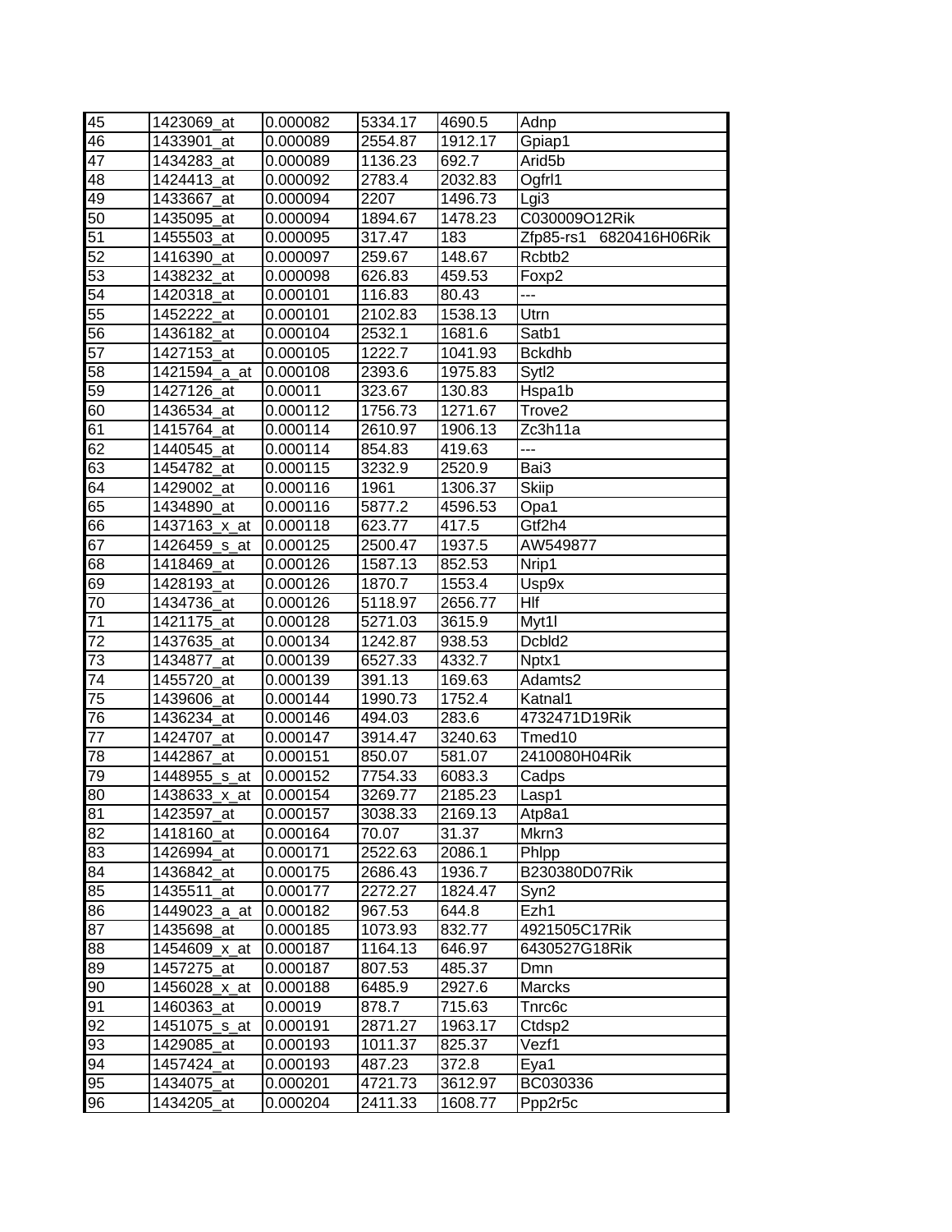| | | | | | |
|---|---|---|---|---|---|
| 45 | 1423069_at | 0.000082 | 5334.17 | 4690.5 | Adnp |
| 46 | 1433901_at | 0.000089 | 2554.87 | 1912.17 | Gpiap1 |
| 47 | 1434283_at | 0.000089 | 1136.23 | 692.7 | Arid5b |
| 48 | 1424413_at | 0.000092 | 2783.4 | 2032.83 | Ogfrl1 |
| 49 | 1433667_at | 0.000094 | 2207 | 1496.73 | Lgi3 |
| 50 | 1435095_at | 0.000094 | 1894.67 | 1478.23 | C030009O12Rik |
| 51 | 1455503_at | 0.000095 | 317.47 | 183 | Zfp85-rs1   6820416H06Rik |
| 52 | 1416390_at | 0.000097 | 259.67 | 148.67 | Rcbtb2 |
| 53 | 1438232_at | 0.000098 | 626.83 | 459.53 | Foxp2 |
| 54 | 1420318_at | 0.000101 | 116.83 | 80.43 | --- |
| 55 | 1452222_at | 0.000101 | 2102.83 | 1538.13 | Utrn |
| 56 | 1436182_at | 0.000104 | 2532.1 | 1681.6 | Satb1 |
| 57 | 1427153_at | 0.000105 | 1222.7 | 1041.93 | Bckdhb |
| 58 | 1421594_a_at | 0.000108 | 2393.6 | 1975.83 | Sytl2 |
| 59 | 1427126_at | 0.00011 | 323.67 | 130.83 | Hspa1b |
| 60 | 1436534_at | 0.000112 | 1756.73 | 1271.67 | Trove2 |
| 61 | 1415764_at | 0.000114 | 2610.97 | 1906.13 | Zc3h11a |
| 62 | 1440545_at | 0.000114 | 854.83 | 419.63 | --- |
| 63 | 1454782_at | 0.000115 | 3232.9 | 2520.9 | Bai3 |
| 64 | 1429002_at | 0.000116 | 1961 | 1306.37 | Skiip |
| 65 | 1434890_at | 0.000116 | 5877.2 | 4596.53 | Opa1 |
| 66 | 1437163_x_at | 0.000118 | 623.77 | 417.5 | Gtf2h4 |
| 67 | 1426459_s_at | 0.000125 | 2500.47 | 1937.5 | AW549877 |
| 68 | 1418469_at | 0.000126 | 1587.13 | 852.53 | Nrip1 |
| 69 | 1428193_at | 0.000126 | 1870.7 | 1553.4 | Usp9x |
| 70 | 1434736_at | 0.000126 | 5118.97 | 2656.77 | Hlf |
| 71 | 1421175_at | 0.000128 | 5271.03 | 3615.9 | Myt1l |
| 72 | 1437635_at | 0.000134 | 1242.87 | 938.53 | Dcbld2 |
| 73 | 1434877_at | 0.000139 | 6527.33 | 4332.7 | Nptx1 |
| 74 | 1455720_at | 0.000139 | 391.13 | 169.63 | Adamts2 |
| 75 | 1439606_at | 0.000144 | 1990.73 | 1752.4 | Katnal1 |
| 76 | 1436234_at | 0.000146 | 494.03 | 283.6 | 4732471D19Rik |
| 77 | 1424707_at | 0.000147 | 3914.47 | 3240.63 | Tmed10 |
| 78 | 1442867_at | 0.000151 | 850.07 | 581.07 | 2410080H04Rik |
| 79 | 1448955_s_at | 0.000152 | 7754.33 | 6083.3 | Cadps |
| 80 | 1438633_x_at | 0.000154 | 3269.77 | 2185.23 | Lasp1 |
| 81 | 1423597_at | 0.000157 | 3038.33 | 2169.13 | Atp8a1 |
| 82 | 1418160_at | 0.000164 | 70.07 | 31.37 | Mkrn3 |
| 83 | 1426994_at | 0.000171 | 2522.63 | 2086.1 | Phlpp |
| 84 | 1436842_at | 0.000175 | 2686.43 | 1936.7 | B230380D07Rik |
| 85 | 1435511_at | 0.000177 | 2272.27 | 1824.47 | Syn2 |
| 86 | 1449023_a_at | 0.000182 | 967.53 | 644.8 | Ezh1 |
| 87 | 1435698_at | 0.000185 | 1073.93 | 832.77 | 4921505C17Rik |
| 88 | 1454609_x_at | 0.000187 | 1164.13 | 646.97 | 6430527G18Rik |
| 89 | 1457275_at | 0.000187 | 807.53 | 485.37 | Dmn |
| 90 | 1456028_x_at | 0.000188 | 6485.9 | 2927.6 | Marcks |
| 91 | 1460363_at | 0.00019 | 878.7 | 715.63 | Tnrc6c |
| 92 | 1451075_s_at | 0.000191 | 2871.27 | 1963.17 | Ctdsp2 |
| 93 | 1429085_at | 0.000193 | 1011.37 | 825.37 | Vezf1 |
| 94 | 1457424_at | 0.000193 | 487.23 | 372.8 | Eya1 |
| 95 | 1434075_at | 0.000201 | 4721.73 | 3612.97 | BC030336 |
| 96 | 1434205_at | 0.000204 | 2411.33 | 1608.77 | Ppp2r5c |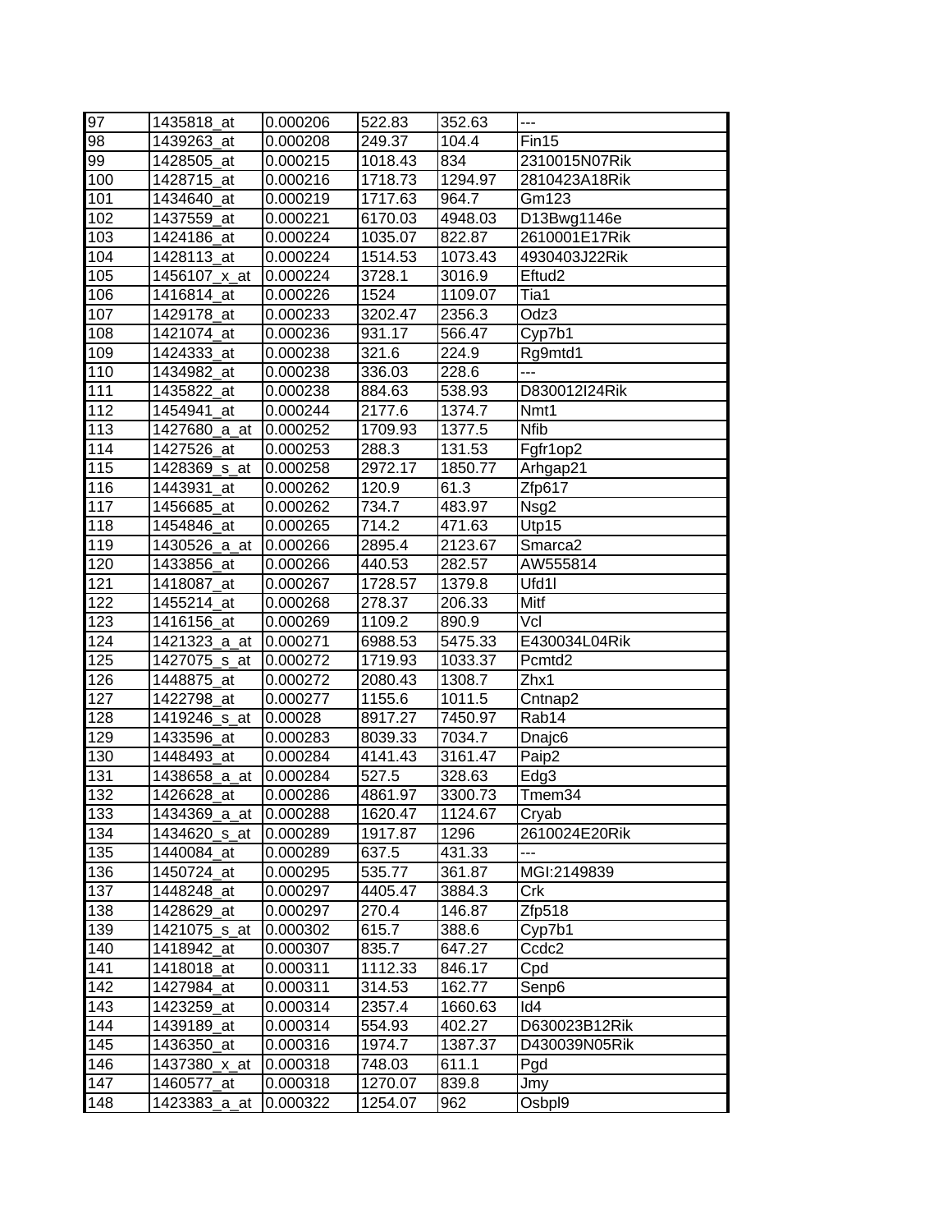| 97 | 1435818_at | 0.000206 | 522.83 | 352.63 | --- |
|---|---|---|---|---|---|
| 98 | 1439263_at | 0.000208 | 249.37 | 104.4 | Fin15 |
| 99 | 1428505_at | 0.000215 | 1018.43 | 834 | 2310015N07Rik |
| 100 | 1428715_at | 0.000216 | 1718.73 | 1294.97 | 2810423A18Rik |
| 101 | 1434640_at | 0.000219 | 1717.63 | 964.7 | Gm123 |
| 102 | 1437559_at | 0.000221 | 6170.03 | 4948.03 | D13Bwg1146e |
| 103 | 1424186_at | 0.000224 | 1035.07 | 822.87 | 2610001E17Rik |
| 104 | 1428113_at | 0.000224 | 1514.53 | 1073.43 | 4930403J22Rik |
| 105 | 1456107_x_at | 0.000224 | 3728.1 | 3016.9 | Eftud2 |
| 106 | 1416814_at | 0.000226 | 1524 | 1109.07 | Tia1 |
| 107 | 1429178_at | 0.000233 | 3202.47 | 2356.3 | Odz3 |
| 108 | 1421074_at | 0.000236 | 931.17 | 566.47 | Cyp7b1 |
| 109 | 1424333_at | 0.000238 | 321.6 | 224.9 | Rg9mtd1 |
| 110 | 1434982_at | 0.000238 | 336.03 | 228.6 | --- |
| 111 | 1435822_at | 0.000238 | 884.63 | 538.93 | D830012I24Rik |
| 112 | 1454941_at | 0.000244 | 2177.6 | 1374.7 | Nmt1 |
| 113 | 1427680_a_at | 0.000252 | 1709.93 | 1377.5 | Nfib |
| 114 | 1427526_at | 0.000253 | 288.3 | 131.53 | Fgfr1op2 |
| 115 | 1428369_s_at | 0.000258 | 2972.17 | 1850.77 | Arhgap21 |
| 116 | 1443931_at | 0.000262 | 120.9 | 61.3 | Zfp617 |
| 117 | 1456685_at | 0.000262 | 734.7 | 483.97 | Nsg2 |
| 118 | 1454846_at | 0.000265 | 714.2 | 471.63 | Utp15 |
| 119 | 1430526_a_at | 0.000266 | 2895.4 | 2123.67 | Smarca2 |
| 120 | 1433856_at | 0.000266 | 440.53 | 282.57 | AW555814 |
| 121 | 1418087_at | 0.000267 | 1728.57 | 1379.8 | Ufd1l |
| 122 | 1455214_at | 0.000268 | 278.37 | 206.33 | Mitf |
| 123 | 1416156_at | 0.000269 | 1109.2 | 890.9 | Vcl |
| 124 | 1421323_a_at | 0.000271 | 6988.53 | 5475.33 | E430034L04Rik |
| 125 | 1427075_s_at | 0.000272 | 1719.93 | 1033.37 | Pcmtd2 |
| 126 | 1448875_at | 0.000272 | 2080.43 | 1308.7 | Zhx1 |
| 127 | 1422798_at | 0.000277 | 1155.6 | 1011.5 | Cntnap2 |
| 128 | 1419246_s_at | 0.00028 | 8917.27 | 7450.97 | Rab14 |
| 129 | 1433596_at | 0.000283 | 8039.33 | 7034.7 | Dnajc6 |
| 130 | 1448493_at | 0.000284 | 4141.43 | 3161.47 | Paip2 |
| 131 | 1438658_a_at | 0.000284 | 527.5 | 328.63 | Edg3 |
| 132 | 1426628_at | 0.000286 | 4861.97 | 3300.73 | Tmem34 |
| 133 | 1434369_a_at | 0.000288 | 1620.47 | 1124.67 | Cryab |
| 134 | 1434620_s_at | 0.000289 | 1917.87 | 1296 | 2610024E20Rik |
| 135 | 1440084_at | 0.000289 | 637.5 | 431.33 | --- |
| 136 | 1450724_at | 0.000295 | 535.77 | 361.87 | MGI:2149839 |
| 137 | 1448248_at | 0.000297 | 4405.47 | 3884.3 | Crk |
| 138 | 1428629_at | 0.000297 | 270.4 | 146.87 | Zfp518 |
| 139 | 1421075_s_at | 0.000302 | 615.7 | 388.6 | Cyp7b1 |
| 140 | 1418942_at | 0.000307 | 835.7 | 647.27 | Ccdc2 |
| 141 | 1418018_at | 0.000311 | 1112.33 | 846.17 | Cpd |
| 142 | 1427984_at | 0.000311 | 314.53 | 162.77 | Senp6 |
| 143 | 1423259_at | 0.000314 | 2357.4 | 1660.63 | Id4 |
| 144 | 1439189_at | 0.000314 | 554.93 | 402.27 | D630023B12Rik |
| 145 | 1436350_at | 0.000316 | 1974.7 | 1387.37 | D430039N05Rik |
| 146 | 1437380_x_at | 0.000318 | 748.03 | 611.1 | Pgd |
| 147 | 1460577_at | 0.000318 | 1270.07 | 839.8 | Jmy |
| 148 | 1423383_a_at | 0.000322 | 1254.07 | 962 | Osbpl9 |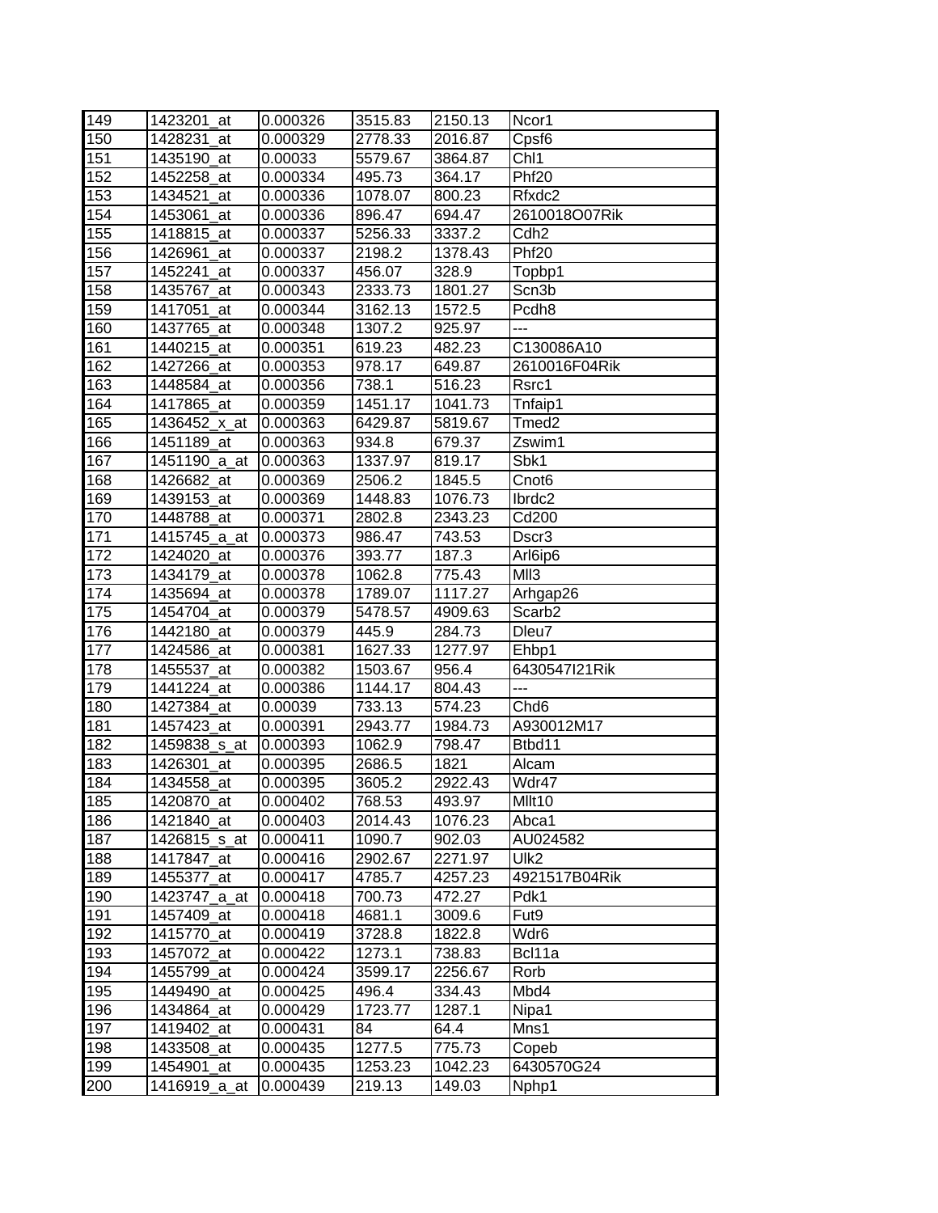| 149 | 1423201_at | 0.000326 | 3515.83 | 2150.13 | Ncor1 |
|---|---|---|---|---|---|
| 150 | 1428231_at | 0.000329 | 2778.33 | 2016.87 | Cpsf6 |
| 151 | 1435190_at | 0.00033 | 5579.67 | 3864.87 | Chl1 |
| 152 | 1452258_at | 0.000334 | 495.73 | 364.17 | Phf20 |
| 153 | 1434521_at | 0.000336 | 1078.07 | 800.23 | Rfxdc2 |
| 154 | 1453061_at | 0.000336 | 896.47 | 694.47 | 2610018O07Rik |
| 155 | 1418815_at | 0.000337 | 5256.33 | 3337.2 | Cdh2 |
| 156 | 1426961_at | 0.000337 | 2198.2 | 1378.43 | Phf20 |
| 157 | 1452241_at | 0.000337 | 456.07 | 328.9 | Topbp1 |
| 158 | 1435767_at | 0.000343 | 2333.73 | 1801.27 | Scn3b |
| 159 | 1417051_at | 0.000344 | 3162.13 | 1572.5 | Pcdh8 |
| 160 | 1437765_at | 0.000348 | 1307.2 | 925.97 | --- |
| 161 | 1440215_at | 0.000351 | 619.23 | 482.23 | C130086A10 |
| 162 | 1427266_at | 0.000353 | 978.17 | 649.87 | 2610016F04Rik |
| 163 | 1448584_at | 0.000356 | 738.1 | 516.23 | Rsrc1 |
| 164 | 1417865_at | 0.000359 | 1451.17 | 1041.73 | Tnfaip1 |
| 165 | 1436452_x_at | 0.000363 | 6429.87 | 5819.67 | Tmed2 |
| 166 | 1451189_at | 0.000363 | 934.8 | 679.37 | Zswim1 |
| 167 | 1451190_a_at | 0.000363 | 1337.97 | 819.17 | Sbk1 |
| 168 | 1426682_at | 0.000369 | 2506.2 | 1845.5 | Cnot6 |
| 169 | 1439153_at | 0.000369 | 1448.83 | 1076.73 | Ibrdc2 |
| 170 | 1448788_at | 0.000371 | 2802.8 | 2343.23 | Cd200 |
| 171 | 1415745_a_at | 0.000373 | 986.47 | 743.53 | Dscr3 |
| 172 | 1424020_at | 0.000376 | 393.77 | 187.3 | Arl6ip6 |
| 173 | 1434179_at | 0.000378 | 1062.8 | 775.43 | Mll3 |
| 174 | 1435694_at | 0.000378 | 1789.07 | 1117.27 | Arhgap26 |
| 175 | 1454704_at | 0.000379 | 5478.57 | 4909.63 | Scarb2 |
| 176 | 1442180_at | 0.000379 | 445.9 | 284.73 | Dleu7 |
| 177 | 1424586_at | 0.000381 | 1627.33 | 1277.97 | Ehbp1 |
| 178 | 1455537_at | 0.000382 | 1503.67 | 956.4 | 6430547I21Rik |
| 179 | 1441224_at | 0.000386 | 1144.17 | 804.43 | --- |
| 180 | 1427384_at | 0.00039 | 733.13 | 574.23 | Chd6 |
| 181 | 1457423_at | 0.000391 | 2943.77 | 1984.73 | A930012M17 |
| 182 | 1459838_s_at | 0.000393 | 1062.9 | 798.47 | Btbd11 |
| 183 | 1426301_at | 0.000395 | 2686.5 | 1821 | Alcam |
| 184 | 1434558_at | 0.000395 | 3605.2 | 2922.43 | Wdr47 |
| 185 | 1420870_at | 0.000402 | 768.53 | 493.97 | Mllt10 |
| 186 | 1421840_at | 0.000403 | 2014.43 | 1076.23 | Abca1 |
| 187 | 1426815_s_at | 0.000411 | 1090.7 | 902.03 | AU024582 |
| 188 | 1417847_at | 0.000416 | 2902.67 | 2271.97 | Ulk2 |
| 189 | 1455377_at | 0.000417 | 4785.7 | 4257.23 | 4921517B04Rik |
| 190 | 1423747_a_at | 0.000418 | 700.73 | 472.27 | Pdk1 |
| 191 | 1457409_at | 0.000418 | 4681.1 | 3009.6 | Fut9 |
| 192 | 1415770_at | 0.000419 | 3728.8 | 1822.8 | Wdr6 |
| 193 | 1457072_at | 0.000422 | 1273.1 | 738.83 | Bcl11a |
| 194 | 1455799_at | 0.000424 | 3599.17 | 2256.67 | Rorb |
| 195 | 1449490_at | 0.000425 | 496.4 | 334.43 | Mbd4 |
| 196 | 1434864_at | 0.000429 | 1723.77 | 1287.1 | Nipa1 |
| 197 | 1419402_at | 0.000431 | 84 | 64.4 | Mns1 |
| 198 | 1433508_at | 0.000435 | 1277.5 | 775.73 | Copeb |
| 199 | 1454901_at | 0.000435 | 1253.23 | 1042.23 | 6430570G24 |
| 200 | 1416919_a_at | 0.000439 | 219.13 | 149.03 | Nphp1 |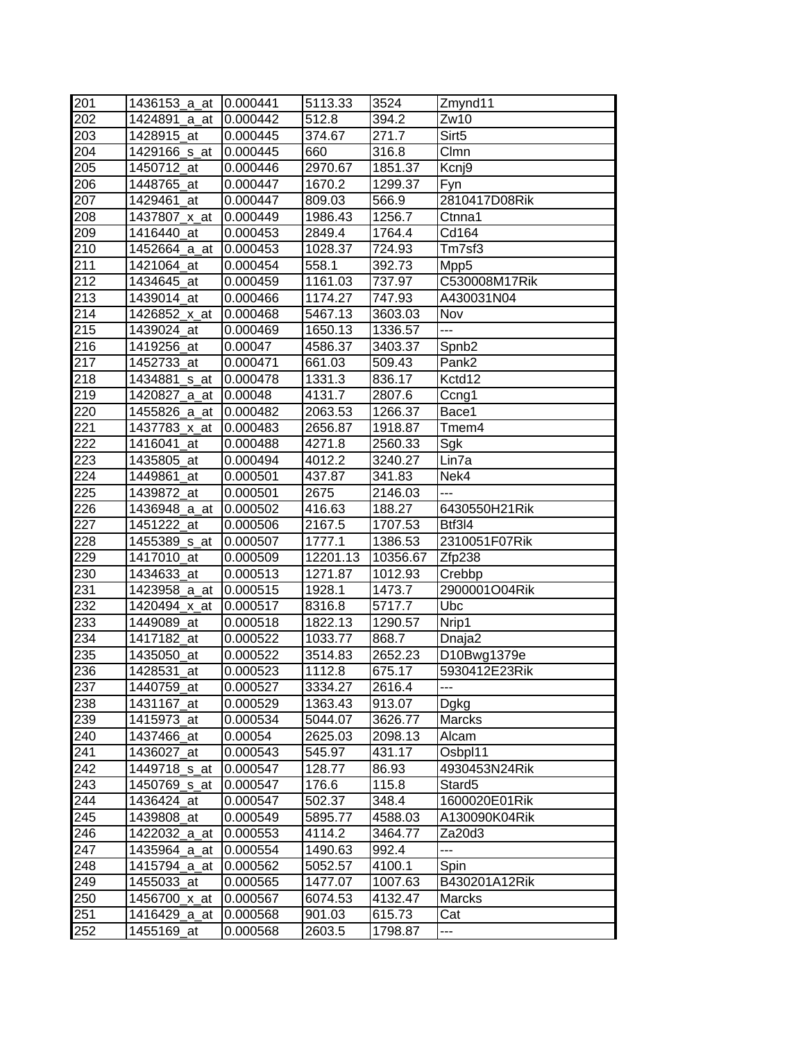| 201 | 1436153_a_at | 0.000441 | 5113.33 | 3524 | Zmynd11 |
|---|---|---|---|---|---|
| 202 | 1424891_a_at | 0.000442 | 512.8 | 394.2 | Zw10 |
| 203 | 1428915_at | 0.000445 | 374.67 | 271.7 | Sirt5 |
| 204 | 1429166_s_at | 0.000445 | 660 | 316.8 | Clmn |
| 205 | 1450712_at | 0.000446 | 2970.67 | 1851.37 | Kcnj9 |
| 206 | 1448765_at | 0.000447 | 1670.2 | 1299.37 | Fyn |
| 207 | 1429461_at | 0.000447 | 809.03 | 566.9 | 2810417D08Rik |
| 208 | 1437807_x_at | 0.000449 | 1986.43 | 1256.7 | Ctnna1 |
| 209 | 1416440_at | 0.000453 | 2849.4 | 1764.4 | Cd164 |
| 210 | 1452664_a_at | 0.000453 | 1028.37 | 724.93 | Tm7sf3 |
| 211 | 1421064_at | 0.000454 | 558.1 | 392.73 | Mpp5 |
| 212 | 1434645_at | 0.000459 | 1161.03 | 737.97 | C530008M17Rik |
| 213 | 1439014_at | 0.000466 | 1174.27 | 747.93 | A430031N04 |
| 214 | 1426852_x_at | 0.000468 | 5467.13 | 3603.03 | Nov |
| 215 | 1439024_at | 0.000469 | 1650.13 | 1336.57 | --- |
| 216 | 1419256_at | 0.00047 | 4586.37 | 3403.37 | Spnb2 |
| 217 | 1452733_at | 0.000471 | 661.03 | 509.43 | Pank2 |
| 218 | 1434881_s_at | 0.000478 | 1331.3 | 836.17 | Kctd12 |
| 219 | 1420827_a_at | 0.00048 | 4131.7 | 2807.6 | Ccng1 |
| 220 | 1455826_a_at | 0.000482 | 2063.53 | 1266.37 | Bace1 |
| 221 | 1437783_x_at | 0.000483 | 2656.87 | 1918.87 | Tmem4 |
| 222 | 1416041_at | 0.000488 | 4271.8 | 2560.33 | Sgk |
| 223 | 1435805_at | 0.000494 | 4012.2 | 3240.27 | Lin7a |
| 224 | 1449861_at | 0.000501 | 437.87 | 341.83 | Nek4 |
| 225 | 1439872_at | 0.000501 | 2675 | 2146.03 | --- |
| 226 | 1436948_a_at | 0.000502 | 416.63 | 188.27 | 6430550H21Rik |
| 227 | 1451222_at | 0.000506 | 2167.5 | 1707.53 | Btf3l4 |
| 228 | 1455389_s_at | 0.000507 | 1777.1 | 1386.53 | 2310051F07Rik |
| 229 | 1417010_at | 0.000509 | 12201.13 | 10356.67 | Zfp238 |
| 230 | 1434633_at | 0.000513 | 1271.87 | 1012.93 | Crebbp |
| 231 | 1423958_a_at | 0.000515 | 1928.1 | 1473.7 | 2900001O04Rik |
| 232 | 1420494_x_at | 0.000517 | 8316.8 | 5717.7 | Ubc |
| 233 | 1449089_at | 0.000518 | 1822.13 | 1290.57 | Nrip1 |
| 234 | 1417182_at | 0.000522 | 1033.77 | 868.7 | Dnaja2 |
| 235 | 1435050_at | 0.000522 | 3514.83 | 2652.23 | D10Bwg1379e |
| 236 | 1428531_at | 0.000523 | 1112.8 | 675.17 | 5930412E23Rik |
| 237 | 1440759_at | 0.000527 | 3334.27 | 2616.4 | --- |
| 238 | 1431167_at | 0.000529 | 1363.43 | 913.07 | Dgkg |
| 239 | 1415973_at | 0.000534 | 5044.07 | 3626.77 | Marcks |
| 240 | 1437466_at | 0.00054 | 2625.03 | 2098.13 | Alcam |
| 241 | 1436027_at | 0.000543 | 545.97 | 431.17 | Osbpl11 |
| 242 | 1449718_s_at | 0.000547 | 128.77 | 86.93 | 4930453N24Rik |
| 243 | 1450769_s_at | 0.000547 | 176.6 | 115.8 | Stard5 |
| 244 | 1436424_at | 0.000547 | 502.37 | 348.4 | 1600020E01Rik |
| 245 | 1439808_at | 0.000549 | 5895.77 | 4588.03 | A130090K04Rik |
| 246 | 1422032_a_at | 0.000553 | 4114.2 | 3464.77 | Za20d3 |
| 247 | 1435964_a_at | 0.000554 | 1490.63 | 992.4 | --- |
| 248 | 1415794_a_at | 0.000562 | 5052.57 | 4100.1 | Spin |
| 249 | 1455033_at | 0.000565 | 1477.07 | 1007.63 | B430201A12Rik |
| 250 | 1456700_x_at | 0.000567 | 6074.53 | 4132.47 | Marcks |
| 251 | 1416429_a_at | 0.000568 | 901.03 | 615.73 | Cat |
| 252 | 1455169_at | 0.000568 | 2603.5 | 1798.87 | --- |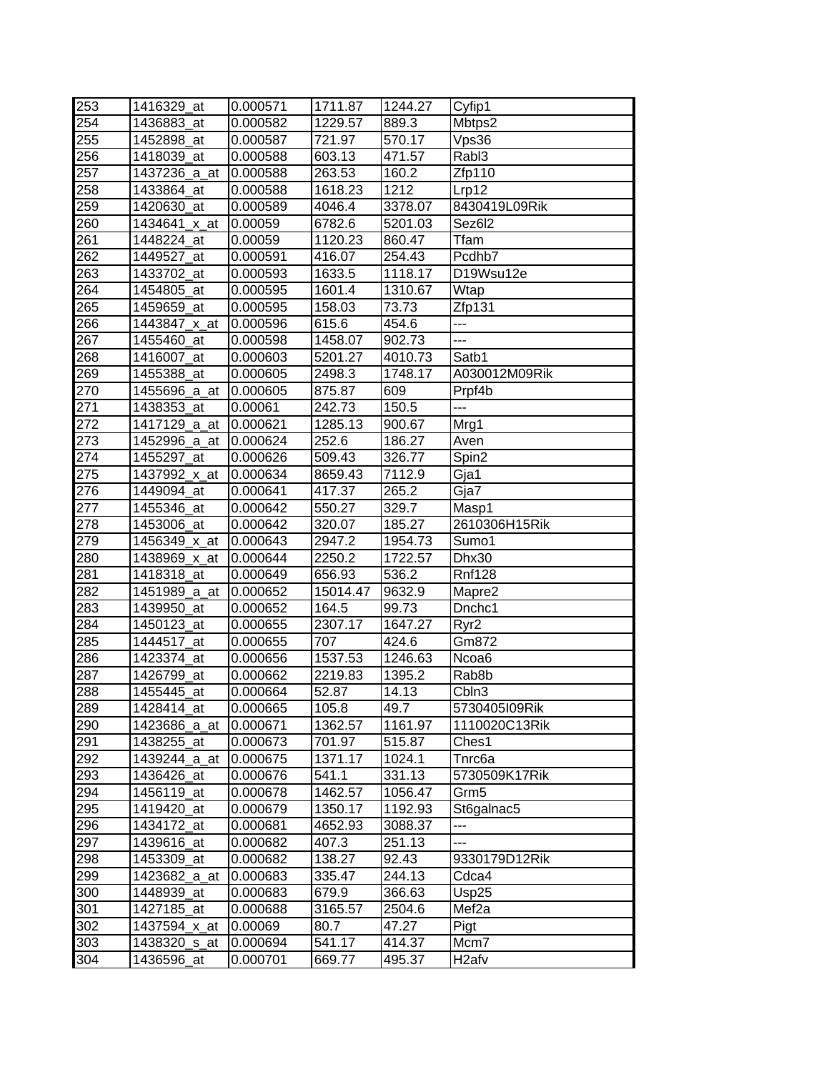| 253 | 1416329_at | 0.000571 | 1711.87 | 1244.27 | Cyfip1 |
|---|---|---|---|---|---|
| 254 | 1436883_at | 0.000582 | 1229.57 | 889.3 | Mbtps2 |
| 255 | 1452898_at | 0.000587 | 721.97 | 570.17 | Vps36 |
| 256 | 1418039_at | 0.000588 | 603.13 | 471.57 | Rabl3 |
| 257 | 1437236_a_at | 0.000588 | 263.53 | 160.2 | Zfp110 |
| 258 | 1433864_at | 0.000588 | 1618.23 | 1212 | Lrp12 |
| 259 | 1420630_at | 0.000589 | 4046.4 | 3378.07 | 8430419L09Rik |
| 260 | 1434641_x_at | 0.00059 | 6782.6 | 5201.03 | Sez6l2 |
| 261 | 1448224_at | 0.00059 | 1120.23 | 860.47 | Tfam |
| 262 | 1449527_at | 0.000591 | 416.07 | 254.43 | Pcdhb7 |
| 263 | 1433702_at | 0.000593 | 1633.5 | 1118.17 | D19Wsu12e |
| 264 | 1454805_at | 0.000595 | 1601.4 | 1310.67 | Wtap |
| 265 | 1459659_at | 0.000595 | 158.03 | 73.73 | Zfp131 |
| 266 | 1443847_x_at | 0.000596 | 615.6 | 454.6 | --- |
| 267 | 1455460_at | 0.000598 | 1458.07 | 902.73 | --- |
| 268 | 1416007_at | 0.000603 | 5201.27 | 4010.73 | Satb1 |
| 269 | 1455388_at | 0.000605 | 2498.3 | 1748.17 | A030012M09Rik |
| 270 | 1455696_a_at | 0.000605 | 875.87 | 609 | Prpf4b |
| 271 | 1438353_at | 0.00061 | 242.73 | 150.5 | --- |
| 272 | 1417129_a_at | 0.000621 | 1285.13 | 900.67 | Mrg1 |
| 273 | 1452996_a_at | 0.000624 | 252.6 | 186.27 | Aven |
| 274 | 1455297_at | 0.000626 | 509.43 | 326.77 | Spin2 |
| 275 | 1437992_x_at | 0.000634 | 8659.43 | 7112.9 | Gja1 |
| 276 | 1449094_at | 0.000641 | 417.37 | 265.2 | Gja7 |
| 277 | 1455346_at | 0.000642 | 550.27 | 329.7 | Masp1 |
| 278 | 1453006_at | 0.000642 | 320.07 | 185.27 | 2610306H15Rik |
| 279 | 1456349_x_at | 0.000643 | 2947.2 | 1954.73 | Sumo1 |
| 280 | 1438969_x_at | 0.000644 | 2250.2 | 1722.57 | Dhx30 |
| 281 | 1418318_at | 0.000649 | 656.93 | 536.2 | Rnf128 |
| 282 | 1451989_a_at | 0.000652 | 15014.47 | 9632.9 | Mapre2 |
| 283 | 1439950_at | 0.000652 | 164.5 | 99.73 | Dnchc1 |
| 284 | 1450123_at | 0.000655 | 2307.17 | 1647.27 | Ryr2 |
| 285 | 1444517_at | 0.000655 | 707 | 424.6 | Gm872 |
| 286 | 1423374_at | 0.000656 | 1537.53 | 1246.63 | Ncoa6 |
| 287 | 1426799_at | 0.000662 | 2219.83 | 1395.2 | Rab8b |
| 288 | 1455445_at | 0.000664 | 52.87 | 14.13 | Cbln3 |
| 289 | 1428414_at | 0.000665 | 105.8 | 49.7 | 5730405I09Rik |
| 290 | 1423686_a_at | 0.000671 | 1362.57 | 1161.97 | 1110020C13Rik |
| 291 | 1438255_at | 0.000673 | 701.97 | 515.87 | Ches1 |
| 292 | 1439244_a_at | 0.000675 | 1371.17 | 1024.1 | Tnrc6a |
| 293 | 1436426_at | 0.000676 | 541.1 | 331.13 | 5730509K17Rik |
| 294 | 1456119_at | 0.000678 | 1462.57 | 1056.47 | Grm5 |
| 295 | 1419420_at | 0.000679 | 1350.17 | 1192.93 | St6galnac5 |
| 296 | 1434172_at | 0.000681 | 4652.93 | 3088.37 | --- |
| 297 | 1439616_at | 0.000682 | 407.3 | 251.13 | --- |
| 298 | 1453309_at | 0.000682 | 138.27 | 92.43 | 9330179D12Rik |
| 299 | 1423682_a_at | 0.000683 | 335.47 | 244.13 | Cdca4 |
| 300 | 1448939_at | 0.000683 | 679.9 | 366.63 | Usp25 |
| 301 | 1427185_at | 0.000688 | 3165.57 | 2504.6 | Mef2a |
| 302 | 1437594_x_at | 0.00069 | 80.7 | 47.27 | Pigt |
| 303 | 1438320_s_at | 0.000694 | 541.17 | 414.37 | Mcm7 |
| 304 | 1436596_at | 0.000701 | 669.77 | 495.37 | H2afv |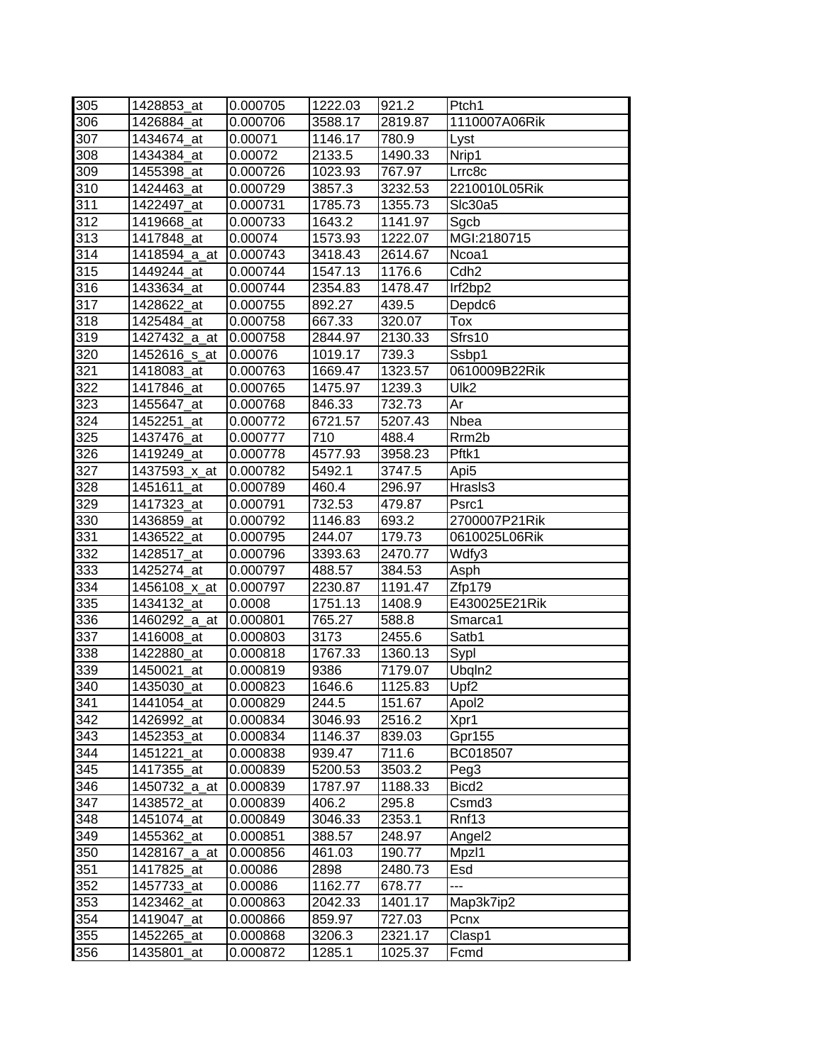| 305 | 1428853_at | 0.000705 | 1222.03 | 921.2 | Ptch1 |
|---|---|---|---|---|---|
| 306 | 1426884_at | 0.000706 | 3588.17 | 2819.87 | 1110007A06Rik |
| 307 | 1434674_at | 0.00071 | 1146.17 | 780.9 | Lyst |
| 308 | 1434384_at | 0.00072 | 2133.5 | 1490.33 | Nrip1 |
| 309 | 1455398_at | 0.000726 | 1023.93 | 767.97 | Lrrc8c |
| 310 | 1424463_at | 0.000729 | 3857.3 | 3232.53 | 2210010L05Rik |
| 311 | 1422497_at | 0.000731 | 1785.73 | 1355.73 | Slc30a5 |
| 312 | 1419668_at | 0.000733 | 1643.2 | 1141.97 | Sgcb |
| 313 | 1417848_at | 0.00074 | 1573.93 | 1222.07 | MGI:2180715 |
| 314 | 1418594_a_at | 0.000743 | 3418.43 | 2614.67 | Ncoa1 |
| 315 | 1449244_at | 0.000744 | 1547.13 | 1176.6 | Cdh2 |
| 316 | 1433634_at | 0.000744 | 2354.83 | 1478.47 | Irf2bp2 |
| 317 | 1428622_at | 0.000755 | 892.27 | 439.5 | Depdc6 |
| 318 | 1425484_at | 0.000758 | 667.33 | 320.07 | Tox |
| 319 | 1427432_a_at | 0.000758 | 2844.97 | 2130.33 | Sfrs10 |
| 320 | 1452616_s_at | 0.00076 | 1019.17 | 739.3 | Ssbp1 |
| 321 | 1418083_at | 0.000763 | 1669.47 | 1323.57 | 0610009B22Rik |
| 322 | 1417846_at | 0.000765 | 1475.97 | 1239.3 | Ulk2 |
| 323 | 1455647_at | 0.000768 | 846.33 | 732.73 | Ar |
| 324 | 1452251_at | 0.000772 | 6721.57 | 5207.43 | Nbea |
| 325 | 1437476_at | 0.000777 | 710 | 488.4 | Rrm2b |
| 326 | 1419249_at | 0.000778 | 4577.93 | 3958.23 | Pftk1 |
| 327 | 1437593_x_at | 0.000782 | 5492.1 | 3747.5 | Api5 |
| 328 | 1451611_at | 0.000789 | 460.4 | 296.97 | Hrasls3 |
| 329 | 1417323_at | 0.000791 | 732.53 | 479.87 | Psrc1 |
| 330 | 1436859_at | 0.000792 | 1146.83 | 693.2 | 2700007P21Rik |
| 331 | 1436522_at | 0.000795 | 244.07 | 179.73 | 0610025L06Rik |
| 332 | 1428517_at | 0.000796 | 3393.63 | 2470.77 | Wdfy3 |
| 333 | 1425274_at | 0.000797 | 488.57 | 384.53 | Asph |
| 334 | 1456108_x_at | 0.000797 | 2230.87 | 1191.47 | Zfp179 |
| 335 | 1434132_at | 0.0008 | 1751.13 | 1408.9 | E430025E21Rik |
| 336 | 1460292_a_at | 0.000801 | 765.27 | 588.8 | Smarca1 |
| 337 | 1416008_at | 0.000803 | 3173 | 2455.6 | Satb1 |
| 338 | 1422880_at | 0.000818 | 1767.33 | 1360.13 | Sypl |
| 339 | 1450021_at | 0.000819 | 9386 | 7179.07 | Ubqln2 |
| 340 | 1435030_at | 0.000823 | 1646.6 | 1125.83 | Upf2 |
| 341 | 1441054_at | 0.000829 | 244.5 | 151.67 | Apol2 |
| 342 | 1426992_at | 0.000834 | 3046.93 | 2516.2 | Xpr1 |
| 343 | 1452353_at | 0.000834 | 1146.37 | 839.03 | Gpr155 |
| 344 | 1451221_at | 0.000838 | 939.47 | 711.6 | BC018507 |
| 345 | 1417355_at | 0.000839 | 5200.53 | 3503.2 | Peg3 |
| 346 | 1450732_a_at | 0.000839 | 1787.97 | 1188.33 | Bicd2 |
| 347 | 1438572_at | 0.000839 | 406.2 | 295.8 | Csmd3 |
| 348 | 1451074_at | 0.000849 | 3046.33 | 2353.1 | Rnf13 |
| 349 | 1455362_at | 0.000851 | 388.57 | 248.97 | Angel2 |
| 350 | 1428167_a_at | 0.000856 | 461.03 | 190.77 | Mpzl1 |
| 351 | 1417825_at | 0.00086 | 2898 | 2480.73 | Esd |
| 352 | 1457733_at | 0.00086 | 1162.77 | 678.77 | --- |
| 353 | 1423462_at | 0.000863 | 2042.33 | 1401.17 | Map3k7ip2 |
| 354 | 1419047_at | 0.000866 | 859.97 | 727.03 | Pcnx |
| 355 | 1452265_at | 0.000868 | 3206.3 | 2321.17 | Clasp1 |
| 356 | 1435801_at | 0.000872 | 1285.1 | 1025.37 | Fcmd |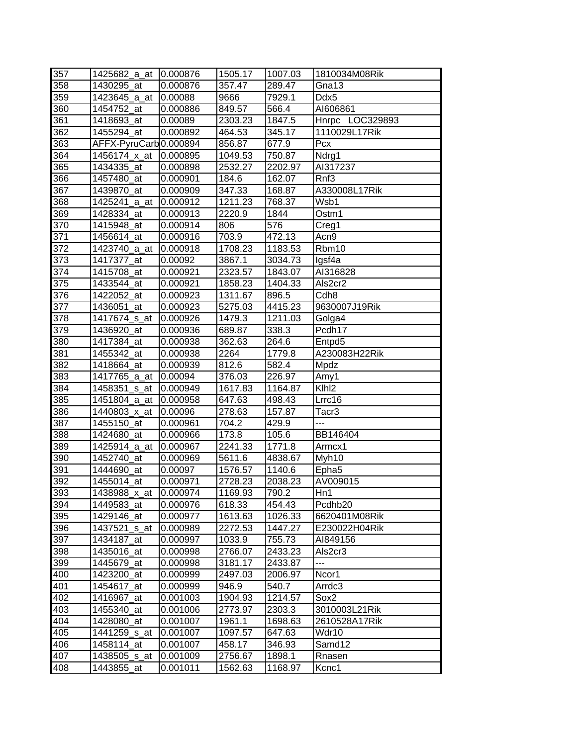| 357 | 1425682_a_at | 0.000876 | 1505.17 | 1007.03 | 1810034M08Rik |
|---|---|---|---|---|---|
| 358 | 1430295_at | 0.000876 | 357.47 | 289.47 | Gna13 |
| 359 | 1423645_a_at | 0.00088 | 9666 | 7929.1 | Ddx5 |
| 360 | 1454752_at | 0.000886 | 849.57 | 566.4 | AI606861 |
| 361 | 1418693_at | 0.00089 | 2303.23 | 1847.5 | Hnrpc LOC329893 |
| 362 | 1455294_at | 0.000892 | 464.53 | 345.17 | 1110029L17Rik |
| 363 | AFFX-PyruCarb | 0.000894 | 856.87 | 677.9 | Pcx |
| 364 | 1456174_x_at | 0.000895 | 1049.53 | 750.87 | Ndrg1 |
| 365 | 1434335_at | 0.000898 | 2532.27 | 2202.97 | AI317237 |
| 366 | 1457480_at | 0.000901 | 184.6 | 162.07 | Rnf3 |
| 367 | 1439870_at | 0.000909 | 347.33 | 168.87 | A330008L17Rik |
| 368 | 1425241_a_at | 0.000912 | 1211.23 | 768.37 | Wsb1 |
| 369 | 1428334_at | 0.000913 | 2220.9 | 1844 | Ostm1 |
| 370 | 1415948_at | 0.000914 | 806 | 576 | Creg1 |
| 371 | 1456614_at | 0.000916 | 703.9 | 472.13 | Acn9 |
| 372 | 1423740_a_at | 0.000918 | 1708.23 | 1183.53 | Rbm10 |
| 373 | 1417377_at | 0.00092 | 3867.1 | 3034.73 | Igsf4a |
| 374 | 1415708_at | 0.000921 | 2323.57 | 1843.07 | AI316828 |
| 375 | 1433544_at | 0.000921 | 1858.23 | 1404.33 | Als2cr2 |
| 376 | 1422052_at | 0.000923 | 1311.67 | 896.5 | Cdh8 |
| 377 | 1436051_at | 0.000923 | 5275.03 | 4415.23 | 9630007J19Rik |
| 378 | 1417674_s_at | 0.000926 | 1479.3 | 1211.03 | Golga4 |
| 379 | 1436920_at | 0.000936 | 689.87 | 338.3 | Pcdh17 |
| 380 | 1417384_at | 0.000938 | 362.63 | 264.6 | Entpd5 |
| 381 | 1455342_at | 0.000938 | 2264 | 1779.8 | A230083H22Rik |
| 382 | 1418664_at | 0.000939 | 812.6 | 582.4 | Mpdz |
| 383 | 1417765_a_at | 0.00094 | 376.03 | 226.97 | Amy1 |
| 384 | 1458351_s_at | 0.000949 | 1617.83 | 1164.87 | Klhl2 |
| 385 | 1451804_a_at | 0.000958 | 647.63 | 498.43 | Lrrc16 |
| 386 | 1440803_x_at | 0.00096 | 278.63 | 157.87 | Tacr3 |
| 387 | 1455150_at | 0.000961 | 704.2 | 429.9 | --- |
| 388 | 1424680_at | 0.000966 | 173.8 | 105.6 | BB146404 |
| 389 | 1425914_a_at | 0.000967 | 2241.33 | 1771.8 | Armcx1 |
| 390 | 1452740_at | 0.000969 | 5611.6 | 4838.67 | Myh10 |
| 391 | 1444690_at | 0.00097 | 1576.57 | 1140.6 | Epha5 |
| 392 | 1455014_at | 0.000971 | 2728.23 | 2038.23 | AV009015 |
| 393 | 1438988_x_at | 0.000974 | 1169.93 | 790.2 | Hn1 |
| 394 | 1449583_at | 0.000976 | 618.33 | 454.43 | Pcdhb20 |
| 395 | 1429146_at | 0.000977 | 1613.63 | 1026.33 | 6620401M08Rik |
| 396 | 1437521_s_at | 0.000989 | 2272.53 | 1447.27 | E230022H04Rik |
| 397 | 1434187_at | 0.000997 | 1033.9 | 755.73 | AI849156 |
| 398 | 1435016_at | 0.000998 | 2766.07 | 2433.23 | Als2cr3 |
| 399 | 1445679_at | 0.000998 | 3181.17 | 2433.87 | --- |
| 400 | 1423200_at | 0.000999 | 2497.03 | 2006.97 | Ncor1 |
| 401 | 1454617_at | 0.000999 | 946.9 | 540.7 | Arrdc3 |
| 402 | 1416967_at | 0.001003 | 1904.93 | 1214.57 | Sox2 |
| 403 | 1455340_at | 0.001006 | 2773.97 | 2303.3 | 3010003L21Rik |
| 404 | 1428080_at | 0.001007 | 1961.1 | 1698.63 | 2610528A17Rik |
| 405 | 1441259_s_at | 0.001007 | 1097.57 | 647.63 | Wdr10 |
| 406 | 1458114_at | 0.001007 | 458.17 | 346.93 | Samd12 |
| 407 | 1438505_s_at | 0.001009 | 2756.67 | 1898.1 | Rnasen |
| 408 | 1443855_at | 0.001011 | 1562.63 | 1168.97 | Kcnc1 |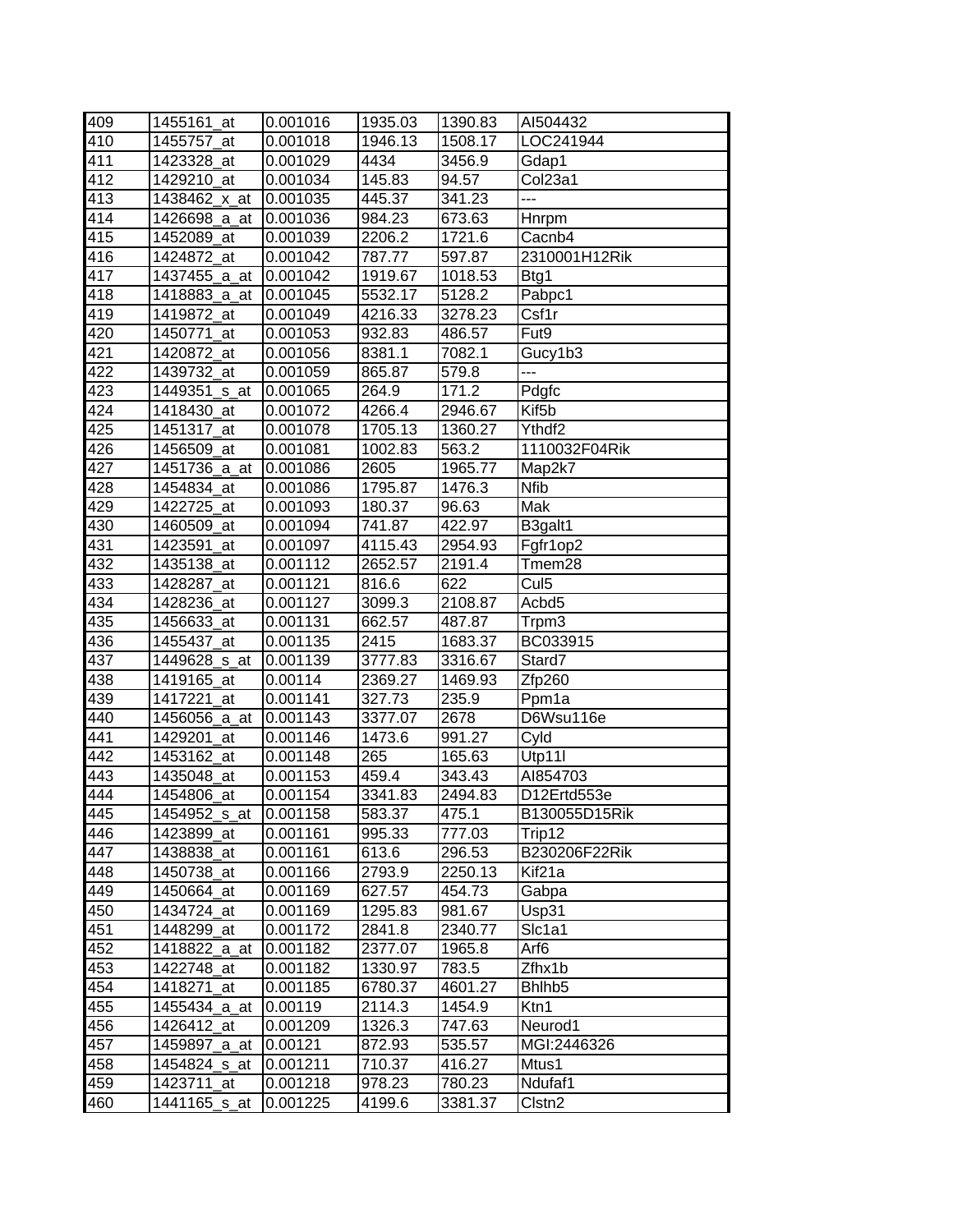| 409 | 1455161_at | 0.001016 | 1935.03 | 1390.83 | AI504432 |
|---|---|---|---|---|---|
| 410 | 1455757_at | 0.001018 | 1946.13 | 1508.17 | LOC241944 |
| 411 | 1423328_at | 0.001029 | 4434 | 3456.9 | Gdap1 |
| 412 | 1429210_at | 0.001034 | 145.83 | 94.57 | Col23a1 |
| 413 | 1438462_x_at | 0.001035 | 445.37 | 341.23 | --- |
| 414 | 1426698_a_at | 0.001036 | 984.23 | 673.63 | Hnrpm |
| 415 | 1452089_at | 0.001039 | 2206.2 | 1721.6 | Cacnb4 |
| 416 | 1424872_at | 0.001042 | 787.77 | 597.87 | 2310001H12Rik |
| 417 | 1437455_a_at | 0.001042 | 1919.67 | 1018.53 | Btg1 |
| 418 | 1418883_a_at | 0.001045 | 5532.17 | 5128.2 | Pabpc1 |
| 419 | 1419872_at | 0.001049 | 4216.33 | 3278.23 | Csf1r |
| 420 | 1450771_at | 0.001053 | 932.83 | 486.57 | Fut9 |
| 421 | 1420872_at | 0.001056 | 8381.1 | 7082.1 | Gucy1b3 |
| 422 | 1439732_at | 0.001059 | 865.87 | 579.8 | --- |
| 423 | 1449351_s_at | 0.001065 | 264.9 | 171.2 | Pdgfc |
| 424 | 1418430_at | 0.001072 | 4266.4 | 2946.67 | Kif5b |
| 425 | 1451317_at | 0.001078 | 1705.13 | 1360.27 | Ythdf2 |
| 426 | 1456509_at | 0.001081 | 1002.83 | 563.2 | 1110032F04Rik |
| 427 | 1451736_a_at | 0.001086 | 2605 | 1965.77 | Map2k7 |
| 428 | 1454834_at | 0.001086 | 1795.87 | 1476.3 | Nfib |
| 429 | 1422725_at | 0.001093 | 180.37 | 96.63 | Mak |
| 430 | 1460509_at | 0.001094 | 741.87 | 422.97 | B3galt1 |
| 431 | 1423591_at | 0.001097 | 4115.43 | 2954.93 | Fgfr1op2 |
| 432 | 1435138_at | 0.001112 | 2652.57 | 2191.4 | Tmem28 |
| 433 | 1428287_at | 0.001121 | 816.6 | 622 | Cul5 |
| 434 | 1428236_at | 0.001127 | 3099.3 | 2108.87 | Acbd5 |
| 435 | 1456633_at | 0.001131 | 662.57 | 487.87 | Trpm3 |
| 436 | 1455437_at | 0.001135 | 2415 | 1683.37 | BC033915 |
| 437 | 1449628_s_at | 0.001139 | 3777.83 | 3316.67 | Stard7 |
| 438 | 1419165_at | 0.00114 | 2369.27 | 1469.93 | Zfp260 |
| 439 | 1417221_at | 0.001141 | 327.73 | 235.9 | Ppm1a |
| 440 | 1456056_a_at | 0.001143 | 3377.07 | 2678 | D6Wsu116e |
| 441 | 1429201_at | 0.001146 | 1473.6 | 991.27 | Cyld |
| 442 | 1453162_at | 0.001148 | 265 | 165.63 | Utp11l |
| 443 | 1435048_at | 0.001153 | 459.4 | 343.43 | AI854703 |
| 444 | 1454806_at | 0.001154 | 3341.83 | 2494.83 | D12Ertd553e |
| 445 | 1454952_s_at | 0.001158 | 583.37 | 475.1 | B130055D15Rik |
| 446 | 1423899_at | 0.001161 | 995.33 | 777.03 | Trip12 |
| 447 | 1438838_at | 0.001161 | 613.6 | 296.53 | B230206F22Rik |
| 448 | 1450738_at | 0.001166 | 2793.9 | 2250.13 | Kif21a |
| 449 | 1450664_at | 0.001169 | 627.57 | 454.73 | Gabpa |
| 450 | 1434724_at | 0.001169 | 1295.83 | 981.67 | Usp31 |
| 451 | 1448299_at | 0.001172 | 2841.8 | 2340.77 | Slc1a1 |
| 452 | 1418822_a_at | 0.001182 | 2377.07 | 1965.8 | Arf6 |
| 453 | 1422748_at | 0.001182 | 1330.97 | 783.5 | Zfhx1b |
| 454 | 1418271_at | 0.001185 | 6780.37 | 4601.27 | Bhlhb5 |
| 455 | 1455434_a_at | 0.00119 | 2114.3 | 1454.9 | Ktn1 |
| 456 | 1426412_at | 0.001209 | 1326.3 | 747.63 | Neurod1 |
| 457 | 1459897_a_at | 0.00121 | 872.93 | 535.57 | MGI:2446326 |
| 458 | 1454824_s_at | 0.001211 | 710.37 | 416.27 | Mtus1 |
| 459 | 1423711_at | 0.001218 | 978.23 | 780.23 | Ndufaf1 |
| 460 | 1441165_s_at | 0.001225 | 4199.6 | 3381.37 | Clstn2 |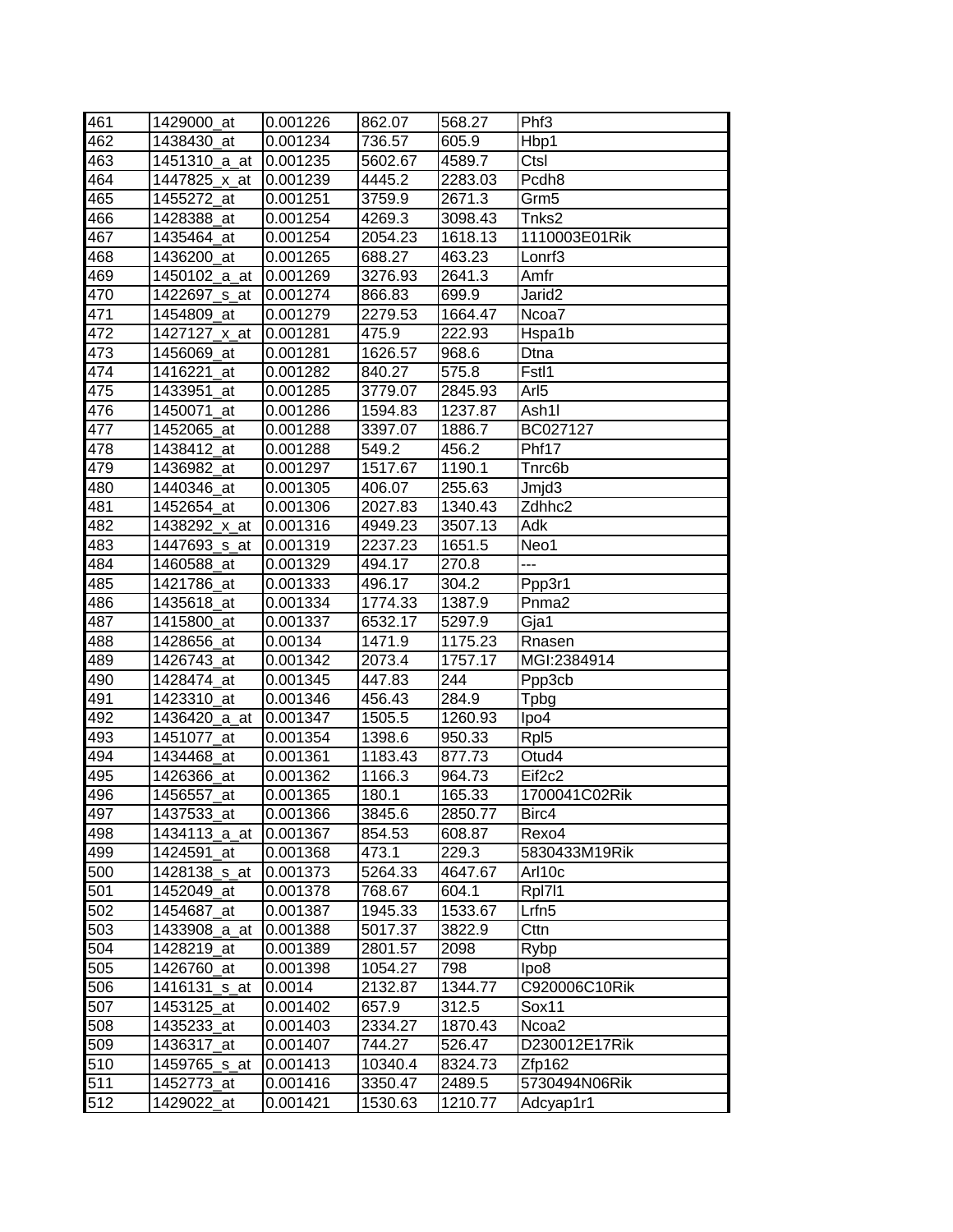| 461 | 1429000_at | 0.001226 | 862.07 | 568.27 | Phf3 |
|---|---|---|---|---|---|
| 462 | 1438430_at | 0.001234 | 736.57 | 605.9 | Hbp1 |
| 463 | 1451310_a_at | 0.001235 | 5602.67 | 4589.7 | Ctsl |
| 464 | 1447825_x_at | 0.001239 | 4445.2 | 2283.03 | Pcdh8 |
| 465 | 1455272_at | 0.001251 | 3759.9 | 2671.3 | Grm5 |
| 466 | 1428388_at | 0.001254 | 4269.3 | 3098.43 | Tnks2 |
| 467 | 1435464_at | 0.001254 | 2054.23 | 1618.13 | 1110003E01Rik |
| 468 | 1436200_at | 0.001265 | 688.27 | 463.23 | Lonrf3 |
| 469 | 1450102_a_at | 0.001269 | 3276.93 | 2641.3 | Amfr |
| 470 | 1422697_s_at | 0.001274 | 866.83 | 699.9 | Jarid2 |
| 471 | 1454809_at | 0.001279 | 2279.53 | 1664.47 | Ncoa7 |
| 472 | 1427127_x_at | 0.001281 | 475.9 | 222.93 | Hspa1b |
| 473 | 1456069_at | 0.001281 | 1626.57 | 968.6 | Dtna |
| 474 | 1416221_at | 0.001282 | 840.27 | 575.8 | Fstl1 |
| 475 | 1433951_at | 0.001285 | 3779.07 | 2845.93 | Arl5 |
| 476 | 1450071_at | 0.001286 | 1594.83 | 1237.87 | Ash1l |
| 477 | 1452065_at | 0.001288 | 3397.07 | 1886.7 | BC027127 |
| 478 | 1438412_at | 0.001288 | 549.2 | 456.2 | Phf17 |
| 479 | 1436982_at | 0.001297 | 1517.67 | 1190.1 | Tnrc6b |
| 480 | 1440346_at | 0.001305 | 406.07 | 255.63 | Jmjd3 |
| 481 | 1452654_at | 0.001306 | 2027.83 | 1340.43 | Zdhhc2 |
| 482 | 1438292_x_at | 0.001316 | 4949.23 | 3507.13 | Adk |
| 483 | 1447693_s_at | 0.001319 | 2237.23 | 1651.5 | Neo1 |
| 484 | 1460588_at | 0.001329 | 494.17 | 270.8 | --- |
| 485 | 1421786_at | 0.001333 | 496.17 | 304.2 | Ppp3r1 |
| 486 | 1435618_at | 0.001334 | 1774.33 | 1387.9 | Pnma2 |
| 487 | 1415800_at | 0.001337 | 6532.17 | 5297.9 | Gja1 |
| 488 | 1428656_at | 0.00134 | 1471.9 | 1175.23 | Rnasen |
| 489 | 1426743_at | 0.001342 | 2073.4 | 1757.17 | MGI:2384914 |
| 490 | 1428474_at | 0.001345 | 447.83 | 244 | Ppp3cb |
| 491 | 1423310_at | 0.001346 | 456.43 | 284.9 | Tpbg |
| 492 | 1436420_a_at | 0.001347 | 1505.5 | 1260.93 | Ipo4 |
| 493 | 1451077_at | 0.001354 | 1398.6 | 950.33 | Rpl5 |
| 494 | 1434468_at | 0.001361 | 1183.43 | 877.73 | Otud4 |
| 495 | 1426366_at | 0.001362 | 1166.3 | 964.73 | Eif2c2 |
| 496 | 1456557_at | 0.001365 | 180.1 | 165.33 | 1700041C02Rik |
| 497 | 1437533_at | 0.001366 | 3845.6 | 2850.77 | Birc4 |
| 498 | 1434113_a_at | 0.001367 | 854.53 | 608.87 | Rexo4 |
| 499 | 1424591_at | 0.001368 | 473.1 | 229.3 | 5830433M19Rik |
| 500 | 1428138_s_at | 0.001373 | 5264.33 | 4647.67 | Arl10c |
| 501 | 1452049_at | 0.001378 | 768.67 | 604.1 | Rpl7l1 |
| 502 | 1454687_at | 0.001387 | 1945.33 | 1533.67 | Lrfn5 |
| 503 | 1433908_a_at | 0.001388 | 5017.37 | 3822.9 | Cttn |
| 504 | 1428219_at | 0.001389 | 2801.57 | 2098 | Rybp |
| 505 | 1426760_at | 0.001398 | 1054.27 | 798 | Ipo8 |
| 506 | 1416131_s_at | 0.0014 | 2132.87 | 1344.77 | C920006C10Rik |
| 507 | 1453125_at | 0.001402 | 657.9 | 312.5 | Sox11 |
| 508 | 1435233_at | 0.001403 | 2334.27 | 1870.43 | Ncoa2 |
| 509 | 1436317_at | 0.001407 | 744.27 | 526.47 | D230012E17Rik |
| 510 | 1459765_s_at | 0.001413 | 10340.4 | 8324.73 | Zfp162 |
| 511 | 1452773_at | 0.001416 | 3350.47 | 2489.5 | 5730494N06Rik |
| 512 | 1429022_at | 0.001421 | 1530.63 | 1210.77 | Adcyap1r1 |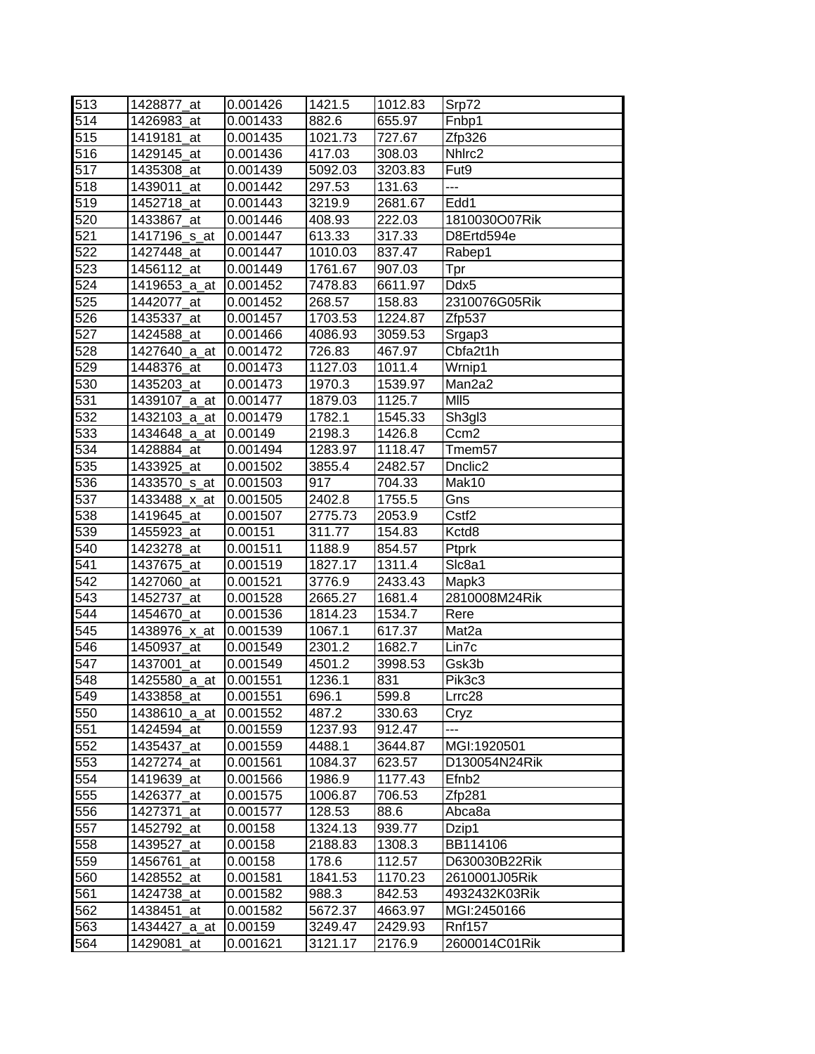| 513 | 1428877_at | 0.001426 | 1421.5 | 1012.83 | Srp72 |
|---|---|---|---|---|---|
| 514 | 1426983_at | 0.001433 | 882.6 | 655.97 | Fnbp1 |
| 515 | 1419181_at | 0.001435 | 1021.73 | 727.67 | Zfp326 |
| 516 | 1429145_at | 0.001436 | 417.03 | 308.03 | Nhlrc2 |
| 517 | 1435308_at | 0.001439 | 5092.03 | 3203.83 | Fut9 |
| 518 | 1439011_at | 0.001442 | 297.53 | 131.63 | --- |
| 519 | 1452718_at | 0.001443 | 3219.9 | 2681.67 | Edd1 |
| 520 | 1433867_at | 0.001446 | 408.93 | 222.03 | 1810030O07Rik |
| 521 | 1417196_s_at | 0.001447 | 613.33 | 317.33 | D8Ertd594e |
| 522 | 1427448_at | 0.001447 | 1010.03 | 837.47 | Rabep1 |
| 523 | 1456112_at | 0.001449 | 1761.67 | 907.03 | Tpr |
| 524 | 1419653_a_at | 0.001452 | 7478.83 | 6611.97 | Ddx5 |
| 525 | 1442077_at | 0.001452 | 268.57 | 158.83 | 2310076G05Rik |
| 526 | 1435337_at | 0.001457 | 1703.53 | 1224.87 | Zfp537 |
| 527 | 1424588_at | 0.001466 | 4086.93 | 3059.53 | Srgap3 |
| 528 | 1427640_a_at | 0.001472 | 726.83 | 467.97 | Cbfa2t1h |
| 529 | 1448376_at | 0.001473 | 1127.03 | 1011.4 | Wrnip1 |
| 530 | 1435203_at | 0.001473 | 1970.3 | 1539.97 | Man2a2 |
| 531 | 1439107_a_at | 0.001477 | 1879.03 | 1125.7 | Mll5 |
| 532 | 1432103_a_at | 0.001479 | 1782.1 | 1545.33 | Sh3gl3 |
| 533 | 1434648_a_at | 0.00149 | 2198.3 | 1426.8 | Ccm2 |
| 534 | 1428884_at | 0.001494 | 1283.97 | 1118.47 | Tmem57 |
| 535 | 1433925_at | 0.001502 | 3855.4 | 2482.57 | Dnclic2 |
| 536 | 1433570_s_at | 0.001503 | 917 | 704.33 | Mak10 |
| 537 | 1433488_x_at | 0.001505 | 2402.8 | 1755.5 | Gns |
| 538 | 1419645_at | 0.001507 | 2775.73 | 2053.9 | Cstf2 |
| 539 | 1455923_at | 0.00151 | 311.77 | 154.83 | Kctd8 |
| 540 | 1423278_at | 0.001511 | 1188.9 | 854.57 | Ptprk |
| 541 | 1437675_at | 0.001519 | 1827.17 | 1311.4 | Slc8a1 |
| 542 | 1427060_at | 0.001521 | 3776.9 | 2433.43 | Mapk3 |
| 543 | 1452737_at | 0.001528 | 2665.27 | 1681.4 | 2810008M24Rik |
| 544 | 1454670_at | 0.001536 | 1814.23 | 1534.7 | Rere |
| 545 | 1438976_x_at | 0.001539 | 1067.1 | 617.37 | Mat2a |
| 546 | 1450937_at | 0.001549 | 2301.2 | 1682.7 | Lin7c |
| 547 | 1437001_at | 0.001549 | 4501.2 | 3998.53 | Gsk3b |
| 548 | 1425580_a_at | 0.001551 | 1236.1 | 831 | Pik3c3 |
| 549 | 1433858_at | 0.001551 | 696.1 | 599.8 | Lrrc28 |
| 550 | 1438610_a_at | 0.001552 | 487.2 | 330.63 | Cryz |
| 551 | 1424594_at | 0.001559 | 1237.93 | 912.47 | --- |
| 552 | 1435437_at | 0.001559 | 4488.1 | 3644.87 | MGI:1920501 |
| 553 | 1427274_at | 0.001561 | 1084.37 | 623.57 | D130054N24Rik |
| 554 | 1419639_at | 0.001566 | 1986.9 | 1177.43 | Efnb2 |
| 555 | 1426377_at | 0.001575 | 1006.87 | 706.53 | Zfp281 |
| 556 | 1427371_at | 0.001577 | 128.53 | 88.6 | Abca8a |
| 557 | 1452792_at | 0.00158 | 1324.13 | 939.77 | Dzip1 |
| 558 | 1439527_at | 0.00158 | 2188.83 | 1308.3 | BB114106 |
| 559 | 1456761_at | 0.00158 | 178.6 | 112.57 | D630030B22Rik |
| 560 | 1428552_at | 0.001581 | 1841.53 | 1170.23 | 2610001J05Rik |
| 561 | 1424738_at | 0.001582 | 988.3 | 842.53 | 4932432K03Rik |
| 562 | 1438451_at | 0.001582 | 5672.37 | 4663.97 | MGI:2450166 |
| 563 | 1434427_a_at | 0.00159 | 3249.47 | 2429.93 | Rnf157 |
| 564 | 1429081_at | 0.001621 | 3121.17 | 2176.9 | 2600014C01Rik |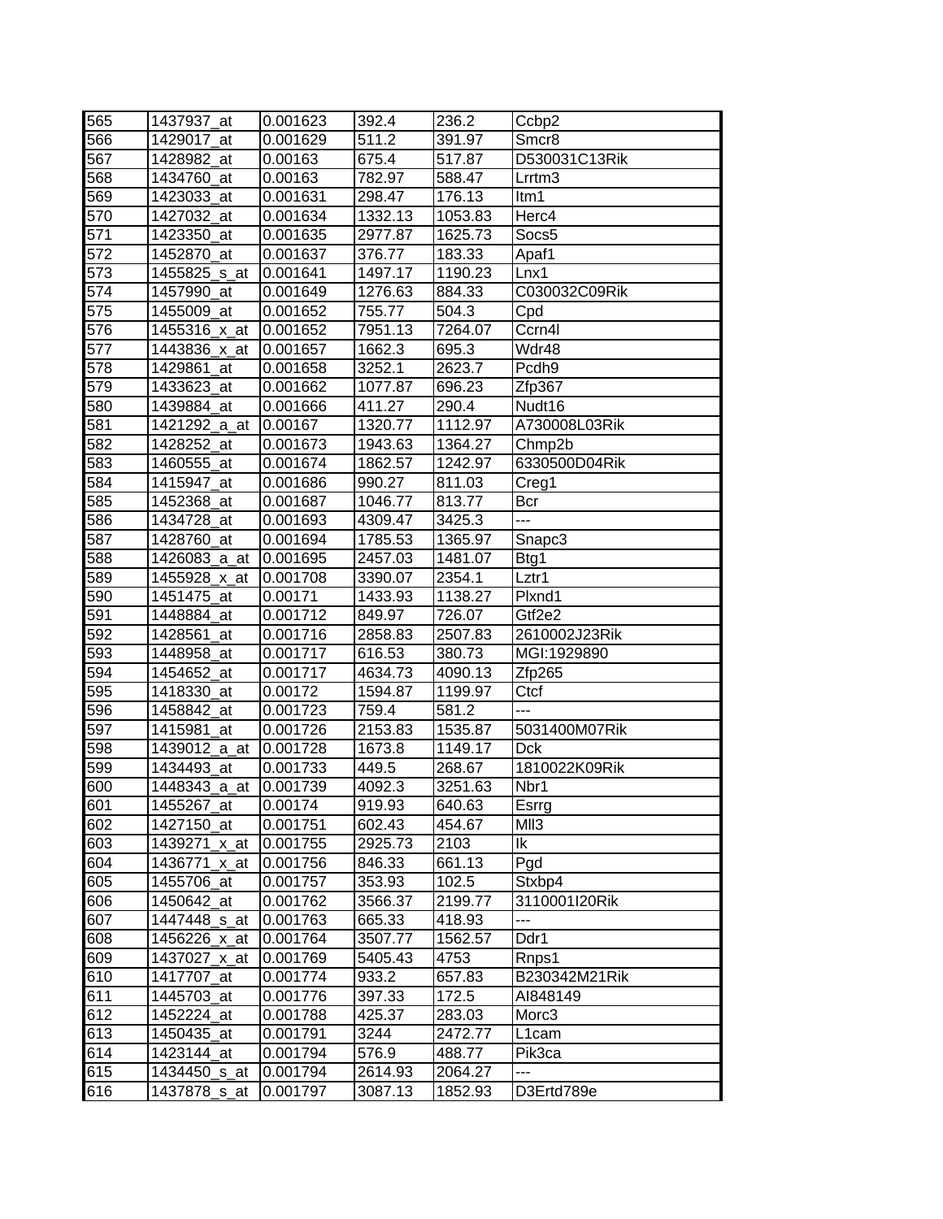| 565 | 1437937_at | 0.001623 | 392.4 | 236.2 | Ccbp2 |
|---|---|---|---|---|---|
| 566 | 1429017_at | 0.001629 | 511.2 | 391.97 | Smcr8 |
| 567 | 1428982_at | 0.00163 | 675.4 | 517.87 | D530031C13Rik |
| 568 | 1434760_at | 0.00163 | 782.97 | 588.47 | Lrrtm3 |
| 569 | 1423033_at | 0.001631 | 298.47 | 176.13 | Itm1 |
| 570 | 1427032_at | 0.001634 | 1332.13 | 1053.83 | Herc4 |
| 571 | 1423350_at | 0.001635 | 2977.87 | 1625.73 | Socs5 |
| 572 | 1452870_at | 0.001637 | 376.77 | 183.33 | Apaf1 |
| 573 | 1455825_s_at | 0.001641 | 1497.17 | 1190.23 | Lnx1 |
| 574 | 1457990_at | 0.001649 | 1276.63 | 884.33 | C030032C09Rik |
| 575 | 1455009_at | 0.001652 | 755.77 | 504.3 | Cpd |
| 576 | 1455316_x_at | 0.001652 | 7951.13 | 7264.07 | Ccrn4l |
| 577 | 1443836_x_at | 0.001657 | 1662.3 | 695.3 | Wdr48 |
| 578 | 1429861_at | 0.001658 | 3252.1 | 2623.7 | Pcdh9 |
| 579 | 1433623_at | 0.001662 | 1077.87 | 696.23 | Zfp367 |
| 580 | 1439884_at | 0.001666 | 411.27 | 290.4 | Nudt16 |
| 581 | 1421292_a_at | 0.00167 | 1320.77 | 1112.97 | A730008L03Rik |
| 582 | 1428252_at | 0.001673 | 1943.63 | 1364.27 | Chmp2b |
| 583 | 1460555_at | 0.001674 | 1862.57 | 1242.97 | 6330500D04Rik |
| 584 | 1415947_at | 0.001686 | 990.27 | 811.03 | Creg1 |
| 585 | 1452368_at | 0.001687 | 1046.77 | 813.77 | Bcr |
| 586 | 1434728_at | 0.001693 | 4309.47 | 3425.3 | --- |
| 587 | 1428760_at | 0.001694 | 1785.53 | 1365.97 | Snapc3 |
| 588 | 1426083_a_at | 0.001695 | 2457.03 | 1481.07 | Btg1 |
| 589 | 1455928_x_at | 0.001708 | 3390.07 | 2354.1 | Lztr1 |
| 590 | 1451475_at | 0.00171 | 1433.93 | 1138.27 | Plxnd1 |
| 591 | 1448884_at | 0.001712 | 849.97 | 726.07 | Gtf2e2 |
| 592 | 1428561_at | 0.001716 | 2858.83 | 2507.83 | 2610002J23Rik |
| 593 | 1448958_at | 0.001717 | 616.53 | 380.73 | MGI:1929890 |
| 594 | 1454652_at | 0.001717 | 4634.73 | 4090.13 | Zfp265 |
| 595 | 1418330_at | 0.00172 | 1594.87 | 1199.97 | Ctcf |
| 596 | 1458842_at | 0.001723 | 759.4 | 581.2 | --- |
| 597 | 1415981_at | 0.001726 | 2153.83 | 1535.87 | 5031400M07Rik |
| 598 | 1439012_a_at | 0.001728 | 1673.8 | 1149.17 | Dck |
| 599 | 1434493_at | 0.001733 | 449.5 | 268.67 | 1810022K09Rik |
| 600 | 1448343_a_at | 0.001739 | 4092.3 | 3251.63 | Nbr1 |
| 601 | 1455267_at | 0.00174 | 919.93 | 640.63 | Esrrg |
| 602 | 1427150_at | 0.001751 | 602.43 | 454.67 | Mll3 |
| 603 | 1439271_x_at | 0.001755 | 2925.73 | 2103 | Ik |
| 604 | 1436771_x_at | 0.001756 | 846.33 | 661.13 | Pgd |
| 605 | 1455706_at | 0.001757 | 353.93 | 102.5 | Stxbp4 |
| 606 | 1450642_at | 0.001762 | 3566.37 | 2199.77 | 3110001I20Rik |
| 607 | 1447448_s_at | 0.001763 | 665.33 | 418.93 | --- |
| 608 | 1456226_x_at | 0.001764 | 3507.77 | 1562.57 | Ddr1 |
| 609 | 1437027_x_at | 0.001769 | 5405.43 | 4753 | Rnps1 |
| 610 | 1417707_at | 0.001774 | 933.2 | 657.83 | B230342M21Rik |
| 611 | 1445703_at | 0.001776 | 397.33 | 172.5 | AI848149 |
| 612 | 1452224_at | 0.001788 | 425.37 | 283.03 | Morc3 |
| 613 | 1450435_at | 0.001791 | 3244 | 2472.77 | L1cam |
| 614 | 1423144_at | 0.001794 | 576.9 | 488.77 | Pik3ca |
| 615 | 1434450_s_at | 0.001794 | 2614.93 | 2064.27 | --- |
| 616 | 1437878_s_at | 0.001797 | 3087.13 | 1852.93 | D3Ertd789e |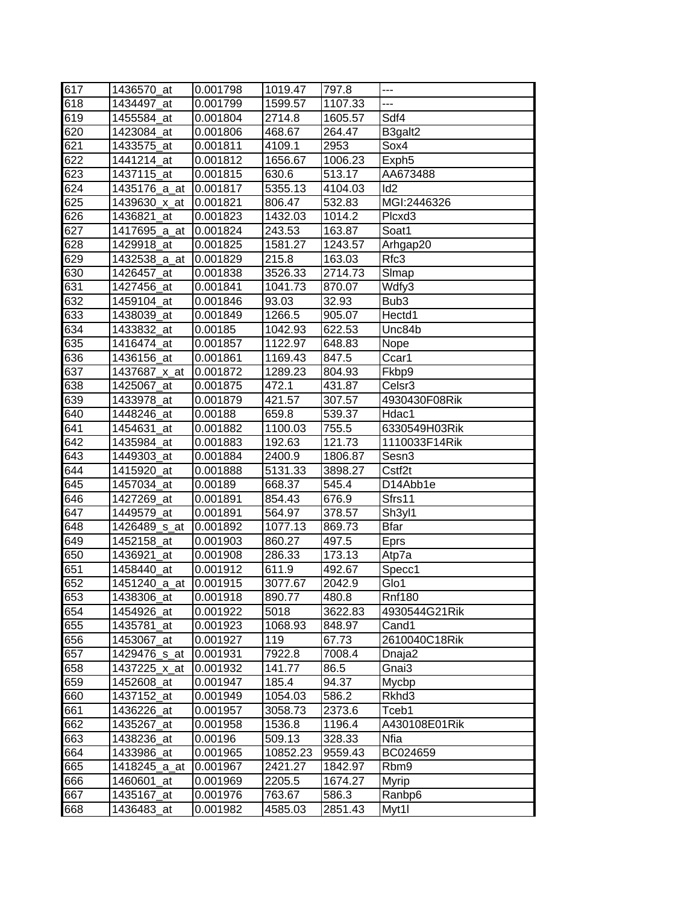| | | | | | |
|---|---|---|---|---|---|
| 617 | 1436570_at | 0.001798 | 1019.47 | 797.8 | --- |
| 618 | 1434497_at | 0.001799 | 1599.57 | 1107.33 | --- |
| 619 | 1455584_at | 0.001804 | 2714.8 | 1605.57 | Sdf4 |
| 620 | 1423084_at | 0.001806 | 468.67 | 264.47 | B3galt2 |
| 621 | 1433575_at | 0.001811 | 4109.1 | 2953 | Sox4 |
| 622 | 1441214_at | 0.001812 | 1656.67 | 1006.23 | Exph5 |
| 623 | 1437115_at | 0.001815 | 630.6 | 513.17 | AA673488 |
| 624 | 1435176_a_at | 0.001817 | 5355.13 | 4104.03 | Id2 |
| 625 | 1439630_x_at | 0.001821 | 806.47 | 532.83 | MGI:2446326 |
| 626 | 1436821_at | 0.001823 | 1432.03 | 1014.2 | Plcxd3 |
| 627 | 1417695_a_at | 0.001824 | 243.53 | 163.87 | Soat1 |
| 628 | 1429918_at | 0.001825 | 1581.27 | 1243.57 | Arhgap20 |
| 629 | 1432538_a_at | 0.001829 | 215.8 | 163.03 | Rfc3 |
| 630 | 1426457_at | 0.001838 | 3526.33 | 2714.73 | Slmap |
| 631 | 1427456_at | 0.001841 | 1041.73 | 870.07 | Wdfy3 |
| 632 | 1459104_at | 0.001846 | 93.03 | 32.93 | Bub3 |
| 633 | 1438039_at | 0.001849 | 1266.5 | 905.07 | Hectd1 |
| 634 | 1433832_at | 0.00185 | 1042.93 | 622.53 | Unc84b |
| 635 | 1416474_at | 0.001857 | 1122.97 | 648.83 | Nope |
| 636 | 1436156_at | 0.001861 | 1169.43 | 847.5 | Ccar1 |
| 637 | 1437687_x_at | 0.001872 | 1289.23 | 804.93 | Fkbp9 |
| 638 | 1425067_at | 0.001875 | 472.1 | 431.87 | Celsr3 |
| 639 | 1433978_at | 0.001879 | 421.57 | 307.57 | 4930430F08Rik |
| 640 | 1448246_at | 0.00188 | 659.8 | 539.37 | Hdac1 |
| 641 | 1454631_at | 0.001882 | 1100.03 | 755.5 | 6330549H03Rik |
| 642 | 1435984_at | 0.001883 | 192.63 | 121.73 | 1110033F14Rik |
| 643 | 1449303_at | 0.001884 | 2400.9 | 1806.87 | Sesn3 |
| 644 | 1415920_at | 0.001888 | 5131.33 | 3898.27 | Cstf2t |
| 645 | 1457034_at | 0.00189 | 668.37 | 545.4 | D14Abb1e |
| 646 | 1427269_at | 0.001891 | 854.43 | 676.9 | Sfrs11 |
| 647 | 1449579_at | 0.001891 | 564.97 | 378.57 | Sh3yl1 |
| 648 | 1426489_s_at | 0.001892 | 1077.13 | 869.73 | Bfar |
| 649 | 1452158_at | 0.001903 | 860.27 | 497.5 | Eprs |
| 650 | 1436921_at | 0.001908 | 286.33 | 173.13 | Atp7a |
| 651 | 1458440_at | 0.001912 | 611.9 | 492.67 | Specc1 |
| 652 | 1451240_a_at | 0.001915 | 3077.67 | 2042.9 | Glo1 |
| 653 | 1438306_at | 0.001918 | 890.77 | 480.8 | Rnf180 |
| 654 | 1454926_at | 0.001922 | 5018 | 3622.83 | 4930544G21Rik |
| 655 | 1435781_at | 0.001923 | 1068.93 | 848.97 | Cand1 |
| 656 | 1453067_at | 0.001927 | 119 | 67.73 | 2610040C18Rik |
| 657 | 1429476_s_at | 0.001931 | 7922.8 | 7008.4 | Dnaja2 |
| 658 | 1437225_x_at | 0.001932 | 141.77 | 86.5 | Gnai3 |
| 659 | 1452608_at | 0.001947 | 185.4 | 94.37 | Mycbp |
| 660 | 1437152_at | 0.001949 | 1054.03 | 586.2 | Rkhd3 |
| 661 | 1436226_at | 0.001957 | 3058.73 | 2373.6 | Tceb1 |
| 662 | 1435267_at | 0.001958 | 1536.8 | 1196.4 | A430108E01Rik |
| 663 | 1438236_at | 0.00196 | 509.13 | 328.33 | Nfia |
| 664 | 1433986_at | 0.001965 | 10852.23 | 9559.43 | BC024659 |
| 665 | 1418245_a_at | 0.001967 | 2421.27 | 1842.97 | Rbm9 |
| 666 | 1460601_at | 0.001969 | 2205.5 | 1674.27 | Myrip |
| 667 | 1435167_at | 0.001976 | 763.67 | 586.3 | Ranbp6 |
| 668 | 1436483_at | 0.001982 | 4585.03 | 2851.43 | Myt1l |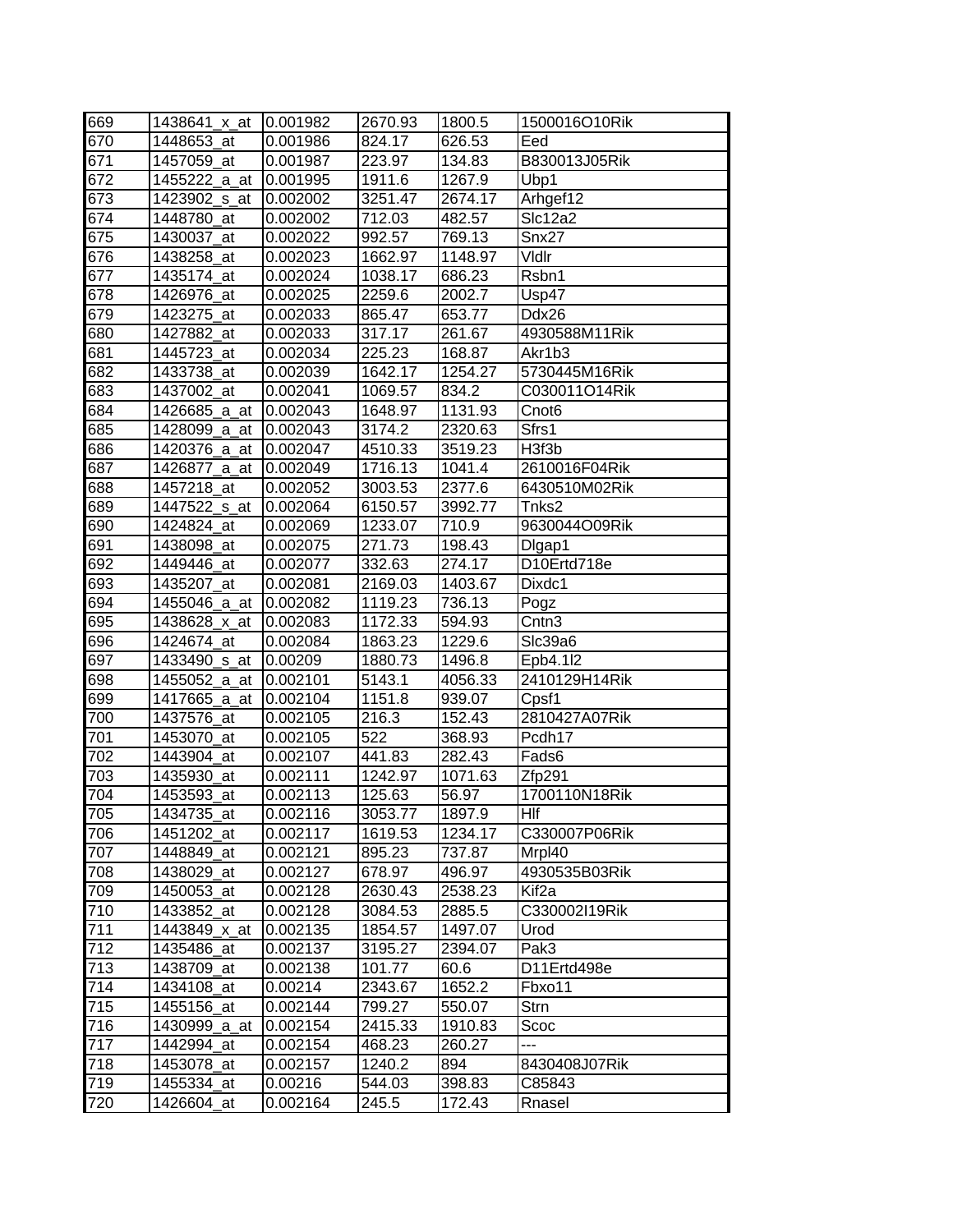| | | | | | |
|---|---|---|---|---|---|
| 669 | 1438641_x_at | 0.001982 | 2670.93 | 1800.5 | 1500016O10Rik |
| 670 | 1448653_at | 0.001986 | 824.17 | 626.53 | Eed |
| 671 | 1457059_at | 0.001987 | 223.97 | 134.83 | B830013J05Rik |
| 672 | 1455222_a_at | 0.001995 | 1911.6 | 1267.9 | Ubp1 |
| 673 | 1423902_s_at | 0.002002 | 3251.47 | 2674.17 | Arhgef12 |
| 674 | 1448780_at | 0.002002 | 712.03 | 482.57 | Slc12a2 |
| 675 | 1430037_at | 0.002022 | 992.57 | 769.13 | Snx27 |
| 676 | 1438258_at | 0.002023 | 1662.97 | 1148.97 | Vldlr |
| 677 | 1435174_at | 0.002024 | 1038.17 | 686.23 | Rsbn1 |
| 678 | 1426976_at | 0.002025 | 2259.6 | 2002.7 | Usp47 |
| 679 | 1423275_at | 0.002033 | 865.47 | 653.77 | Ddx26 |
| 680 | 1427882_at | 0.002033 | 317.17 | 261.67 | 4930588M11Rik |
| 681 | 1445723_at | 0.002034 | 225.23 | 168.87 | Akr1b3 |
| 682 | 1433738_at | 0.002039 | 1642.17 | 1254.27 | 5730445M16Rik |
| 683 | 1437002_at | 0.002041 | 1069.57 | 834.2 | C030011O14Rik |
| 684 | 1426685_a_at | 0.002043 | 1648.97 | 1131.93 | Cnot6 |
| 685 | 1428099_a_at | 0.002043 | 3174.2 | 2320.63 | Sfrs1 |
| 686 | 1420376_a_at | 0.002047 | 4510.33 | 3519.23 | H3f3b |
| 687 | 1426877_a_at | 0.002049 | 1716.13 | 1041.4 | 2610016F04Rik |
| 688 | 1457218_at | 0.002052 | 3003.53 | 2377.6 | 6430510M02Rik |
| 689 | 1447522_s_at | 0.002064 | 6150.57 | 3992.77 | Tnks2 |
| 690 | 1424824_at | 0.002069 | 1233.07 | 710.9 | 9630044O09Rik |
| 691 | 1438098_at | 0.002075 | 271.73 | 198.43 | Dlgap1 |
| 692 | 1449446_at | 0.002077 | 332.63 | 274.17 | D10Ertd718e |
| 693 | 1435207_at | 0.002081 | 2169.03 | 1403.67 | Dixdc1 |
| 694 | 1455046_a_at | 0.002082 | 1119.23 | 736.13 | Pogz |
| 695 | 1438628_x_at | 0.002083 | 1172.33 | 594.93 | Cntn3 |
| 696 | 1424674_at | 0.002084 | 1863.23 | 1229.6 | Slc39a6 |
| 697 | 1433490_s_at | 0.00209 | 1880.73 | 1496.8 | Epb4.1l2 |
| 698 | 1455052_a_at | 0.002101 | 5143.1 | 4056.33 | 2410129H14Rik |
| 699 | 1417665_a_at | 0.002104 | 1151.8 | 939.07 | Cpsf1 |
| 700 | 1437576_at | 0.002105 | 216.3 | 152.43 | 2810427A07Rik |
| 701 | 1453070_at | 0.002105 | 522 | 368.93 | Pcdh17 |
| 702 | 1443904_at | 0.002107 | 441.83 | 282.43 | Fads6 |
| 703 | 1435930_at | 0.002111 | 1242.97 | 1071.63 | Zfp291 |
| 704 | 1453593_at | 0.002113 | 125.63 | 56.97 | 1700110N18Rik |
| 705 | 1434735_at | 0.002116 | 3053.77 | 1897.9 | Hlf |
| 706 | 1451202_at | 0.002117 | 1619.53 | 1234.17 | C330007P06Rik |
| 707 | 1448849_at | 0.002121 | 895.23 | 737.87 | Mrpl40 |
| 708 | 1438029_at | 0.002127 | 678.97 | 496.97 | 4930535B03Rik |
| 709 | 1450053_at | 0.002128 | 2630.43 | 2538.23 | Kif2a |
| 710 | 1433852_at | 0.002128 | 3084.53 | 2885.5 | C330002I19Rik |
| 711 | 1443849_x_at | 0.002135 | 1854.57 | 1497.07 | Urod |
| 712 | 1435486_at | 0.002137 | 3195.27 | 2394.07 | Pak3 |
| 713 | 1438709_at | 0.002138 | 101.77 | 60.6 | D11Ertd498e |
| 714 | 1434108_at | 0.00214 | 2343.67 | 1652.2 | Fbxo11 |
| 715 | 1455156_at | 0.002144 | 799.27 | 550.07 | Strn |
| 716 | 1430999_a_at | 0.002154 | 2415.33 | 1910.83 | Scoc |
| 717 | 1442994_at | 0.002154 | 468.23 | 260.27 | --- |
| 718 | 1453078_at | 0.002157 | 1240.2 | 894 | 8430408J07Rik |
| 719 | 1455334_at | 0.00216 | 544.03 | 398.83 | C85843 |
| 720 | 1426604_at | 0.002164 | 245.5 | 172.43 | Rnasel |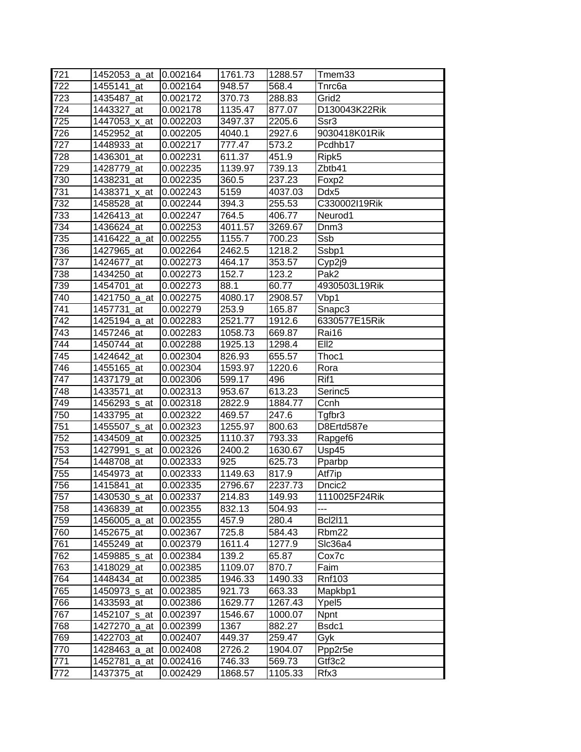| 721 | 1452053_a_at | 0.002164 | 1761.73 | 1288.57 | Tmem33 |
|---|---|---|---|---|---|
| 722 | 1455141_at | 0.002164 | 948.57 | 568.4 | Tnrc6a |
| 723 | 1435487_at | 0.002172 | 370.73 | 288.83 | Grid2 |
| 724 | 1443327_at | 0.002178 | 1135.47 | 877.07 | D130043K22Rik |
| 725 | 1447053_x_at | 0.002203 | 3497.37 | 2205.6 | Ssr3 |
| 726 | 1452952_at | 0.002205 | 4040.1 | 2927.6 | 9030418K01Rik |
| 727 | 1448933_at | 0.002217 | 777.47 | 573.2 | Pcdhb17 |
| 728 | 1436301_at | 0.002231 | 611.37 | 451.9 | Ripk5 |
| 729 | 1428779_at | 0.002235 | 1139.97 | 739.13 | Zbtb41 |
| 730 | 1438231_at | 0.002235 | 360.5 | 237.23 | Foxp2 |
| 731 | 1438371_x_at | 0.002243 | 5159 | 4037.03 | Ddx5 |
| 732 | 1458528_at | 0.002244 | 394.3 | 255.53 | C330002I19Rik |
| 733 | 1426413_at | 0.002247 | 764.5 | 406.77 | Neurod1 |
| 734 | 1436624_at | 0.002253 | 4011.57 | 3269.67 | Dnm3 |
| 735 | 1416422_a_at | 0.002255 | 1155.7 | 700.23 | Ssb |
| 736 | 1427965_at | 0.002264 | 2462.5 | 1218.2 | Ssbp1 |
| 737 | 1424677_at | 0.002273 | 464.17 | 353.57 | Cyp2j9 |
| 738 | 1434250_at | 0.002273 | 152.7 | 123.2 | Pak2 |
| 739 | 1454701_at | 0.002273 | 88.1 | 60.77 | 4930503L19Rik |
| 740 | 1421750_a_at | 0.002275 | 4080.17 | 2908.57 | Vbp1 |
| 741 | 1457731_at | 0.002279 | 253.9 | 165.87 | Snapc3 |
| 742 | 1425194_a_at | 0.002283 | 2521.77 | 1912.6 | 6330577E15Rik |
| 743 | 1457246_at | 0.002283 | 1058.73 | 669.87 | Rai16 |
| 744 | 1450744_at | 0.002288 | 1925.13 | 1298.4 | Ell2 |
| 745 | 1424642_at | 0.002304 | 826.93 | 655.57 | Thoc1 |
| 746 | 1455165_at | 0.002304 | 1593.97 | 1220.6 | Rora |
| 747 | 1437179_at | 0.002306 | 599.17 | 496 | Rif1 |
| 748 | 1433571_at | 0.002313 | 953.67 | 613.23 | Serinc5 |
| 749 | 1456293_s_at | 0.002318 | 2822.9 | 1884.77 | Ccnh |
| 750 | 1433795_at | 0.002322 | 469.57 | 247.6 | Tgfbr3 |
| 751 | 1455507_s_at | 0.002323 | 1255.97 | 800.63 | D8Ertd587e |
| 752 | 1434509_at | 0.002325 | 1110.37 | 793.33 | Rapgef6 |
| 753 | 1427991_s_at | 0.002326 | 2400.2 | 1630.67 | Usp45 |
| 754 | 1448708_at | 0.002333 | 925 | 625.73 | Pparbp |
| 755 | 1454973_at | 0.002333 | 1149.63 | 817.9 | Atf7ip |
| 756 | 1415841_at | 0.002335 | 2796.67 | 2237.73 | Dncic2 |
| 757 | 1430530_s_at | 0.002337 | 214.83 | 149.93 | 1110025F24Rik |
| 758 | 1436839_at | 0.002355 | 832.13 | 504.93 | --- |
| 759 | 1456005_a_at | 0.002355 | 457.9 | 280.4 | Bcl2l11 |
| 760 | 1452675_at | 0.002367 | 725.8 | 584.43 | Rbm22 |
| 761 | 1455249_at | 0.002379 | 1611.4 | 1277.9 | Slc36a4 |
| 762 | 1459885_s_at | 0.002384 | 139.2 | 65.87 | Cox7c |
| 763 | 1418029_at | 0.002385 | 1109.07 | 870.7 | Faim |
| 764 | 1448434_at | 0.002385 | 1946.33 | 1490.33 | Rnf103 |
| 765 | 1450973_s_at | 0.002385 | 921.73 | 663.33 | Mapkbp1 |
| 766 | 1433593_at | 0.002386 | 1629.77 | 1267.43 | Ypel5 |
| 767 | 1452107_s_at | 0.002397 | 1546.67 | 1000.07 | Npnt |
| 768 | 1427270_a_at | 0.002399 | 1367 | 882.27 | Bsdc1 |
| 769 | 1422703_at | 0.002407 | 449.37 | 259.47 | Gyk |
| 770 | 1428463_a_at | 0.002408 | 2726.2 | 1904.07 | Ppp2r5e |
| 771 | 1452781_a_at | 0.002416 | 746.33 | 569.73 | Gtf3c2 |
| 772 | 1437375_at | 0.002429 | 1868.57 | 1105.33 | Rfx3 |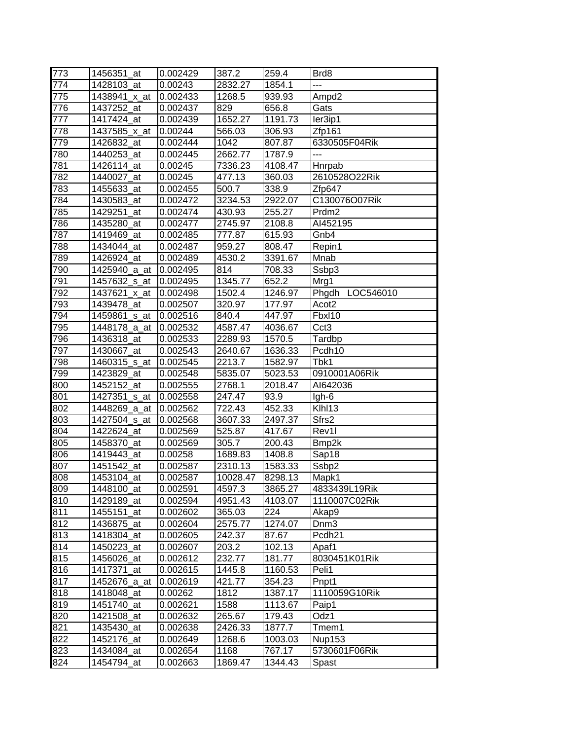| 773 | 1456351_at | 0.002429 | 387.2 | 259.4 | Brd8 |
|---|---|---|---|---|---|
| 774 | 1428103_at | 0.00243 | 2832.27 | 1854.1 | --- |
| 775 | 1438941_x_at | 0.002433 | 1268.5 | 939.93 | Ampd2 |
| 776 | 1437252_at | 0.002437 | 829 | 656.8 | Gats |
| 777 | 1417424_at | 0.002439 | 1652.27 | 1191.73 | Ier3ip1 |
| 778 | 1437585_x_at | 0.00244 | 566.03 | 306.93 | Zfp161 |
| 779 | 1426832_at | 0.002444 | 1042 | 807.87 | 6330505F04Rik |
| 780 | 1440253_at | 0.002445 | 2662.77 | 1787.9 | --- |
| 781 | 1426114_at | 0.00245 | 7336.23 | 4108.47 | Hnrpab |
| 782 | 1440027_at | 0.00245 | 477.13 | 360.03 | 2610528O22Rik |
| 783 | 1455633_at | 0.002455 | 500.7 | 338.9 | Zfp647 |
| 784 | 1430583_at | 0.002472 | 3234.53 | 2922.07 | C130076O07Rik |
| 785 | 1429251_at | 0.002474 | 430.93 | 255.27 | Prdm2 |
| 786 | 1435280_at | 0.002477 | 2745.97 | 2108.8 | AI452195 |
| 787 | 1419469_at | 0.002485 | 777.87 | 615.93 | Gnb4 |
| 788 | 1434044_at | 0.002487 | 959.27 | 808.47 | Repin1 |
| 789 | 1426924_at | 0.002489 | 4530.2 | 3391.67 | Mnab |
| 790 | 1425940_a_at | 0.002495 | 814 | 708.33 | Ssbp3 |
| 791 | 1457632_s_at | 0.002495 | 1345.77 | 652.2 | Mrg1 |
| 792 | 1437621_x_at | 0.002498 | 1502.4 | 1246.97 | Phgdh LOC546010 |
| 793 | 1439478_at | 0.002507 | 320.97 | 177.97 | Acot2 |
| 794 | 1459861_s_at | 0.002516 | 840.4 | 447.97 | Fbxl10 |
| 795 | 1448178_a_at | 0.002532 | 4587.47 | 4036.67 | Cct3 |
| 796 | 1436318_at | 0.002533 | 2289.93 | 1570.5 | Tardbp |
| 797 | 1430667_at | 0.002543 | 2640.67 | 1636.33 | Pcdh10 |
| 798 | 1460315_s_at | 0.002545 | 2213.7 | 1582.97 | Tbk1 |
| 799 | 1423829_at | 0.002548 | 5835.07 | 5023.53 | 0910001A06Rik |
| 800 | 1452152_at | 0.002555 | 2768.1 | 2018.47 | AI642036 |
| 801 | 1427351_s_at | 0.002558 | 247.47 | 93.9 | Igh-6 |
| 802 | 1448269_a_at | 0.002562 | 722.43 | 452.33 | Klhl13 |
| 803 | 1427504_s_at | 0.002568 | 3607.33 | 2497.37 | Sfrs2 |
| 804 | 1422624_at | 0.002569 | 525.87 | 417.67 | Rev1l |
| 805 | 1458370_at | 0.002569 | 305.7 | 200.43 | Bmp2k |
| 806 | 1419443_at | 0.00258 | 1689.83 | 1408.8 | Sap18 |
| 807 | 1451542_at | 0.002587 | 2310.13 | 1583.33 | Ssbp2 |
| 808 | 1453104_at | 0.002587 | 10028.47 | 8298.13 | Mapk1 |
| 809 | 1448100_at | 0.002591 | 4597.3 | 3865.27 | 4833439L19Rik |
| 810 | 1429189_at | 0.002594 | 4951.43 | 4103.07 | 1110007C02Rik |
| 811 | 1455151_at | 0.002602 | 365.03 | 224 | Akap9 |
| 812 | 1436875_at | 0.002604 | 2575.77 | 1274.07 | Dnm3 |
| 813 | 1418304_at | 0.002605 | 242.37 | 87.67 | Pcdh21 |
| 814 | 1450223_at | 0.002607 | 203.2 | 102.13 | Apaf1 |
| 815 | 1456026_at | 0.002612 | 232.77 | 181.77 | 8030451K01Rik |
| 816 | 1417371_at | 0.002615 | 1445.8 | 1160.53 | Peli1 |
| 817 | 1452676_a_at | 0.002619 | 421.77 | 354.23 | Pnpt1 |
| 818 | 1418048_at | 0.00262 | 1812 | 1387.17 | 1110059G10Rik |
| 819 | 1451740_at | 0.002621 | 1588 | 1113.67 | Paip1 |
| 820 | 1421508_at | 0.002632 | 265.67 | 179.43 | Odz1 |
| 821 | 1435430_at | 0.002638 | 2426.33 | 1877.7 | Tmem1 |
| 822 | 1452176_at | 0.002649 | 1268.6 | 1003.03 | Nup153 |
| 823 | 1434084_at | 0.002654 | 1168 | 767.17 | 5730601F06Rik |
| 824 | 1454794_at | 0.002663 | 1869.47 | 1344.43 | Spast |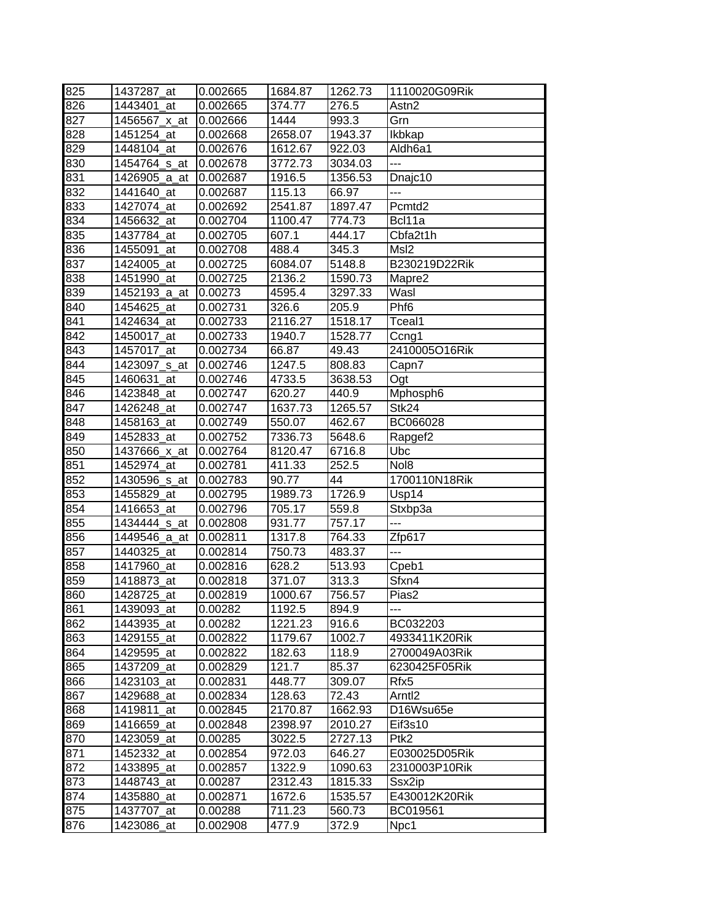| 825 | 1437287_at | 0.002665 | 1684.87 | 1262.73 | 1110020G09Rik |
|---|---|---|---|---|---|
| 826 | 1443401_at | 0.002665 | 374.77 | 276.5 | Astn2 |
| 827 | 1456567_x_at | 0.002666 | 1444 | 993.3 | Grn |
| 828 | 1451254_at | 0.002668 | 2658.07 | 1943.37 | Ikbkap |
| 829 | 1448104_at | 0.002676 | 1612.67 | 922.03 | Aldh6a1 |
| 830 | 1454764_s_at | 0.002678 | 3772.73 | 3034.03 | --- |
| 831 | 1426905_a_at | 0.002687 | 1916.5 | 1356.53 | Dnajc10 |
| 832 | 1441640_at | 0.002687 | 115.13 | 66.97 | --- |
| 833 | 1427074_at | 0.002692 | 2541.87 | 1897.47 | Pcmtd2 |
| 834 | 1456632_at | 0.002704 | 1100.47 | 774.73 | Bcl11a |
| 835 | 1437784_at | 0.002705 | 607.1 | 444.17 | Cbfa2t1h |
| 836 | 1455091_at | 0.002708 | 488.4 | 345.3 | Msl2 |
| 837 | 1424005_at | 0.002725 | 6084.07 | 5148.8 | B230219D22Rik |
| 838 | 1451990_at | 0.002725 | 2136.2 | 1590.73 | Mapre2 |
| 839 | 1452193_a_at | 0.00273 | 4595.4 | 3297.33 | Wasl |
| 840 | 1454625_at | 0.002731 | 326.6 | 205.9 | Phf6 |
| 841 | 1424634_at | 0.002733 | 2116.27 | 1518.17 | Tceal1 |
| 842 | 1450017_at | 0.002733 | 1940.7 | 1528.77 | Ccng1 |
| 843 | 1457017_at | 0.002734 | 66.87 | 49.43 | 2410005O16Rik |
| 844 | 1423097_s_at | 0.002746 | 1247.5 | 808.83 | Capn7 |
| 845 | 1460631_at | 0.002746 | 4733.5 | 3638.53 | Ogt |
| 846 | 1423848_at | 0.002747 | 620.27 | 440.9 | Mphosph6 |
| 847 | 1426248_at | 0.002747 | 1637.73 | 1265.57 | Stk24 |
| 848 | 1458163_at | 0.002749 | 550.07 | 462.67 | BC066028 |
| 849 | 1452833_at | 0.002752 | 7336.73 | 5648.6 | Rapgef2 |
| 850 | 1437666_x_at | 0.002764 | 8120.47 | 6716.8 | Ubc |
| 851 | 1452974_at | 0.002781 | 411.33 | 252.5 | Nol8 |
| 852 | 1430596_s_at | 0.002783 | 90.77 | 44 | 1700110N18Rik |
| 853 | 1455829_at | 0.002795 | 1989.73 | 1726.9 | Usp14 |
| 854 | 1416653_at | 0.002796 | 705.17 | 559.8 | Stxbp3a |
| 855 | 1434444_s_at | 0.002808 | 931.77 | 757.17 | --- |
| 856 | 1449546_a_at | 0.002811 | 1317.8 | 764.33 | Zfp617 |
| 857 | 1440325_at | 0.002814 | 750.73 | 483.37 | --- |
| 858 | 1417960_at | 0.002816 | 628.2 | 513.93 | Cpeb1 |
| 859 | 1418873_at | 0.002818 | 371.07 | 313.3 | Sfxn4 |
| 860 | 1428725_at | 0.002819 | 1000.67 | 756.57 | Pias2 |
| 861 | 1439093_at | 0.00282 | 1192.5 | 894.9 | --- |
| 862 | 1443935_at | 0.00282 | 1221.23 | 916.6 | BC032203 |
| 863 | 1429155_at | 0.002822 | 1179.67 | 1002.7 | 4933411K20Rik |
| 864 | 1429595_at | 0.002822 | 182.63 | 118.9 | 2700049A03Rik |
| 865 | 1437209_at | 0.002829 | 121.7 | 85.37 | 6230425F05Rik |
| 866 | 1423103_at | 0.002831 | 448.77 | 309.07 | Rfx5 |
| 867 | 1429688_at | 0.002834 | 128.63 | 72.43 | Arntl2 |
| 868 | 1419811_at | 0.002845 | 2170.87 | 1662.93 | D16Wsu65e |
| 869 | 1416659_at | 0.002848 | 2398.97 | 2010.27 | Eif3s10 |
| 870 | 1423059_at | 0.00285 | 3022.5 | 2727.13 | Ptk2 |
| 871 | 1452332_at | 0.002854 | 972.03 | 646.27 | E030025D05Rik |
| 872 | 1433895_at | 0.002857 | 1322.9 | 1090.63 | 2310003P10Rik |
| 873 | 1448743_at | 0.00287 | 2312.43 | 1815.33 | Ssx2ip |
| 874 | 1435880_at | 0.002871 | 1672.6 | 1535.57 | E430012K20Rik |
| 875 | 1437707_at | 0.00288 | 711.23 | 560.73 | BC019561 |
| 876 | 1423086_at | 0.002908 | 477.9 | 372.9 | Npc1 |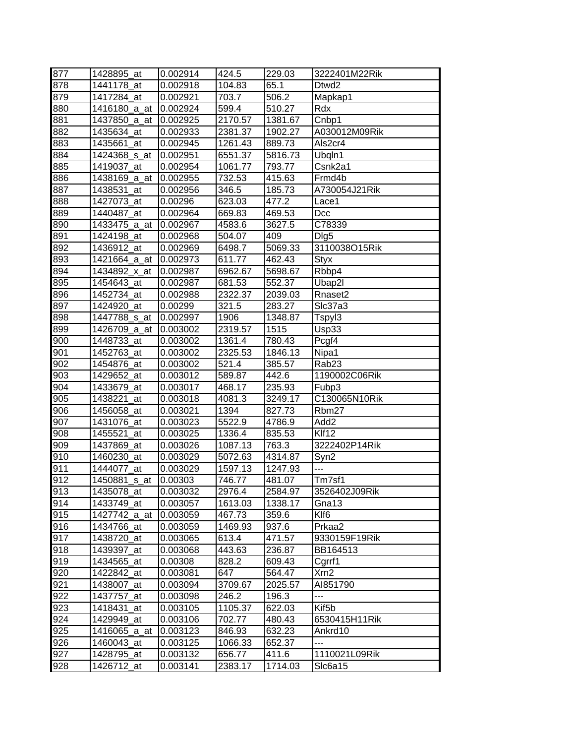| 877 | 1428895_at | 0.002914 | 424.5 | 229.03 | 3222401M22Rik |
|---|---|---|---|---|---|
| 878 | 1441178_at | 0.002918 | 104.83 | 65.1 | Dtwd2 |
| 879 | 1417284_at | 0.002921 | 703.7 | 506.2 | Mapkap1 |
| 880 | 1416180_a_at | 0.002924 | 599.4 | 510.27 | Rdx |
| 881 | 1437850_a_at | 0.002925 | 2170.57 | 1381.67 | Cnbp1 |
| 882 | 1435634_at | 0.002933 | 2381.37 | 1902.27 | A030012M09Rik |
| 883 | 1435661_at | 0.002945 | 1261.43 | 889.73 | Als2cr4 |
| 884 | 1424368_s_at | 0.002951 | 6551.37 | 5816.73 | Ubqln1 |
| 885 | 1419037_at | 0.002954 | 1061.77 | 793.77 | Csnk2a1 |
| 886 | 1438169_a_at | 0.002955 | 732.53 | 415.63 | Frmd4b |
| 887 | 1438531_at | 0.002956 | 346.5 | 185.73 | A730054J21Rik |
| 888 | 1427073_at | 0.00296 | 623.03 | 477.2 | Lace1 |
| 889 | 1440487_at | 0.002964 | 669.83 | 469.53 | Dcc |
| 890 | 1433475_a_at | 0.002967 | 4583.6 | 3627.5 | C78339 |
| 891 | 1424198_at | 0.002968 | 504.07 | 409 | Dlg5 |
| 892 | 1436912_at | 0.002969 | 6498.7 | 5069.33 | 3110038O15Rik |
| 893 | 1421664_a_at | 0.002973 | 611.77 | 462.43 | Styx |
| 894 | 1434892_x_at | 0.002987 | 6962.67 | 5698.67 | Rbbp4 |
| 895 | 1454643_at | 0.002987 | 681.53 | 552.37 | Ubap2l |
| 896 | 1452734_at | 0.002988 | 2322.37 | 2039.03 | Rnaset2 |
| 897 | 1424920_at | 0.00299 | 321.5 | 283.27 | Slc37a3 |
| 898 | 1447788_s_at | 0.002997 | 1906 | 1348.87 | Tspyl3 |
| 899 | 1426709_a_at | 0.003002 | 2319.57 | 1515 | Usp33 |
| 900 | 1448733_at | 0.003002 | 1361.4 | 780.43 | Pcgf4 |
| 901 | 1452763_at | 0.003002 | 2325.53 | 1846.13 | Nipa1 |
| 902 | 1454876_at | 0.003002 | 521.4 | 385.57 | Rab23 |
| 903 | 1429652_at | 0.003012 | 589.87 | 442.6 | 1190002C06Rik |
| 904 | 1433679_at | 0.003017 | 468.17 | 235.93 | Fubp3 |
| 905 | 1438221_at | 0.003018 | 4081.3 | 3249.17 | C130065N10Rik |
| 906 | 1456058_at | 0.003021 | 1394 | 827.73 | Rbm27 |
| 907 | 1431076_at | 0.003023 | 5522.9 | 4786.9 | Add2 |
| 908 | 1455521_at | 0.003025 | 1336.4 | 835.53 | Klf12 |
| 909 | 1437869_at | 0.003026 | 1087.13 | 763.3 | 3222402P14Rik |
| 910 | 1460230_at | 0.003029 | 5072.63 | 4314.87 | Syn2 |
| 911 | 1444077_at | 0.003029 | 1597.13 | 1247.93 | --- |
| 912 | 1450881_s_at | 0.00303 | 746.77 | 481.07 | Tm7sf1 |
| 913 | 1435078_at | 0.003032 | 2976.4 | 2584.97 | 3526402J09Rik |
| 914 | 1433749_at | 0.003057 | 1613.03 | 1338.17 | Gna13 |
| 915 | 1427742_a_at | 0.003059 | 467.73 | 359.6 | Klf6 |
| 916 | 1434766_at | 0.003059 | 1469.93 | 937.6 | Prkaa2 |
| 917 | 1438720_at | 0.003065 | 613.4 | 471.57 | 9330159F19Rik |
| 918 | 1439397_at | 0.003068 | 443.63 | 236.87 | BB164513 |
| 919 | 1434565_at | 0.00308 | 828.2 | 609.43 | Cgrrf1 |
| 920 | 1422842_at | 0.003081 | 647 | 564.47 | Xrn2 |
| 921 | 1438007_at | 0.003094 | 3709.67 | 2025.57 | AI851790 |
| 922 | 1437757_at | 0.003098 | 246.2 | 196.3 | --- |
| 923 | 1418431_at | 0.003105 | 1105.37 | 622.03 | Kif5b |
| 924 | 1429949_at | 0.003106 | 702.77 | 480.43 | 6530415H11Rik |
| 925 | 1416065_a_at | 0.003123 | 846.93 | 632.23 | Ankrd10 |
| 926 | 1460043_at | 0.003125 | 1066.33 | 652.37 | --- |
| 927 | 1428795_at | 0.003132 | 656.77 | 411.6 | 1110021L09Rik |
| 928 | 1426712_at | 0.003141 | 2383.17 | 1714.03 | Slc6a15 |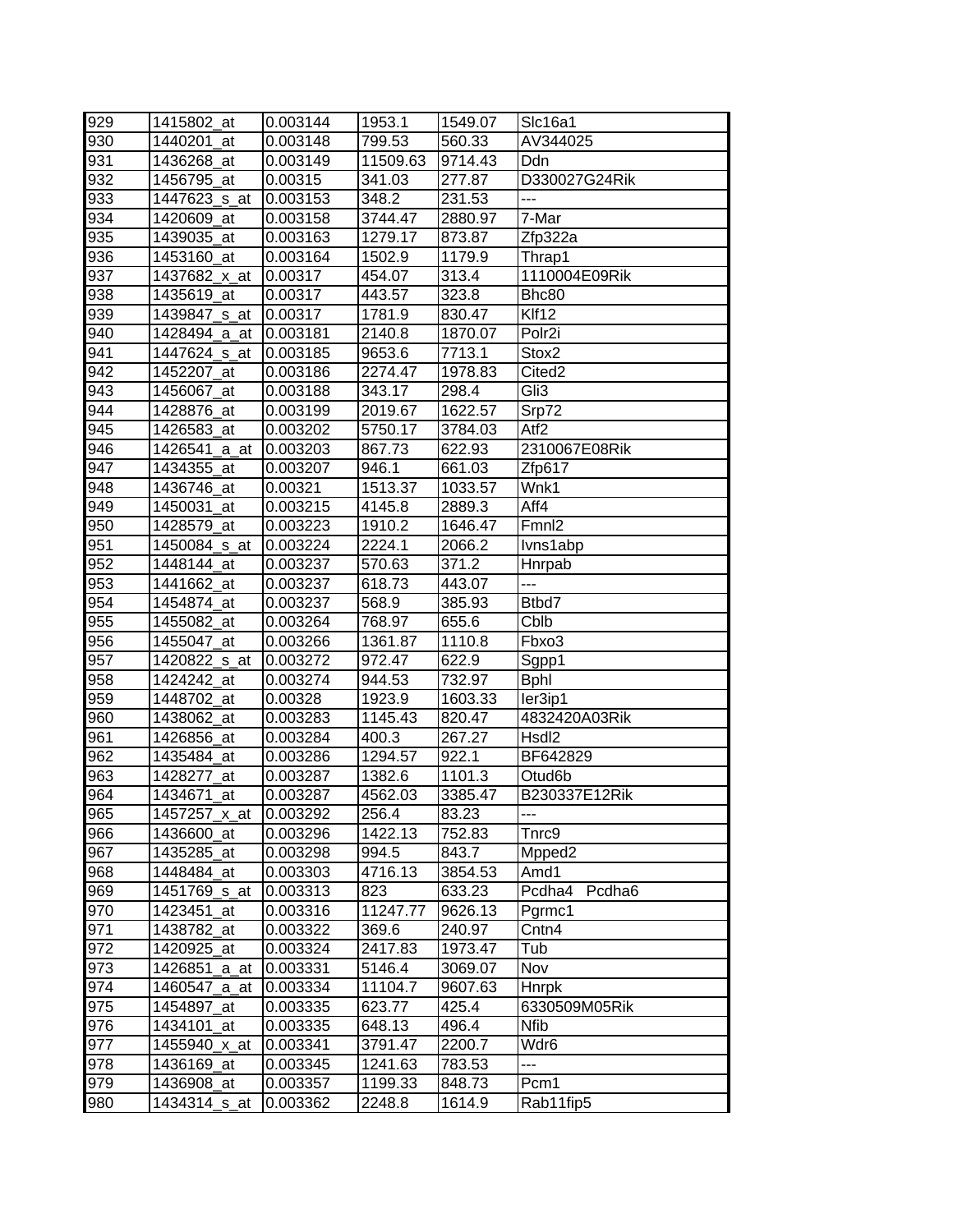| | | | | | |
|---|---|---|---|---|---|
| 929 | 1415802_at | 0.003144 | 1953.1 | 1549.07 | Slc16a1 |
| 930 | 1440201_at | 0.003148 | 799.53 | 560.33 | AV344025 |
| 931 | 1436268_at | 0.003149 | 11509.63 | 9714.43 | Ddn |
| 932 | 1456795_at | 0.00315 | 341.03 | 277.87 | D330027G24Rik |
| 933 | 1447623_s_at | 0.003153 | 348.2 | 231.53 | --- |
| 934 | 1420609_at | 0.003158 | 3744.47 | 2880.97 | 7-Mar |
| 935 | 1439035_at | 0.003163 | 1279.17 | 873.87 | Zfp322a |
| 936 | 1453160_at | 0.003164 | 1502.9 | 1179.9 | Thrap1 |
| 937 | 1437682_x_at | 0.00317 | 454.07 | 313.4 | 1110004E09Rik |
| 938 | 1435619_at | 0.00317 | 443.57 | 323.8 | Bhc80 |
| 939 | 1439847_s_at | 0.00317 | 1781.9 | 830.47 | Klf12 |
| 940 | 1428494_a_at | 0.003181 | 2140.8 | 1870.07 | Polr2i |
| 941 | 1447624_s_at | 0.003185 | 9653.6 | 7713.1 | Stox2 |
| 942 | 1452207_at | 0.003186 | 2274.47 | 1978.83 | Cited2 |
| 943 | 1456067_at | 0.003188 | 343.17 | 298.4 | Gli3 |
| 944 | 1428876_at | 0.003199 | 2019.67 | 1622.57 | Srp72 |
| 945 | 1426583_at | 0.003202 | 5750.17 | 3784.03 | Atf2 |
| 946 | 1426541_a_at | 0.003203 | 867.73 | 622.93 | 2310067E08Rik |
| 947 | 1434355_at | 0.003207 | 946.1 | 661.03 | Zfp617 |
| 948 | 1436746_at | 0.00321 | 1513.37 | 1033.57 | Wnk1 |
| 949 | 1450031_at | 0.003215 | 4145.8 | 2889.3 | Aff4 |
| 950 | 1428579_at | 0.003223 | 1910.2 | 1646.47 | Fmnl2 |
| 951 | 1450084_s_at | 0.003224 | 2224.1 | 2066.2 | Ivns1abp |
| 952 | 1448144_at | 0.003237 | 570.63 | 371.2 | Hnrpab |
| 953 | 1441662_at | 0.003237 | 618.73 | 443.07 | --- |
| 954 | 1454874_at | 0.003237 | 568.9 | 385.93 | Btbd7 |
| 955 | 1455082_at | 0.003264 | 768.97 | 655.6 | Cblb |
| 956 | 1455047_at | 0.003266 | 1361.87 | 1110.8 | Fbxo3 |
| 957 | 1420822_s_at | 0.003272 | 972.47 | 622.9 | Sgpp1 |
| 958 | 1424242_at | 0.003274 | 944.53 | 732.97 | Bphl |
| 959 | 1448702_at | 0.00328 | 1923.9 | 1603.33 | Ier3ip1 |
| 960 | 1438062_at | 0.003283 | 1145.43 | 820.47 | 4832420A03Rik |
| 961 | 1426856_at | 0.003284 | 400.3 | 267.27 | Hsdl2 |
| 962 | 1435484_at | 0.003286 | 1294.57 | 922.1 | BF642829 |
| 963 | 1428277_at | 0.003287 | 1382.6 | 1101.3 | Otud6b |
| 964 | 1434671_at | 0.003287 | 4562.03 | 3385.47 | B230337E12Rik |
| 965 | 1457257_x_at | 0.003292 | 256.4 | 83.23 | --- |
| 966 | 1436600_at | 0.003296 | 1422.13 | 752.83 | Tnrc9 |
| 967 | 1435285_at | 0.003298 | 994.5 | 843.7 | Mpped2 |
| 968 | 1448484_at | 0.003303 | 4716.13 | 3854.53 | Amd1 |
| 969 | 1451769_s_at | 0.003313 | 823 | 633.23 | Pcdha4 Pcdha6 |
| 970 | 1423451_at | 0.003316 | 11247.77 | 9626.13 | Pgrmc1 |
| 971 | 1438782_at | 0.003322 | 369.6 | 240.97 | Cntn4 |
| 972 | 1420925_at | 0.003324 | 2417.83 | 1973.47 | Tub |
| 973 | 1426851_a_at | 0.003331 | 5146.4 | 3069.07 | Nov |
| 974 | 1460547_a_at | 0.003334 | 11104.7 | 9607.63 | Hnrpk |
| 975 | 1454897_at | 0.003335 | 623.77 | 425.4 | 6330509M05Rik |
| 976 | 1434101_at | 0.003335 | 648.13 | 496.4 | Nfib |
| 977 | 1455940_x_at | 0.003341 | 3791.47 | 2200.7 | Wdr6 |
| 978 | 1436169_at | 0.003345 | 1241.63 | 783.53 | --- |
| 979 | 1436908_at | 0.003357 | 1199.33 | 848.73 | Pcm1 |
| 980 | 1434314_s_at | 0.003362 | 2248.8 | 1614.9 | Rab11fip5 |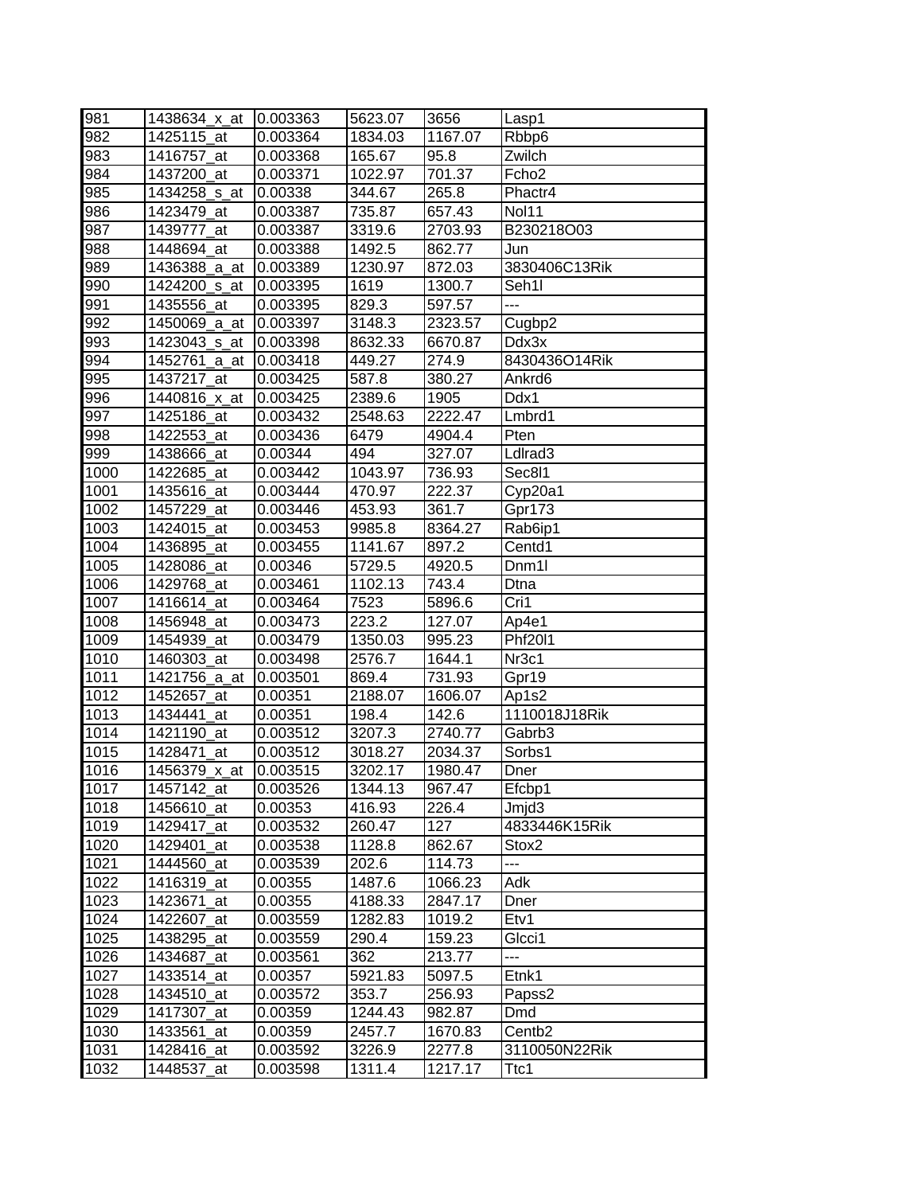| 981 | 1438634_x_at | 0.003363 | 5623.07 | 3656 | Lasp1 |
|---|---|---|---|---|---|
| 982 | 1425115_at | 0.003364 | 1834.03 | 1167.07 | Rbbp6 |
| 983 | 1416757_at | 0.003368 | 165.67 | 95.8 | Zwilch |
| 984 | 1437200_at | 0.003371 | 1022.97 | 701.37 | Fcho2 |
| 985 | 1434258_s_at | 0.00338 | 344.67 | 265.8 | Phactr4 |
| 986 | 1423479_at | 0.003387 | 735.87 | 657.43 | Nol11 |
| 987 | 1439777_at | 0.003387 | 3319.6 | 2703.93 | B230218O03 |
| 988 | 1448694_at | 0.003388 | 1492.5 | 862.77 | Jun |
| 989 | 1436388_a_at | 0.003389 | 1230.97 | 872.03 | 3830406C13Rik |
| 990 | 1424200_s_at | 0.003395 | 1619 | 1300.7 | Seh1l |
| 991 | 1435556_at | 0.003395 | 829.3 | 597.57 | --- |
| 992 | 1450069_a_at | 0.003397 | 3148.3 | 2323.57 | Cugbp2 |
| 993 | 1423043_s_at | 0.003398 | 8632.33 | 6670.87 | Ddx3x |
| 994 | 1452761_a_at | 0.003418 | 449.27 | 274.9 | 8430436O14Rik |
| 995 | 1437217_at | 0.003425 | 587.8 | 380.27 | Ankrd6 |
| 996 | 1440816_x_at | 0.003425 | 2389.6 | 1905 | Ddx1 |
| 997 | 1425186_at | 0.003432 | 2548.63 | 2222.47 | Lmbrd1 |
| 998 | 1422553_at | 0.003436 | 6479 | 4904.4 | Pten |
| 999 | 1438666_at | 0.00344 | 494 | 327.07 | Ldlrad3 |
| 1000 | 1422685_at | 0.003442 | 1043.97 | 736.93 | Sec8l1 |
| 1001 | 1435616_at | 0.003444 | 470.97 | 222.37 | Cyp20a1 |
| 1002 | 1457229_at | 0.003446 | 453.93 | 361.7 | Gpr173 |
| 1003 | 1424015_at | 0.003453 | 9985.8 | 8364.27 | Rab6ip1 |
| 1004 | 1436895_at | 0.003455 | 1141.67 | 897.2 | Centd1 |
| 1005 | 1428086_at | 0.00346 | 5729.5 | 4920.5 | Dnm1l |
| 1006 | 1429768_at | 0.003461 | 1102.13 | 743.4 | Dtna |
| 1007 | 1416614_at | 0.003464 | 7523 | 5896.6 | Cri1 |
| 1008 | 1456948_at | 0.003473 | 223.2 | 127.07 | Ap4e1 |
| 1009 | 1454939_at | 0.003479 | 1350.03 | 995.23 | Phf20l1 |
| 1010 | 1460303_at | 0.003498 | 2576.7 | 1644.1 | Nr3c1 |
| 1011 | 1421756_a_at | 0.003501 | 869.4 | 731.93 | Gpr19 |
| 1012 | 1452657_at | 0.00351 | 2188.07 | 1606.07 | Ap1s2 |
| 1013 | 1434441_at | 0.00351 | 198.4 | 142.6 | 1110018J18Rik |
| 1014 | 1421190_at | 0.003512 | 3207.3 | 2740.77 | Gabrb3 |
| 1015 | 1428471_at | 0.003512 | 3018.27 | 2034.37 | Sorbs1 |
| 1016 | 1456379_x_at | 0.003515 | 3202.17 | 1980.47 | Dner |
| 1017 | 1457142_at | 0.003526 | 1344.13 | 967.47 | Efcbp1 |
| 1018 | 1456610_at | 0.00353 | 416.93 | 226.4 | Jmjd3 |
| 1019 | 1429417_at | 0.003532 | 260.47 | 127 | 4833446K15Rik |
| 1020 | 1429401_at | 0.003538 | 1128.8 | 862.67 | Stox2 |
| 1021 | 1444560_at | 0.003539 | 202.6 | 114.73 | --- |
| 1022 | 1416319_at | 0.00355 | 1487.6 | 1066.23 | Adk |
| 1023 | 1423671_at | 0.00355 | 4188.33 | 2847.17 | Dner |
| 1024 | 1422607_at | 0.003559 | 1282.83 | 1019.2 | Etv1 |
| 1025 | 1438295_at | 0.003559 | 290.4 | 159.23 | Glcci1 |
| 1026 | 1434687_at | 0.003561 | 362 | 213.77 | --- |
| 1027 | 1433514_at | 0.00357 | 5921.83 | 5097.5 | Etnk1 |
| 1028 | 1434510_at | 0.003572 | 353.7 | 256.93 | Papss2 |
| 1029 | 1417307_at | 0.00359 | 1244.43 | 982.87 | Dmd |
| 1030 | 1433561_at | 0.00359 | 2457.7 | 1670.83 | Centb2 |
| 1031 | 1428416_at | 0.003592 | 3226.9 | 2277.8 | 3110050N22Rik |
| 1032 | 1448537_at | 0.003598 | 1311.4 | 1217.17 | Ttc1 |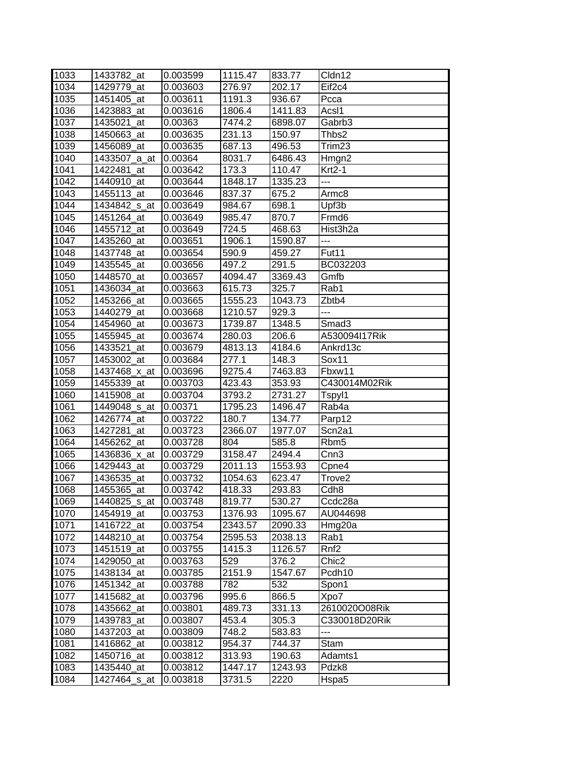| 1033 | 1433782_at | 0.003599 | 1115.47 | 833.77 | Cldn12 |
|---|---|---|---|---|---|
| 1034 | 1429779_at | 0.003603 | 276.97 | 202.17 | Eif2c4 |
| 1035 | 1451405_at | 0.003611 | 1191.3 | 936.67 | Pcca |
| 1036 | 1423883_at | 0.003616 | 1806.4 | 1411.83 | Acsl1 |
| 1037 | 1435021_at | 0.00363 | 7474.2 | 6898.07 | Gabrb3 |
| 1038 | 1450663_at | 0.003635 | 231.13 | 150.97 | Thbs2 |
| 1039 | 1456089_at | 0.003635 | 687.13 | 496.53 | Trim23 |
| 1040 | 1433507_a_at | 0.00364 | 8031.7 | 6486.43 | Hmgn2 |
| 1041 | 1422481_at | 0.003642 | 173.3 | 110.47 | Krt2-1 |
| 1042 | 1440910_at | 0.003644 | 1848.17 | 1335.23 | --- |
| 1043 | 1455113_at | 0.003646 | 837.37 | 675.2 | Armc8 |
| 1044 | 1434842_s_at | 0.003649 | 984.67 | 698.1 | Upf3b |
| 1045 | 1451264_at | 0.003649 | 985.47 | 870.7 | Frmd6 |
| 1046 | 1455712_at | 0.003649 | 724.5 | 468.63 | Hist3h2a |
| 1047 | 1435260_at | 0.003651 | 1906.1 | 1590.87 | --- |
| 1048 | 1437748_at | 0.003654 | 590.9 | 459.27 | Fut11 |
| 1049 | 1435545_at | 0.003656 | 497.2 | 291.5 | BC032203 |
| 1050 | 1448570_at | 0.003657 | 4094.47 | 3369.43 | Gmfb |
| 1051 | 1436034_at | 0.003663 | 615.73 | 325.7 | Rab1 |
| 1052 | 1453266_at | 0.003665 | 1555.23 | 1043.73 | Zbtb4 |
| 1053 | 1440279_at | 0.003668 | 1210.57 | 929.3 | --- |
| 1054 | 1454960_at | 0.003673 | 1739.87 | 1348.5 | Smad3 |
| 1055 | 1455945_at | 0.003674 | 280.03 | 206.6 | A530094I17Rik |
| 1056 | 1433521_at | 0.003679 | 4813.13 | 4184.6 | Ankrd13c |
| 1057 | 1453002_at | 0.003684 | 277.1 | 148.3 | Sox11 |
| 1058 | 1437468_x_at | 0.003696 | 9275.4 | 7463.83 | Fbxw11 |
| 1059 | 1455339_at | 0.003703 | 423.43 | 353.93 | C430014M02Rik |
| 1060 | 1415908_at | 0.003704 | 3793.2 | 2731.27 | Tspyl1 |
| 1061 | 1449048_s_at | 0.00371 | 1795.23 | 1496.47 | Rab4a |
| 1062 | 1426774_at | 0.003722 | 180.7 | 134.77 | Parp12 |
| 1063 | 1427281_at | 0.003723 | 2366.07 | 1977.07 | Scn2a1 |
| 1064 | 1456262_at | 0.003728 | 804 | 585.8 | Rbm5 |
| 1065 | 1436836_x_at | 0.003729 | 3158.47 | 2494.4 | Cnn3 |
| 1066 | 1429443_at | 0.003729 | 2011.13 | 1553.93 | Cpne4 |
| 1067 | 1436535_at | 0.003732 | 1054.63 | 623.47 | Trove2 |
| 1068 | 1455365_at | 0.003742 | 418.33 | 293.83 | Cdh8 |
| 1069 | 1440825_s_at | 0.003748 | 819.77 | 530.27 | Ccdc28a |
| 1070 | 1454919_at | 0.003753 | 1376.93 | 1095.67 | AU044698 |
| 1071 | 1416722_at | 0.003754 | 2343.57 | 2090.33 | Hmg20a |
| 1072 | 1448210_at | 0.003754 | 2595.53 | 2038.13 | Rab1 |
| 1073 | 1451519_at | 0.003755 | 1415.3 | 1126.57 | Rnf2 |
| 1074 | 1429050_at | 0.003763 | 529 | 376.2 | Chic2 |
| 1075 | 1438134_at | 0.003785 | 2151.9 | 1547.67 | Pcdh10 |
| 1076 | 1451342_at | 0.003788 | 782 | 532 | Spon1 |
| 1077 | 1415682_at | 0.003796 | 995.6 | 866.5 | Xpo7 |
| 1078 | 1435662_at | 0.003801 | 489.73 | 331.13 | 2610020O08Rik |
| 1079 | 1439783_at | 0.003807 | 453.4 | 305.3 | C330018D20Rik |
| 1080 | 1437203_at | 0.003809 | 748.2 | 583.83 | --- |
| 1081 | 1416862_at | 0.003812 | 954.37 | 744.37 | Stam |
| 1082 | 1450716_at | 0.003812 | 313.93 | 190.63 | Adamts1 |
| 1083 | 1435440_at | 0.003812 | 1447.17 | 1243.93 | Pdzk8 |
| 1084 | 1427464_s_at | 0.003818 | 3731.5 | 2220 | Hspa5 |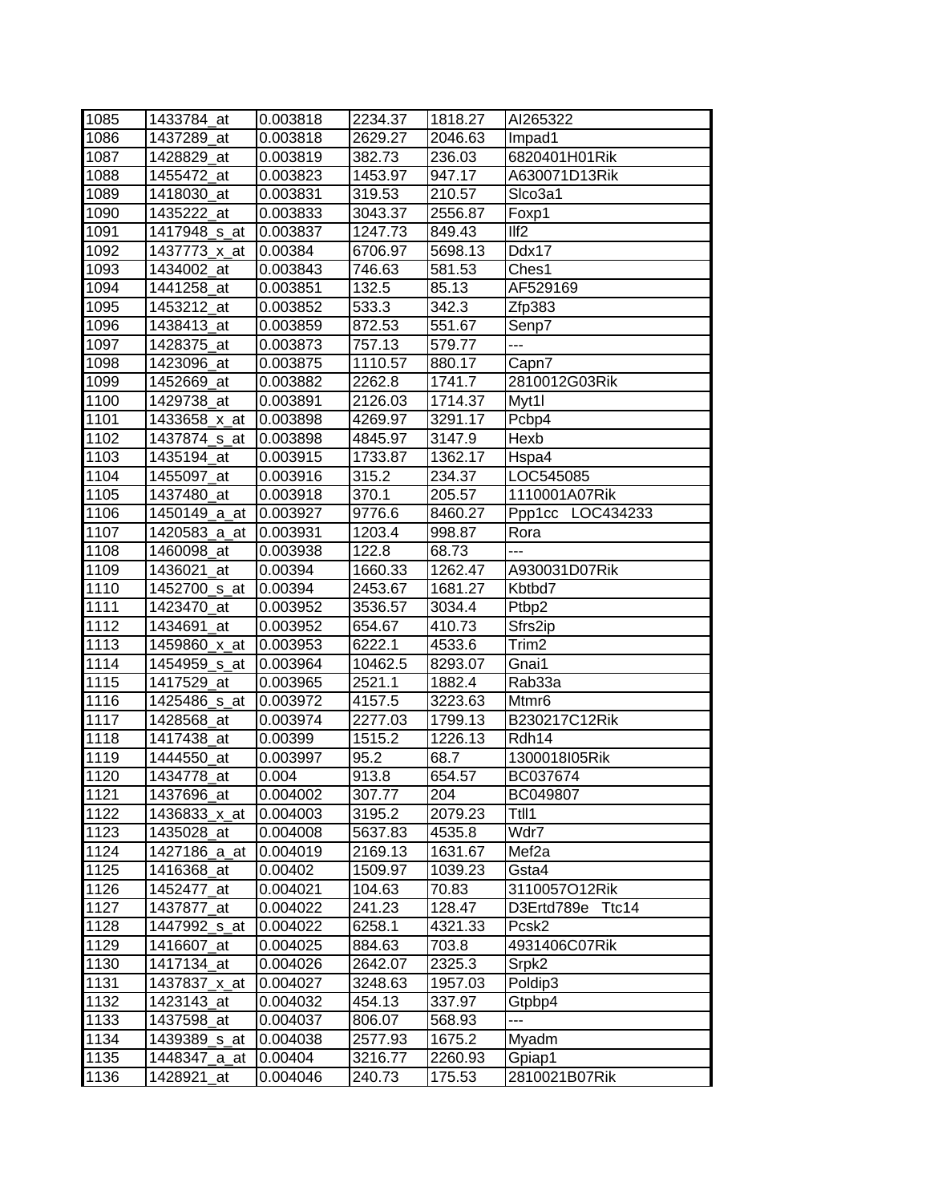| 1085 | 1433784_at | 0.003818 | 2234.37 | 1818.27 | AI265322 |
|---|---|---|---|---|---|
| 1086 | 1437289_at | 0.003818 | 2629.27 | 2046.63 | Impad1 |
| 1087 | 1428829_at | 0.003819 | 382.73 | 236.03 | 6820401H01Rik |
| 1088 | 1455472_at | 0.003823 | 1453.97 | 947.17 | A630071D13Rik |
| 1089 | 1418030_at | 0.003831 | 319.53 | 210.57 | Slco3a1 |
| 1090 | 1435222_at | 0.003833 | 3043.37 | 2556.87 | Foxp1 |
| 1091 | 1417948_s_at | 0.003837 | 1247.73 | 849.43 | Ilf2 |
| 1092 | 1437773_x_at | 0.00384 | 6706.97 | 5698.13 | Ddx17 |
| 1093 | 1434002_at | 0.003843 | 746.63 | 581.53 | Ches1 |
| 1094 | 1441258_at | 0.003851 | 132.5 | 85.13 | AF529169 |
| 1095 | 1453212_at | 0.003852 | 533.3 | 342.3 | Zfp383 |
| 1096 | 1438413_at | 0.003859 | 872.53 | 551.67 | Senp7 |
| 1097 | 1428375_at | 0.003873 | 757.13 | 579.77 | --- |
| 1098 | 1423096_at | 0.003875 | 1110.57 | 880.17 | Capn7 |
| 1099 | 1452669_at | 0.003882 | 2262.8 | 1741.7 | 2810012G03Rik |
| 1100 | 1429738_at | 0.003891 | 2126.03 | 1714.37 | Myt1l |
| 1101 | 1433658_x_at | 0.003898 | 4269.97 | 3291.17 | Pcbp4 |
| 1102 | 1437874_s_at | 0.003898 | 4845.97 | 3147.9 | Hexb |
| 1103 | 1435194_at | 0.003915 | 1733.87 | 1362.17 | Hspa4 |
| 1104 | 1455097_at | 0.003916 | 315.2 | 234.37 | LOC545085 |
| 1105 | 1437480_at | 0.003918 | 370.1 | 205.57 | 1110001A07Rik |
| 1106 | 1450149_a_at | 0.003927 | 9776.6 | 8460.27 | Ppp1cc LOC434233 |
| 1107 | 1420583_a_at | 0.003931 | 1203.4 | 998.87 | Rora |
| 1108 | 1460098_at | 0.003938 | 122.8 | 68.73 | --- |
| 1109 | 1436021_at | 0.00394 | 1660.33 | 1262.47 | A930031D07Rik |
| 1110 | 1452700_s_at | 0.00394 | 2453.67 | 1681.27 | Kbtbd7 |
| 1111 | 1423470_at | 0.003952 | 3536.57 | 3034.4 | Ptbp2 |
| 1112 | 1434691_at | 0.003952 | 654.67 | 410.73 | Sfrs2ip |
| 1113 | 1459860_x_at | 0.003953 | 6222.1 | 4533.6 | Trim2 |
| 1114 | 1454959_s_at | 0.003964 | 10462.5 | 8293.07 | Gnai1 |
| 1115 | 1417529_at | 0.003965 | 2521.1 | 1882.4 | Rab33a |
| 1116 | 1425486_s_at | 0.003972 | 4157.5 | 3223.63 | Mtmr6 |
| 1117 | 1428568_at | 0.003974 | 2277.03 | 1799.13 | B230217C12Rik |
| 1118 | 1417438_at | 0.00399 | 1515.2 | 1226.13 | Rdh14 |
| 1119 | 1444550_at | 0.003997 | 95.2 | 68.7 | 1300018I05Rik |
| 1120 | 1434778_at | 0.004 | 913.8 | 654.57 | BC037674 |
| 1121 | 1437696_at | 0.004002 | 307.77 | 204 | BC049807 |
| 1122 | 1436833_x_at | 0.004003 | 3195.2 | 2079.23 | Ttll1 |
| 1123 | 1435028_at | 0.004008 | 5637.83 | 4535.8 | Wdr7 |
| 1124 | 1427186_a_at | 0.004019 | 2169.13 | 1631.67 | Mef2a |
| 1125 | 1416368_at | 0.00402 | 1509.97 | 1039.23 | Gsta4 |
| 1126 | 1452477_at | 0.004021 | 104.63 | 70.83 | 3110057O12Rik |
| 1127 | 1437877_at | 0.004022 | 241.23 | 128.47 | D3Ertd789e Ttc14 |
| 1128 | 1447992_s_at | 0.004022 | 6258.1 | 4321.33 | Pcsk2 |
| 1129 | 1416607_at | 0.004025 | 884.63 | 703.8 | 4931406C07Rik |
| 1130 | 1417134_at | 0.004026 | 2642.07 | 2325.3 | Srpk2 |
| 1131 | 1437837_x_at | 0.004027 | 3248.63 | 1957.03 | Poldip3 |
| 1132 | 1423143_at | 0.004032 | 454.13 | 337.97 | Gtpbp4 |
| 1133 | 1437598_at | 0.004037 | 806.07 | 568.93 | --- |
| 1134 | 1439389_s_at | 0.004038 | 2577.93 | 1675.2 | Myadm |
| 1135 | 1448347_a_at | 0.00404 | 3216.77 | 2260.93 | Gpiap1 |
| 1136 | 1428921_at | 0.004046 | 240.73 | 175.53 | 2810021B07Rik |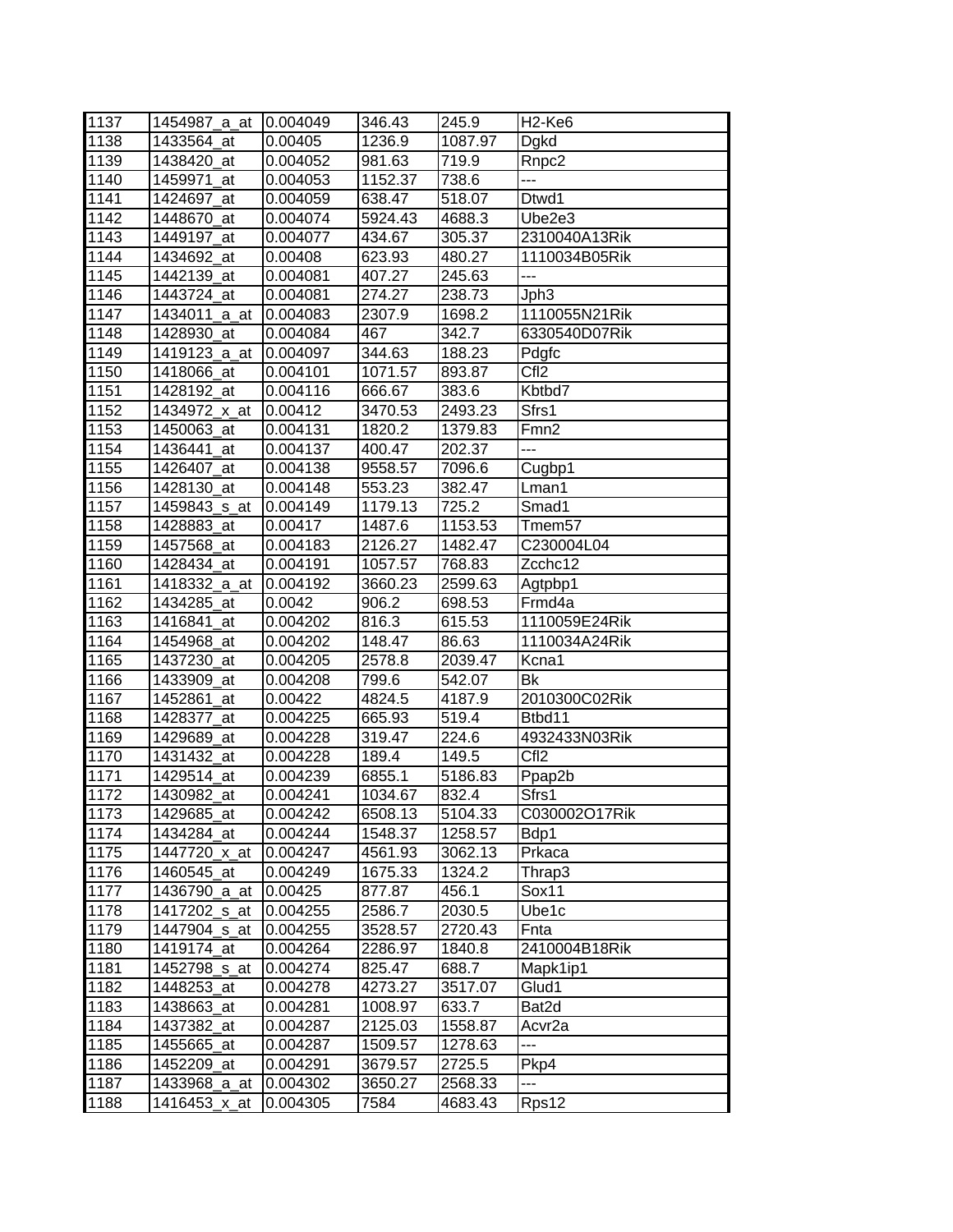| 1137 | 1454987_a_at | 0.004049 | 346.43 | 245.9 | H2-Ke6 |
|---|---|---|---|---|---|
| 1138 | 1433564_at | 0.00405 | 1236.9 | 1087.97 | Dgkd |
| 1139 | 1438420_at | 0.004052 | 981.63 | 719.9 | Rnpc2 |
| 1140 | 1459971_at | 0.004053 | 1152.37 | 738.6 | --- |
| 1141 | 1424697_at | 0.004059 | 638.47 | 518.07 | Dtwd1 |
| 1142 | 1448670_at | 0.004074 | 5924.43 | 4688.3 | Ube2e3 |
| 1143 | 1449197_at | 0.004077 | 434.67 | 305.37 | 2310040A13Rik |
| 1144 | 1434692_at | 0.00408 | 623.93 | 480.27 | 1110034B05Rik |
| 1145 | 1442139_at | 0.004081 | 407.27 | 245.63 | --- |
| 1146 | 1443724_at | 0.004081 | 274.27 | 238.73 | Jph3 |
| 1147 | 1434011_a_at | 0.004083 | 2307.9 | 1698.2 | 1110055N21Rik |
| 1148 | 1428930_at | 0.004084 | 467 | 342.7 | 6330540D07Rik |
| 1149 | 1419123_a_at | 0.004097 | 344.63 | 188.23 | Pdgfc |
| 1150 | 1418066_at | 0.004101 | 1071.57 | 893.87 | Cfl2 |
| 1151 | 1428192_at | 0.004116 | 666.67 | 383.6 | Kbtbd7 |
| 1152 | 1434972_x_at | 0.00412 | 3470.53 | 2493.23 | Sfrs1 |
| 1153 | 1450063_at | 0.004131 | 1820.2 | 1379.83 | Fmn2 |
| 1154 | 1436441_at | 0.004137 | 400.47 | 202.37 | --- |
| 1155 | 1426407_at | 0.004138 | 9558.57 | 7096.6 | Cugbp1 |
| 1156 | 1428130_at | 0.004148 | 553.23 | 382.47 | Lman1 |
| 1157 | 1459843_s_at | 0.004149 | 1179.13 | 725.2 | Smad1 |
| 1158 | 1428883_at | 0.00417 | 1487.6 | 1153.53 | Tmem57 |
| 1159 | 1457568_at | 0.004183 | 2126.27 | 1482.47 | C230004L04 |
| 1160 | 1428434_at | 0.004191 | 1057.57 | 768.83 | Zcchc12 |
| 1161 | 1418332_a_at | 0.004192 | 3660.23 | 2599.63 | Agtpbp1 |
| 1162 | 1434285_at | 0.0042 | 906.2 | 698.53 | Frmd4a |
| 1163 | 1416841_at | 0.004202 | 816.3 | 615.53 | 1110059E24Rik |
| 1164 | 1454968_at | 0.004202 | 148.47 | 86.63 | 1110034A24Rik |
| 1165 | 1437230_at | 0.004205 | 2578.8 | 2039.47 | Kcna1 |
| 1166 | 1433909_at | 0.004208 | 799.6 | 542.07 | Bk |
| 1167 | 1452861_at | 0.00422 | 4824.5 | 4187.9 | 2010300C02Rik |
| 1168 | 1428377_at | 0.004225 | 665.93 | 519.4 | Btbd11 |
| 1169 | 1429689_at | 0.004228 | 319.47 | 224.6 | 4932433N03Rik |
| 1170 | 1431432_at | 0.004228 | 189.4 | 149.5 | Cfl2 |
| 1171 | 1429514_at | 0.004239 | 6855.1 | 5186.83 | Ppap2b |
| 1172 | 1430982_at | 0.004241 | 1034.67 | 832.4 | Sfrs1 |
| 1173 | 1429685_at | 0.004242 | 6508.13 | 5104.33 | C030002O17Rik |
| 1174 | 1434284_at | 0.004244 | 1548.37 | 1258.57 | Bdp1 |
| 1175 | 1447720_x_at | 0.004247 | 4561.93 | 3062.13 | Prkaca |
| 1176 | 1460545_at | 0.004249 | 1675.33 | 1324.2 | Thrap3 |
| 1177 | 1436790_a_at | 0.00425 | 877.87 | 456.1 | Sox11 |
| 1178 | 1417202_s_at | 0.004255 | 2586.7 | 2030.5 | Ube1c |
| 1179 | 1447904_s_at | 0.004255 | 3528.57 | 2720.43 | Fnta |
| 1180 | 1419174_at | 0.004264 | 2286.97 | 1840.8 | 2410004B18Rik |
| 1181 | 1452798_s_at | 0.004274 | 825.47 | 688.7 | Mapk1ip1 |
| 1182 | 1448253_at | 0.004278 | 4273.27 | 3517.07 | Glud1 |
| 1183 | 1438663_at | 0.004281 | 1008.97 | 633.7 | Bat2d |
| 1184 | 1437382_at | 0.004287 | 2125.03 | 1558.87 | Acvr2a |
| 1185 | 1455665_at | 0.004287 | 1509.57 | 1278.63 | --- |
| 1186 | 1452209_at | 0.004291 | 3679.57 | 2725.5 | Pkp4 |
| 1187 | 1433968_a_at | 0.004302 | 3650.27 | 2568.33 | --- |
| 1188 | 1416453_x_at | 0.004305 | 7584 | 4683.43 | Rps12 |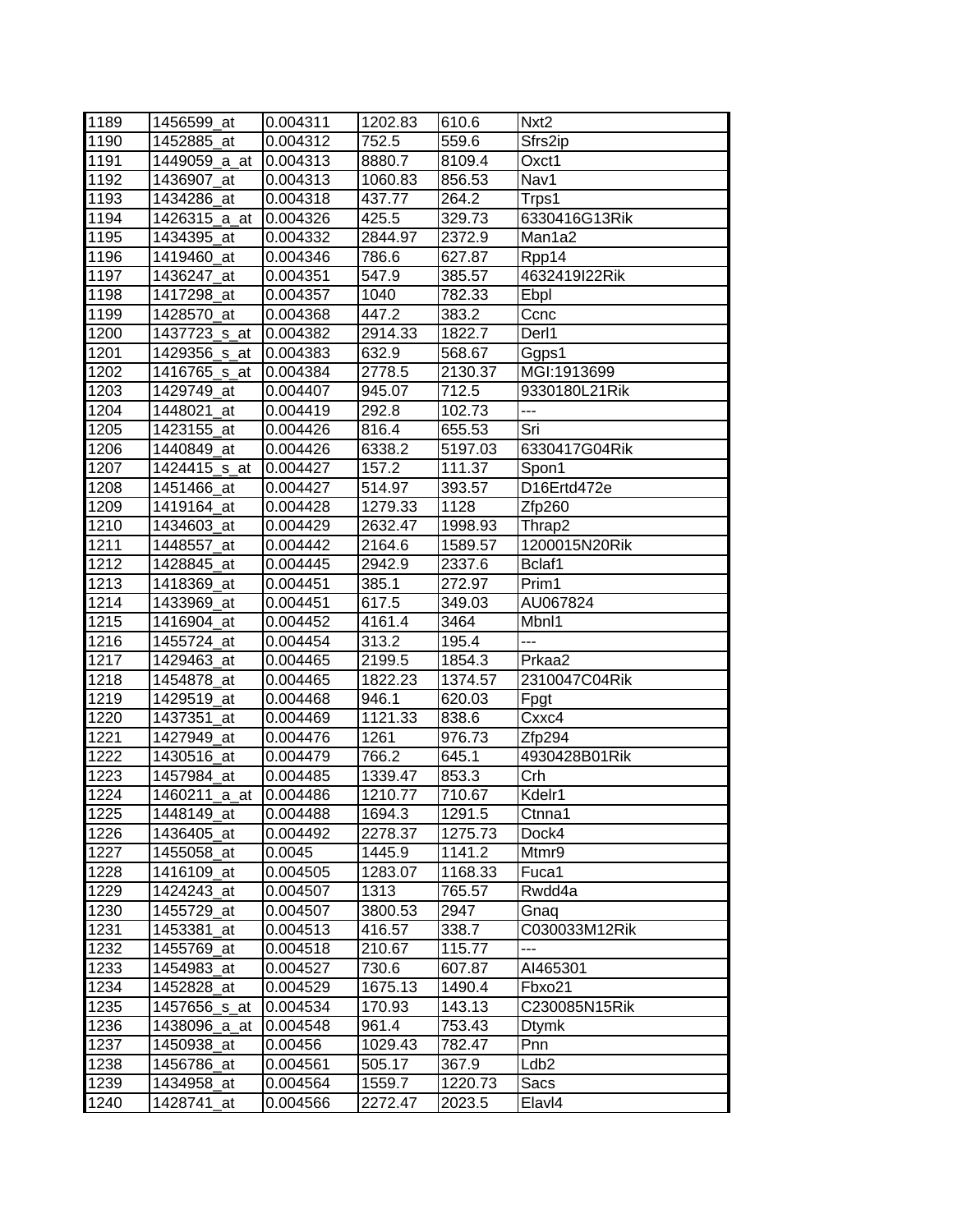| 1189 | 1456599_at | 0.004311 | 1202.83 | 610.6 | Nxt2 |
|---|---|---|---|---|---|
| 1190 | 1452885_at | 0.004312 | 752.5 | 559.6 | Sfrs2ip |
| 1191 | 1449059_a_at | 0.004313 | 8880.7 | 8109.4 | Oxct1 |
| 1192 | 1436907_at | 0.004313 | 1060.83 | 856.53 | Nav1 |
| 1193 | 1434286_at | 0.004318 | 437.77 | 264.2 | Trps1 |
| 1194 | 1426315_a_at | 0.004326 | 425.5 | 329.73 | 6330416G13Rik |
| 1195 | 1434395_at | 0.004332 | 2844.97 | 2372.9 | Man1a2 |
| 1196 | 1419460_at | 0.004346 | 786.6 | 627.87 | Rpp14 |
| 1197 | 1436247_at | 0.004351 | 547.9 | 385.57 | 4632419I22Rik |
| 1198 | 1417298_at | 0.004357 | 1040 | 782.33 | Ebpl |
| 1199 | 1428570_at | 0.004368 | 447.2 | 383.2 | Ccnc |
| 1200 | 1437723_s_at | 0.004382 | 2914.33 | 1822.7 | Derl1 |
| 1201 | 1429356_s_at | 0.004383 | 632.9 | 568.67 | Ggps1 |
| 1202 | 1416765_s_at | 0.004384 | 2778.5 | 2130.37 | MGI:1913699 |
| 1203 | 1429749_at | 0.004407 | 945.07 | 712.5 | 9330180L21Rik |
| 1204 | 1448021_at | 0.004419 | 292.8 | 102.73 | --- |
| 1205 | 1423155_at | 0.004426 | 816.4 | 655.53 | Sri |
| 1206 | 1440849_at | 0.004426 | 6338.2 | 5197.03 | 6330417G04Rik |
| 1207 | 1424415_s_at | 0.004427 | 157.2 | 111.37 | Spon1 |
| 1208 | 1451466_at | 0.004427 | 514.97 | 393.57 | D16Ertd472e |
| 1209 | 1419164_at | 0.004428 | 1279.33 | 1128 | Zfp260 |
| 1210 | 1434603_at | 0.004429 | 2632.47 | 1998.93 | Thrap2 |
| 1211 | 1448557_at | 0.004442 | 2164.6 | 1589.57 | 1200015N20Rik |
| 1212 | 1428845_at | 0.004445 | 2942.9 | 2337.6 | Bclaf1 |
| 1213 | 1418369_at | 0.004451 | 385.1 | 272.97 | Prim1 |
| 1214 | 1433969_at | 0.004451 | 617.5 | 349.03 | AU067824 |
| 1215 | 1416904_at | 0.004452 | 4161.4 | 3464 | Mbnl1 |
| 1216 | 1455724_at | 0.004454 | 313.2 | 195.4 | --- |
| 1217 | 1429463_at | 0.004465 | 2199.5 | 1854.3 | Prkaa2 |
| 1218 | 1454878_at | 0.004465 | 1822.23 | 1374.57 | 2310047C04Rik |
| 1219 | 1429519_at | 0.004468 | 946.1 | 620.03 | Fpgt |
| 1220 | 1437351_at | 0.004469 | 1121.33 | 838.6 | Cxxc4 |
| 1221 | 1427949_at | 0.004476 | 1261 | 976.73 | Zfp294 |
| 1222 | 1430516_at | 0.004479 | 766.2 | 645.1 | 4930428B01Rik |
| 1223 | 1457984_at | 0.004485 | 1339.47 | 853.3 | Crh |
| 1224 | 1460211_a_at | 0.004486 | 1210.77 | 710.67 | Kdelr1 |
| 1225 | 1448149_at | 0.004488 | 1694.3 | 1291.5 | Ctnna1 |
| 1226 | 1436405_at | 0.004492 | 2278.37 | 1275.73 | Dock4 |
| 1227 | 1455058_at | 0.0045 | 1445.9 | 1141.2 | Mtmr9 |
| 1228 | 1416109_at | 0.004505 | 1283.07 | 1168.33 | Fuca1 |
| 1229 | 1424243_at | 0.004507 | 1313 | 765.57 | Rwdd4a |
| 1230 | 1455729_at | 0.004507 | 3800.53 | 2947 | Gnaq |
| 1231 | 1453381_at | 0.004513 | 416.57 | 338.7 | C030033M12Rik |
| 1232 | 1455769_at | 0.004518 | 210.67 | 115.77 | --- |
| 1233 | 1454983_at | 0.004527 | 730.6 | 607.87 | AI465301 |
| 1234 | 1452828_at | 0.004529 | 1675.13 | 1490.4 | Fbxo21 |
| 1235 | 1457656_s_at | 0.004534 | 170.93 | 143.13 | C230085N15Rik |
| 1236 | 1438096_a_at | 0.004548 | 961.4 | 753.43 | Dtymk |
| 1237 | 1450938_at | 0.00456 | 1029.43 | 782.47 | Pnn |
| 1238 | 1456786_at | 0.004561 | 505.17 | 367.9 | Ldb2 |
| 1239 | 1434958_at | 0.004564 | 1559.7 | 1220.73 | Sacs |
| 1240 | 1428741_at | 0.004566 | 2272.47 | 2023.5 | Elavl4 |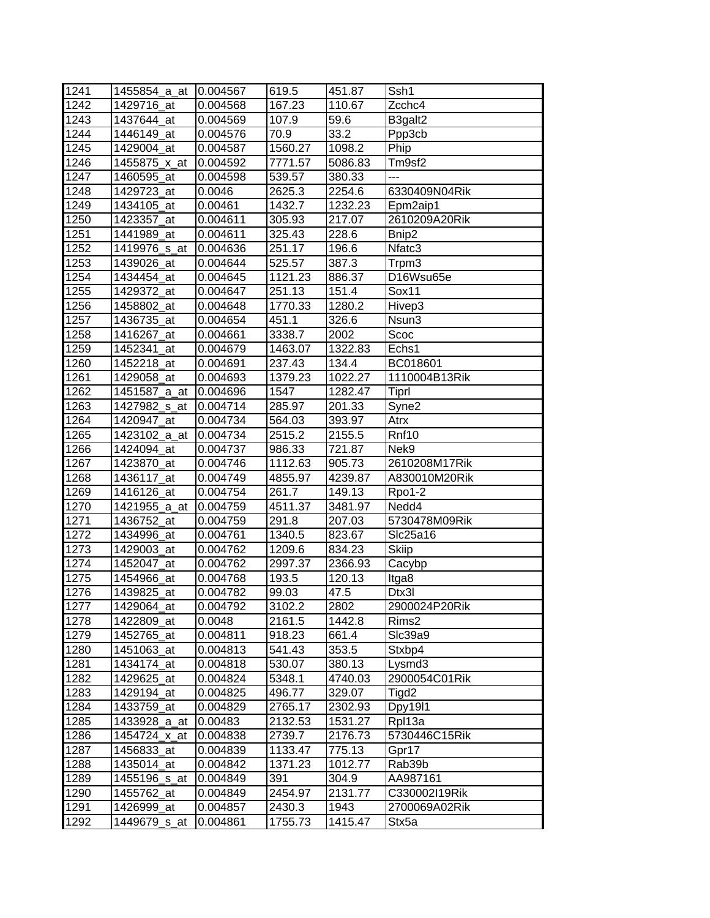| 1241 | 1455854_a_at | 0.004567 | 619.5 | 451.87 | Ssh1 |
|---|---|---|---|---|---|
| 1242 | 1429716_at | 0.004568 | 167.23 | 110.67 | Zcchc4 |
| 1243 | 1437644_at | 0.004569 | 107.9 | 59.6 | B3galt2 |
| 1244 | 1446149_at | 0.004576 | 70.9 | 33.2 | Ppp3cb |
| 1245 | 1429004_at | 0.004587 | 1560.27 | 1098.2 | Phip |
| 1246 | 1455875_x_at | 0.004592 | 7771.57 | 5086.83 | Tm9sf2 |
| 1247 | 1460595_at | 0.004598 | 539.57 | 380.33 | --- |
| 1248 | 1429723_at | 0.0046 | 2625.3 | 2254.6 | 6330409N04Rik |
| 1249 | 1434105_at | 0.00461 | 1432.7 | 1232.23 | Epm2aip1 |
| 1250 | 1423357_at | 0.004611 | 305.93 | 217.07 | 2610209A20Rik |
| 1251 | 1441989_at | 0.004611 | 325.43 | 228.6 | Bnip2 |
| 1252 | 1419976_s_at | 0.004636 | 251.17 | 196.6 | Nfatc3 |
| 1253 | 1439026_at | 0.004644 | 525.57 | 387.3 | Trpm3 |
| 1254 | 1434454_at | 0.004645 | 1121.23 | 886.37 | D16Wsu65e |
| 1255 | 1429372_at | 0.004647 | 251.13 | 151.4 | Sox11 |
| 1256 | 1458802_at | 0.004648 | 1770.33 | 1280.2 | Hivep3 |
| 1257 | 1436735_at | 0.004654 | 451.1 | 326.6 | Nsun3 |
| 1258 | 1416267_at | 0.004661 | 3338.7 | 2002 | Scoc |
| 1259 | 1452341_at | 0.004679 | 1463.07 | 1322.83 | Echs1 |
| 1260 | 1452218_at | 0.004691 | 237.43 | 134.4 | BC018601 |
| 1261 | 1429058_at | 0.004693 | 1379.23 | 1022.27 | 1110004B13Rik |
| 1262 | 1451587_a_at | 0.004696 | 1547 | 1282.47 | Tiprl |
| 1263 | 1427982_s_at | 0.004714 | 285.97 | 201.33 | Syne2 |
| 1264 | 1420947_at | 0.004734 | 564.03 | 393.97 | Atrx |
| 1265 | 1423102_a_at | 0.004734 | 2515.2 | 2155.5 | Rnf10 |
| 1266 | 1424094_at | 0.004737 | 986.33 | 721.87 | Nek9 |
| 1267 | 1423870_at | 0.004746 | 1112.63 | 905.73 | 2610208M17Rik |
| 1268 | 1436117_at | 0.004749 | 4855.97 | 4239.87 | A830010M20Rik |
| 1269 | 1416126_at | 0.004754 | 261.7 | 149.13 | Rpo1-2 |
| 1270 | 1421955_a_at | 0.004759 | 4511.37 | 3481.97 | Nedd4 |
| 1271 | 1436752_at | 0.004759 | 291.8 | 207.03 | 5730478M09Rik |
| 1272 | 1434996_at | 0.004761 | 1340.5 | 823.67 | Slc25a16 |
| 1273 | 1429003_at | 0.004762 | 1209.6 | 834.23 | Skiip |
| 1274 | 1452047_at | 0.004762 | 2997.37 | 2366.93 | Cacybp |
| 1275 | 1454966_at | 0.004768 | 193.5 | 120.13 | Itga8 |
| 1276 | 1439825_at | 0.004782 | 99.03 | 47.5 | Dtx3l |
| 1277 | 1429064_at | 0.004792 | 3102.2 | 2802 | 2900024P20Rik |
| 1278 | 1422809_at | 0.0048 | 2161.5 | 1442.8 | Rims2 |
| 1279 | 1452765_at | 0.004811 | 918.23 | 661.4 | Slc39a9 |
| 1280 | 1451063_at | 0.004813 | 541.43 | 353.5 | Stxbp4 |
| 1281 | 1434174_at | 0.004818 | 530.07 | 380.13 | Lysmd3 |
| 1282 | 1429625_at | 0.004824 | 5348.1 | 4740.03 | 2900054C01Rik |
| 1283 | 1429194_at | 0.004825 | 496.77 | 329.07 | Tigd2 |
| 1284 | 1433759_at | 0.004829 | 2765.17 | 2302.93 | Dpy19l1 |
| 1285 | 1433928_a_at | 0.00483 | 2132.53 | 1531.27 | Rpl13a |
| 1286 | 1454724_x_at | 0.004838 | 2739.7 | 2176.73 | 5730446C15Rik |
| 1287 | 1456833_at | 0.004839 | 1133.47 | 775.13 | Gpr17 |
| 1288 | 1435014_at | 0.004842 | 1371.23 | 1012.77 | Rab39b |
| 1289 | 1455196_s_at | 0.004849 | 391 | 304.9 | AA987161 |
| 1290 | 1455762_at | 0.004849 | 2454.97 | 2131.77 | C330002I19Rik |
| 1291 | 1426999_at | 0.004857 | 2430.3 | 1943 | 2700069A02Rik |
| 1292 | 1449679_s_at | 0.004861 | 1755.73 | 1415.47 | Stx5a |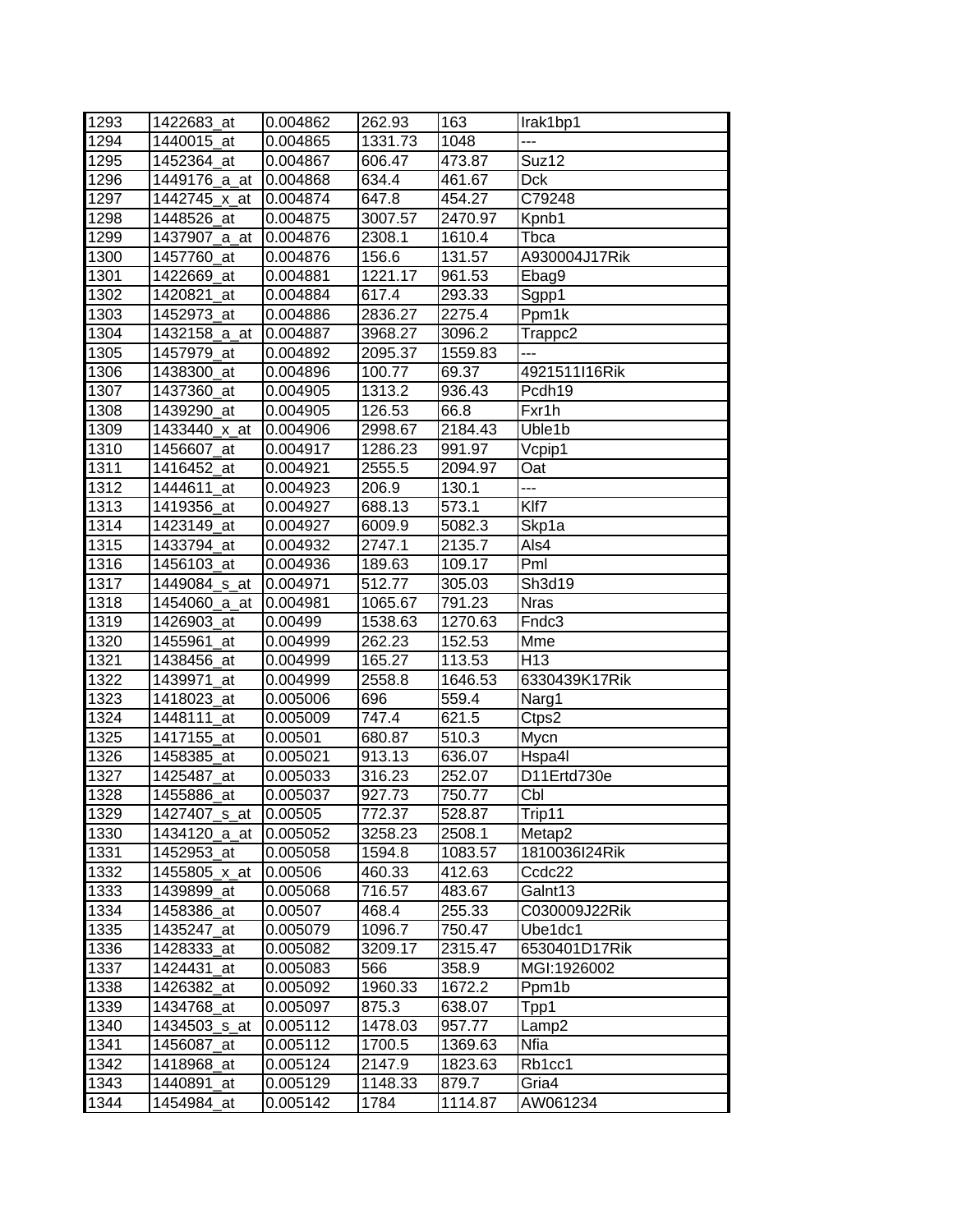| 1293 | 1422683_at | 0.004862 | 262.93 | 163 | Irak1bp1 |
|---|---|---|---|---|---|
| 1294 | 1440015_at | 0.004865 | 1331.73 | 1048 | --- |
| 1295 | 1452364_at | 0.004867 | 606.47 | 473.87 | Suz12 |
| 1296 | 1449176_a_at | 0.004868 | 634.4 | 461.67 | Dck |
| 1297 | 1442745_x_at | 0.004874 | 647.8 | 454.27 | C79248 |
| 1298 | 1448526_at | 0.004875 | 3007.57 | 2470.97 | Kpnb1 |
| 1299 | 1437907_a_at | 0.004876 | 2308.1 | 1610.4 | Tbca |
| 1300 | 1457760_at | 0.004876 | 156.6 | 131.57 | A930004J17Rik |
| 1301 | 1422669_at | 0.004881 | 1221.17 | 961.53 | Ebag9 |
| 1302 | 1420821_at | 0.004884 | 617.4 | 293.33 | Sgpp1 |
| 1303 | 1452973_at | 0.004886 | 2836.27 | 2275.4 | Ppm1k |
| 1304 | 1432158_a_at | 0.004887 | 3968.27 | 3096.2 | Trappc2 |
| 1305 | 1457979_at | 0.004892 | 2095.37 | 1559.83 | --- |
| 1306 | 1438300_at | 0.004896 | 100.77 | 69.37 | 4921511I16Rik |
| 1307 | 1437360_at | 0.004905 | 1313.2 | 936.43 | Pcdh19 |
| 1308 | 1439290_at | 0.004905 | 126.53 | 66.8 | Fxr1h |
| 1309 | 1433440_x_at | 0.004906 | 2998.67 | 2184.43 | Uble1b |
| 1310 | 1456607_at | 0.004917 | 1286.23 | 991.97 | Vcpip1 |
| 1311 | 1416452_at | 0.004921 | 2555.5 | 2094.97 | Oat |
| 1312 | 1444611_at | 0.004923 | 206.9 | 130.1 | --- |
| 1313 | 1419356_at | 0.004927 | 688.13 | 573.1 | Klf7 |
| 1314 | 1423149_at | 0.004927 | 6009.9 | 5082.3 | Skp1a |
| 1315 | 1433794_at | 0.004932 | 2747.1 | 2135.7 | Als4 |
| 1316 | 1456103_at | 0.004936 | 189.63 | 109.17 | Pml |
| 1317 | 1449084_s_at | 0.004971 | 512.77 | 305.03 | Sh3d19 |
| 1318 | 1454060_a_at | 0.004981 | 1065.67 | 791.23 | Nras |
| 1319 | 1426903_at | 0.00499 | 1538.63 | 1270.63 | Fndc3 |
| 1320 | 1455961_at | 0.004999 | 262.23 | 152.53 | Mme |
| 1321 | 1438456_at | 0.004999 | 165.27 | 113.53 | H13 |
| 1322 | 1439971_at | 0.004999 | 2558.8 | 1646.53 | 6330439K17Rik |
| 1323 | 1418023_at | 0.005006 | 696 | 559.4 | Narg1 |
| 1324 | 1448111_at | 0.005009 | 747.4 | 621.5 | Ctps2 |
| 1325 | 1417155_at | 0.00501 | 680.87 | 510.3 | Mycn |
| 1326 | 1458385_at | 0.005021 | 913.13 | 636.07 | Hspa4l |
| 1327 | 1425487_at | 0.005033 | 316.23 | 252.07 | D11Ertd730e |
| 1328 | 1455886_at | 0.005037 | 927.73 | 750.77 | Cbl |
| 1329 | 1427407_s_at | 0.00505 | 772.37 | 528.87 | Trip11 |
| 1330 | 1434120_a_at | 0.005052 | 3258.23 | 2508.1 | Metap2 |
| 1331 | 1452953_at | 0.005058 | 1594.8 | 1083.57 | 1810036I24Rik |
| 1332 | 1455805_x_at | 0.00506 | 460.33 | 412.63 | Ccdc22 |
| 1333 | 1439899_at | 0.005068 | 716.57 | 483.67 | Galnt13 |
| 1334 | 1458386_at | 0.00507 | 468.4 | 255.33 | C030009J22Rik |
| 1335 | 1435247_at | 0.005079 | 1096.7 | 750.47 | Ube1dc1 |
| 1336 | 1428333_at | 0.005082 | 3209.17 | 2315.47 | 6530401D17Rik |
| 1337 | 1424431_at | 0.005083 | 566 | 358.9 | MGI:1926002 |
| 1338 | 1426382_at | 0.005092 | 1960.33 | 1672.2 | Ppm1b |
| 1339 | 1434768_at | 0.005097 | 875.3 | 638.07 | Tpp1 |
| 1340 | 1434503_s_at | 0.005112 | 1478.03 | 957.77 | Lamp2 |
| 1341 | 1456087_at | 0.005112 | 1700.5 | 1369.63 | Nfia |
| 1342 | 1418968_at | 0.005124 | 2147.9 | 1823.63 | Rb1cc1 |
| 1343 | 1440891_at | 0.005129 | 1148.33 | 879.7 | Gria4 |
| 1344 | 1454984_at | 0.005142 | 1784 | 1114.87 | AW061234 |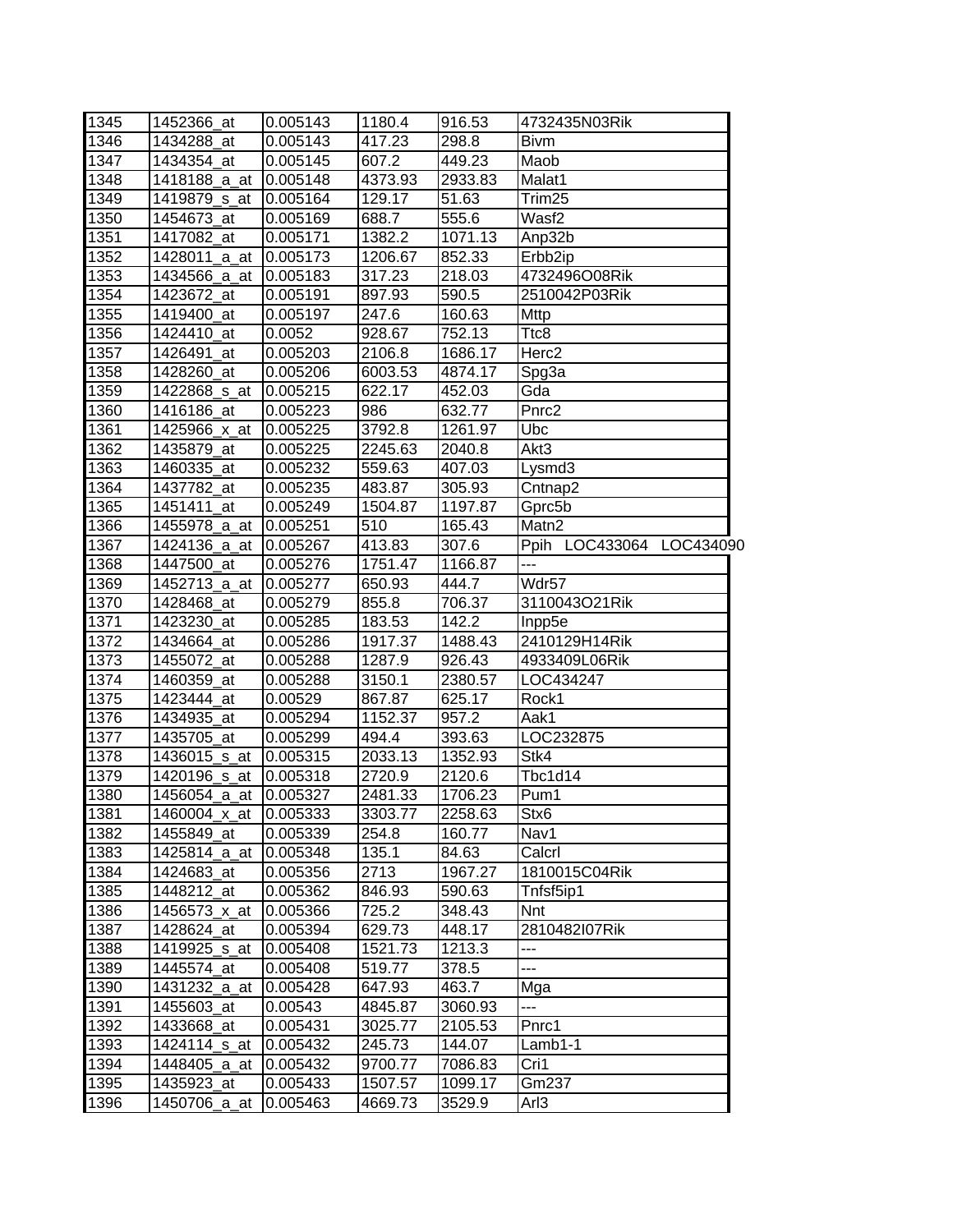| | | | | | |
|---|---|---|---|---|---|
| 1345 | 1452366_at | 0.005143 | 1180.4 | 916.53 | 4732435N03Rik |
| 1346 | 1434288_at | 0.005143 | 417.23 | 298.8 | Bivm |
| 1347 | 1434354_at | 0.005145 | 607.2 | 449.23 | Maob |
| 1348 | 1418188_a_at | 0.005148 | 4373.93 | 2933.83 | Malat1 |
| 1349 | 1419879_s_at | 0.005164 | 129.17 | 51.63 | Trim25 |
| 1350 | 1454673_at | 0.005169 | 688.7 | 555.6 | Wasf2 |
| 1351 | 1417082_at | 0.005171 | 1382.2 | 1071.13 | Anp32b |
| 1352 | 1428011_a_at | 0.005173 | 1206.67 | 852.33 | Erbb2ip |
| 1353 | 1434566_a_at | 0.005183 | 317.23 | 218.03 | 4732496O08Rik |
| 1354 | 1423672_at | 0.005191 | 897.93 | 590.5 | 2510042P03Rik |
| 1355 | 1419400_at | 0.005197 | 247.6 | 160.63 | Mttp |
| 1356 | 1424410_at | 0.0052 | 928.67 | 752.13 | Ttc8 |
| 1357 | 1426491_at | 0.005203 | 2106.8 | 1686.17 | Herc2 |
| 1358 | 1428260_at | 0.005206 | 6003.53 | 4874.17 | Spg3a |
| 1359 | 1422868_s_at | 0.005215 | 622.17 | 452.03 | Gda |
| 1360 | 1416186_at | 0.005223 | 986 | 632.77 | Pnrc2 |
| 1361 | 1425966_x_at | 0.005225 | 3792.8 | 1261.97 | Ubc |
| 1362 | 1435879_at | 0.005225 | 2245.63 | 2040.8 | Akt3 |
| 1363 | 1460335_at | 0.005232 | 559.63 | 407.03 | Lysmd3 |
| 1364 | 1437782_at | 0.005235 | 483.87 | 305.93 | Cntnap2 |
| 1365 | 1451411_at | 0.005249 | 1504.87 | 1197.87 | Gprc5b |
| 1366 | 1455978_a_at | 0.005251 | 510 | 165.43 | Matn2 |
| 1367 | 1424136_a_at | 0.005267 | 413.83 | 307.6 | Ppih LOC433064 LOC434090 |
| 1368 | 1447500_at | 0.005276 | 1751.47 | 1166.87 | --- |
| 1369 | 1452713_a_at | 0.005277 | 650.93 | 444.7 | Wdr57 |
| 1370 | 1428468_at | 0.005279 | 855.8 | 706.37 | 3110043O21Rik |
| 1371 | 1423230_at | 0.005285 | 183.53 | 142.2 | Inpp5e |
| 1372 | 1434664_at | 0.005286 | 1917.37 | 1488.43 | 2410129H14Rik |
| 1373 | 1455072_at | 0.005288 | 1287.9 | 926.43 | 4933409L06Rik |
| 1374 | 1460359_at | 0.005288 | 3150.1 | 2380.57 | LOC434247 |
| 1375 | 1423444_at | 0.00529 | 867.87 | 625.17 | Rock1 |
| 1376 | 1434935_at | 0.005294 | 1152.37 | 957.2 | Aak1 |
| 1377 | 1435705_at | 0.005299 | 494.4 | 393.63 | LOC232875 |
| 1378 | 1436015_s_at | 0.005315 | 2033.13 | 1352.93 | Stk4 |
| 1379 | 1420196_s_at | 0.005318 | 2720.9 | 2120.6 | Tbc1d14 |
| 1380 | 1456054_a_at | 0.005327 | 2481.33 | 1706.23 | Pum1 |
| 1381 | 1460004_x_at | 0.005333 | 3303.77 | 2258.63 | Stx6 |
| 1382 | 1455849_at | 0.005339 | 254.8 | 160.77 | Nav1 |
| 1383 | 1425814_a_at | 0.005348 | 135.1 | 84.63 | Calcrl |
| 1384 | 1424683_at | 0.005356 | 2713 | 1967.27 | 1810015C04Rik |
| 1385 | 1448212_at | 0.005362 | 846.93 | 590.63 | Tnfsf5ip1 |
| 1386 | 1456573_x_at | 0.005366 | 725.2 | 348.43 | Nnt |
| 1387 | 1428624_at | 0.005394 | 629.73 | 448.17 | 2810482I07Rik |
| 1388 | 1419925_s_at | 0.005408 | 1521.73 | 1213.3 | --- |
| 1389 | 1445574_at | 0.005408 | 519.77 | 378.5 | --- |
| 1390 | 1431232_a_at | 0.005428 | 647.93 | 463.7 | Mga |
| 1391 | 1455603_at | 0.00543 | 4845.87 | 3060.93 | --- |
| 1392 | 1433668_at | 0.005431 | 3025.77 | 2105.53 | Pnrc1 |
| 1393 | 1424114_s_at | 0.005432 | 245.73 | 144.07 | Lamb1-1 |
| 1394 | 1448405_a_at | 0.005432 | 9700.77 | 7086.83 | Cri1 |
| 1395 | 1435923_at | 0.005433 | 1507.57 | 1099.17 | Gm237 |
| 1396 | 1450706_a_at | 0.005463 | 4669.73 | 3529.9 | Arl3 |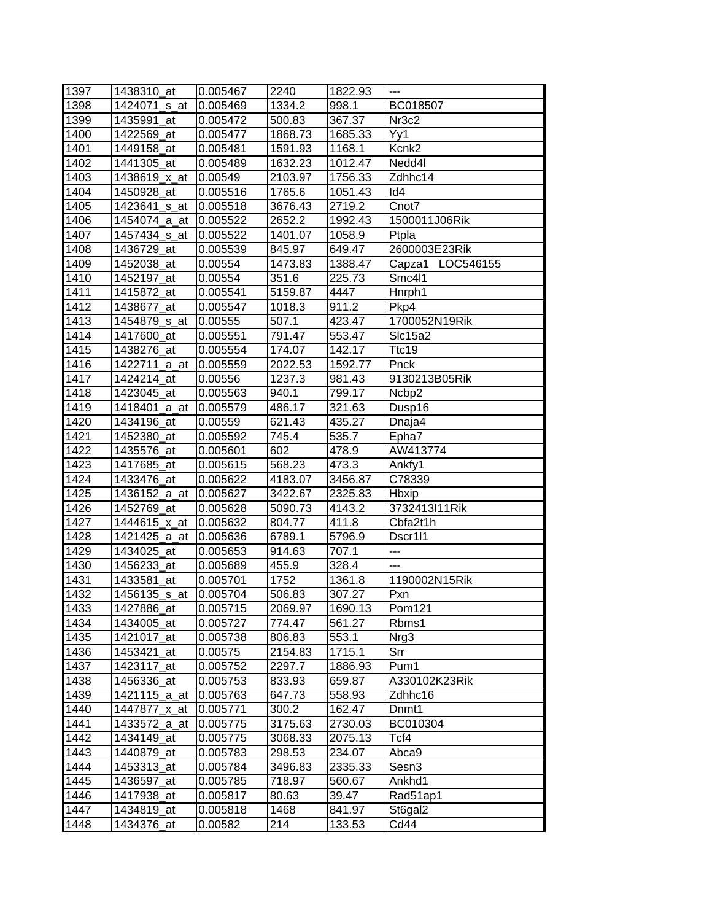| 1397 | 1438310_at | 0.005467 | 2240 | 1822.93 | --- |
|---|---|---|---|---|---|
| 1398 | 1424071_s_at | 0.005469 | 1334.2 | 998.1 | BC018507 |
| 1399 | 1435991_at | 0.005472 | 500.83 | 367.37 | Nr3c2 |
| 1400 | 1422569_at | 0.005477 | 1868.73 | 1685.33 | Yy1 |
| 1401 | 1449158_at | 0.005481 | 1591.93 | 1168.1 | Kcnk2 |
| 1402 | 1441305_at | 0.005489 | 1632.23 | 1012.47 | Nedd4l |
| 1403 | 1438619_x_at | 0.00549 | 2103.97 | 1756.33 | Zdhhc14 |
| 1404 | 1450928_at | 0.005516 | 1765.6 | 1051.43 | Id4 |
| 1405 | 1423641_s_at | 0.005518 | 3676.43 | 2719.2 | Cnot7 |
| 1406 | 1454074_a_at | 0.005522 | 2652.2 | 1992.43 | 1500011J06Rik |
| 1407 | 1457434_s_at | 0.005522 | 1401.07 | 1058.9 | Ptpla |
| 1408 | 1436729_at | 0.005539 | 845.97 | 649.47 | 2600003E23Rik |
| 1409 | 1452038_at | 0.00554 | 1473.83 | 1388.47 | Capza1 LOC546155 |
| 1410 | 1452197_at | 0.00554 | 351.6 | 225.73 | Smc4l1 |
| 1411 | 1415872_at | 0.005541 | 5159.87 | 4447 | Hnrph1 |
| 1412 | 1438677_at | 0.005547 | 1018.3 | 911.2 | Pkp4 |
| 1413 | 1454879_s_at | 0.00555 | 507.1 | 423.47 | 1700052N19Rik |
| 1414 | 1417600_at | 0.005551 | 791.47 | 553.47 | Slc15a2 |
| 1415 | 1438276_at | 0.005554 | 174.07 | 142.17 | Ttc19 |
| 1416 | 1422711_a_at | 0.005559 | 2022.53 | 1592.77 | Pnck |
| 1417 | 1424214_at | 0.00556 | 1237.3 | 981.43 | 9130213B05Rik |
| 1418 | 1423045_at | 0.005563 | 940.1 | 799.17 | Ncbp2 |
| 1419 | 1418401_a_at | 0.005579 | 486.17 | 321.63 | Dusp16 |
| 1420 | 1434196_at | 0.00559 | 621.43 | 435.27 | Dnaja4 |
| 1421 | 1452380_at | 0.005592 | 745.4 | 535.7 | Epha7 |
| 1422 | 1435576_at | 0.005601 | 602 | 478.9 | AW413774 |
| 1423 | 1417685_at | 0.005615 | 568.23 | 473.3 | Ankfy1 |
| 1424 | 1433476_at | 0.005622 | 4183.07 | 3456.87 | C78339 |
| 1425 | 1436152_a_at | 0.005627 | 3422.67 | 2325.83 | Hbxip |
| 1426 | 1452769_at | 0.005628 | 5090.73 | 4143.2 | 3732413I11Rik |
| 1427 | 1444615_x_at | 0.005632 | 804.77 | 411.8 | Cbfa2t1h |
| 1428 | 1421425_a_at | 0.005636 | 6789.1 | 5796.9 | Dscr1l1 |
| 1429 | 1434025_at | 0.005653 | 914.63 | 707.1 | --- |
| 1430 | 1456233_at | 0.005689 | 455.9 | 328.4 | --- |
| 1431 | 1433581_at | 0.005701 | 1752 | 1361.8 | 1190002N15Rik |
| 1432 | 1456135_s_at | 0.005704 | 506.83 | 307.27 | Pxn |
| 1433 | 1427886_at | 0.005715 | 2069.97 | 1690.13 | Pom121 |
| 1434 | 1434005_at | 0.005727 | 774.47 | 561.27 | Rbms1 |
| 1435 | 1421017_at | 0.005738 | 806.83 | 553.1 | Nrg3 |
| 1436 | 1453421_at | 0.00575 | 2154.83 | 1715.1 | Srr |
| 1437 | 1423117_at | 0.005752 | 2297.7 | 1886.93 | Pum1 |
| 1438 | 1456336_at | 0.005753 | 833.93 | 659.87 | A330102K23Rik |
| 1439 | 1421115_a_at | 0.005763 | 647.73 | 558.93 | Zdhhc16 |
| 1440 | 1447877_x_at | 0.005771 | 300.2 | 162.47 | Dnmt1 |
| 1441 | 1433572_a_at | 0.005775 | 3175.63 | 2730.03 | BC010304 |
| 1442 | 1434149_at | 0.005775 | 3068.33 | 2075.13 | Tcf4 |
| 1443 | 1440879_at | 0.005783 | 298.53 | 234.07 | Abca9 |
| 1444 | 1453313_at | 0.005784 | 3496.83 | 2335.33 | Sesn3 |
| 1445 | 1436597_at | 0.005785 | 718.97 | 560.67 | Ankhd1 |
| 1446 | 1417938_at | 0.005817 | 80.63 | 39.47 | Rad51ap1 |
| 1447 | 1434819_at | 0.005818 | 1468 | 841.97 | St6gal2 |
| 1448 | 1434376_at | 0.00582 | 214 | 133.53 | Cd44 |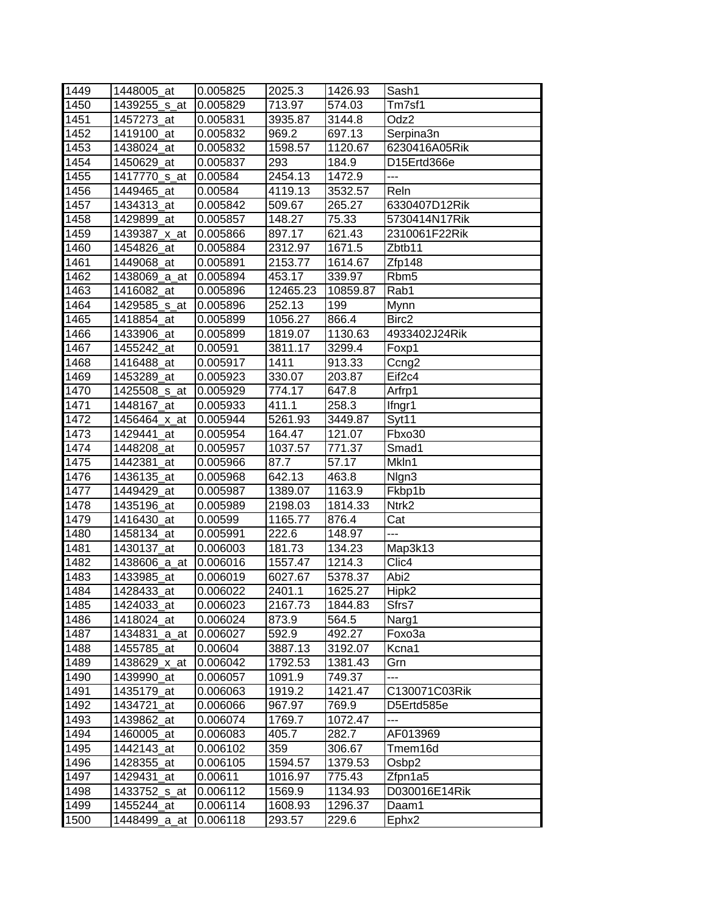| 1449 | 1448005_at | 0.005825 | 2025.3 | 1426.93 | Sash1 |
|---|---|---|---|---|---|
| 1450 | 1439255_s_at | 0.005829 | 713.97 | 574.03 | Tm7sf1 |
| 1451 | 1457273_at | 0.005831 | 3935.87 | 3144.8 | Odz2 |
| 1452 | 1419100_at | 0.005832 | 969.2 | 697.13 | Serpina3n |
| 1453 | 1438024_at | 0.005832 | 1598.57 | 1120.67 | 6230416A05Rik |
| 1454 | 1450629_at | 0.005837 | 293 | 184.9 | D15Ertd366e |
| 1455 | 1417770_s_at | 0.00584 | 2454.13 | 1472.9 | --- |
| 1456 | 1449465_at | 0.00584 | 4119.13 | 3532.57 | Reln |
| 1457 | 1434313_at | 0.005842 | 509.67 | 265.27 | 6330407D12Rik |
| 1458 | 1429899_at | 0.005857 | 148.27 | 75.33 | 5730414N17Rik |
| 1459 | 1439387_x_at | 0.005866 | 897.17 | 621.43 | 2310061F22Rik |
| 1460 | 1454826_at | 0.005884 | 2312.97 | 1671.5 | Zbtb11 |
| 1461 | 1449068_at | 0.005891 | 2153.77 | 1614.67 | Zfp148 |
| 1462 | 1438069_a_at | 0.005894 | 453.17 | 339.97 | Rbm5 |
| 1463 | 1416082_at | 0.005896 | 12465.23 | 10859.87 | Rab1 |
| 1464 | 1429585_s_at | 0.005896 | 252.13 | 199 | Mynn |
| 1465 | 1418854_at | 0.005899 | 1056.27 | 866.4 | Birc2 |
| 1466 | 1433906_at | 0.005899 | 1819.07 | 1130.63 | 4933402J24Rik |
| 1467 | 1455242_at | 0.00591 | 3811.17 | 3299.4 | Foxp1 |
| 1468 | 1416488_at | 0.005917 | 1411 | 913.33 | Ccng2 |
| 1469 | 1453289_at | 0.005923 | 330.07 | 203.87 | Eif2c4 |
| 1470 | 1425508_s_at | 0.005929 | 774.17 | 647.8 | Arfrp1 |
| 1471 | 1448167_at | 0.005933 | 411.1 | 258.3 | Ifngr1 |
| 1472 | 1456464_x_at | 0.005944 | 5261.93 | 3449.87 | Syt11 |
| 1473 | 1429441_at | 0.005954 | 164.47 | 121.07 | Fbxo30 |
| 1474 | 1448208_at | 0.005957 | 1037.57 | 771.37 | Smad1 |
| 1475 | 1442381_at | 0.005966 | 87.7 | 57.17 | Mkln1 |
| 1476 | 1436135_at | 0.005968 | 642.13 | 463.8 | Nlgn3 |
| 1477 | 1449429_at | 0.005987 | 1389.07 | 1163.9 | Fkbp1b |
| 1478 | 1435196_at | 0.005989 | 2198.03 | 1814.33 | Ntrk2 |
| 1479 | 1416430_at | 0.00599 | 1165.77 | 876.4 | Cat |
| 1480 | 1458134_at | 0.005991 | 222.6 | 148.97 | --- |
| 1481 | 1430137_at | 0.006003 | 181.73 | 134.23 | Map3k13 |
| 1482 | 1438606_a_at | 0.006016 | 1557.47 | 1214.3 | Clic4 |
| 1483 | 1433985_at | 0.006019 | 6027.67 | 5378.37 | Abi2 |
| 1484 | 1428433_at | 0.006022 | 2401.1 | 1625.27 | Hipk2 |
| 1485 | 1424033_at | 0.006023 | 2167.73 | 1844.83 | Sfrs7 |
| 1486 | 1418024_at | 0.006024 | 873.9 | 564.5 | Narg1 |
| 1487 | 1434831_a_at | 0.006027 | 592.9 | 492.27 | Foxo3a |
| 1488 | 1455785_at | 0.00604 | 3887.13 | 3192.07 | Kcna1 |
| 1489 | 1438629_x_at | 0.006042 | 1792.53 | 1381.43 | Grn |
| 1490 | 1439990_at | 0.006057 | 1091.9 | 749.37 | --- |
| 1491 | 1435179_at | 0.006063 | 1919.2 | 1421.47 | C130071C03Rik |
| 1492 | 1434721_at | 0.006066 | 967.97 | 769.9 | D5Ertd585e |
| 1493 | 1439862_at | 0.006074 | 1769.7 | 1072.47 | --- |
| 1494 | 1460005_at | 0.006083 | 405.7 | 282.7 | AF013969 |
| 1495 | 1442143_at | 0.006102 | 359 | 306.67 | Tmem16d |
| 1496 | 1428355_at | 0.006105 | 1594.57 | 1379.53 | Osbp2 |
| 1497 | 1429431_at | 0.00611 | 1016.97 | 775.43 | Zfpn1a5 |
| 1498 | 1433752_s_at | 0.006112 | 1569.9 | 1134.93 | D030016E14Rik |
| 1499 | 1455244_at | 0.006114 | 1608.93 | 1296.37 | Daam1 |
| 1500 | 1448499_a_at | 0.006118 | 293.57 | 229.6 | Ephx2 |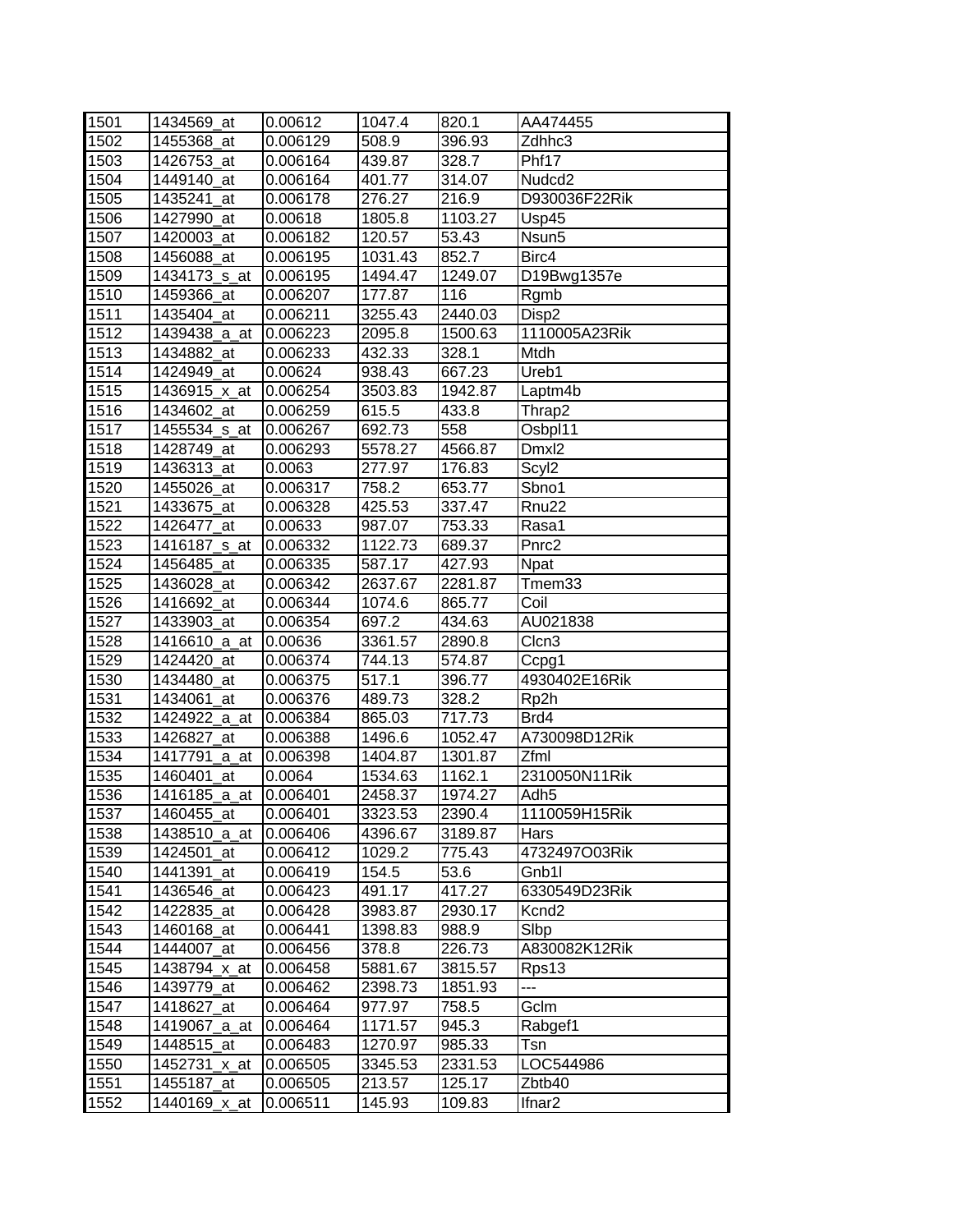| | | | | | |
|---|---|---|---|---|---|
| 1501 | 1434569_at | 0.00612 | 1047.4 | 820.1 | AA474455 |
| 1502 | 1455368_at | 0.006129 | 508.9 | 396.93 | Zdhhc3 |
| 1503 | 1426753_at | 0.006164 | 439.87 | 328.7 | Phf17 |
| 1504 | 1449140_at | 0.006164 | 401.77 | 314.07 | Nudcd2 |
| 1505 | 1435241_at | 0.006178 | 276.27 | 216.9 | D930036F22Rik |
| 1506 | 1427990_at | 0.00618 | 1805.8 | 1103.27 | Usp45 |
| 1507 | 1420003_at | 0.006182 | 120.57 | 53.43 | Nsun5 |
| 1508 | 1456088_at | 0.006195 | 1031.43 | 852.7 | Birc4 |
| 1509 | 1434173_s_at | 0.006195 | 1494.47 | 1249.07 | D19Bwg1357e |
| 1510 | 1459366_at | 0.006207 | 177.87 | 116 | Rgmb |
| 1511 | 1435404_at | 0.006211 | 3255.43 | 2440.03 | Disp2 |
| 1512 | 1439438_a_at | 0.006223 | 2095.8 | 1500.63 | 1110005A23Rik |
| 1513 | 1434882_at | 0.006233 | 432.33 | 328.1 | Mtdh |
| 1514 | 1424949_at | 0.00624 | 938.43 | 667.23 | Ureb1 |
| 1515 | 1436915_x_at | 0.006254 | 3503.83 | 1942.87 | Laptm4b |
| 1516 | 1434602_at | 0.006259 | 615.5 | 433.8 | Thrap2 |
| 1517 | 1455534_s_at | 0.006267 | 692.73 | 558 | Osbpl11 |
| 1518 | 1428749_at | 0.006293 | 5578.27 | 4566.87 | Dmxl2 |
| 1519 | 1436313_at | 0.0063 | 277.97 | 176.83 | Scyl2 |
| 1520 | 1455026_at | 0.006317 | 758.2 | 653.77 | Sbno1 |
| 1521 | 1433675_at | 0.006328 | 425.53 | 337.47 | Rnu22 |
| 1522 | 1426477_at | 0.00633 | 987.07 | 753.33 | Rasa1 |
| 1523 | 1416187_s_at | 0.006332 | 1122.73 | 689.37 | Pnrc2 |
| 1524 | 1456485_at | 0.006335 | 587.17 | 427.93 | Npat |
| 1525 | 1436028_at | 0.006342 | 2637.67 | 2281.87 | Tmem33 |
| 1526 | 1416692_at | 0.006344 | 1074.6 | 865.77 | Coil |
| 1527 | 1433903_at | 0.006354 | 697.2 | 434.63 | AU021838 |
| 1528 | 1416610_a_at | 0.00636 | 3361.57 | 2890.8 | Clcn3 |
| 1529 | 1424420_at | 0.006374 | 744.13 | 574.87 | Ccpg1 |
| 1530 | 1434480_at | 0.006375 | 517.1 | 396.77 | 4930402E16Rik |
| 1531 | 1434061_at | 0.006376 | 489.73 | 328.2 | Rp2h |
| 1532 | 1424922_a_at | 0.006384 | 865.03 | 717.73 | Brd4 |
| 1533 | 1426827_at | 0.006388 | 1496.6 | 1052.47 | A730098D12Rik |
| 1534 | 1417791_a_at | 0.006398 | 1404.87 | 1301.87 | Zfml |
| 1535 | 1460401_at | 0.0064 | 1534.63 | 1162.1 | 2310050N11Rik |
| 1536 | 1416185_a_at | 0.006401 | 2458.37 | 1974.27 | Adh5 |
| 1537 | 1460455_at | 0.006401 | 3323.53 | 2390.4 | 1110059H15Rik |
| 1538 | 1438510_a_at | 0.006406 | 4396.67 | 3189.87 | Hars |
| 1539 | 1424501_at | 0.006412 | 1029.2 | 775.43 | 4732497O03Rik |
| 1540 | 1441391_at | 0.006419 | 154.5 | 53.6 | Gnb1l |
| 1541 | 1436546_at | 0.006423 | 491.17 | 417.27 | 6330549D23Rik |
| 1542 | 1422835_at | 0.006428 | 3983.87 | 2930.17 | Kcnd2 |
| 1543 | 1460168_at | 0.006441 | 1398.83 | 988.9 | Slbp |
| 1544 | 1444007_at | 0.006456 | 378.8 | 226.73 | A830082K12Rik |
| 1545 | 1438794_x_at | 0.006458 | 5881.67 | 3815.57 | Rps13 |
| 1546 | 1439779_at | 0.006462 | 2398.73 | 1851.93 | --- |
| 1547 | 1418627_at | 0.006464 | 977.97 | 758.5 | Gclm |
| 1548 | 1419067_a_at | 0.006464 | 1171.57 | 945.3 | Rabgef1 |
| 1549 | 1448515_at | 0.006483 | 1270.97 | 985.33 | Tsn |
| 1550 | 1452731_x_at | 0.006505 | 3345.53 | 2331.53 | LOC544986 |
| 1551 | 1455187_at | 0.006505 | 213.57 | 125.17 | Zbtb40 |
| 1552 | 1440169_x_at | 0.006511 | 145.93 | 109.83 | Ifnar2 |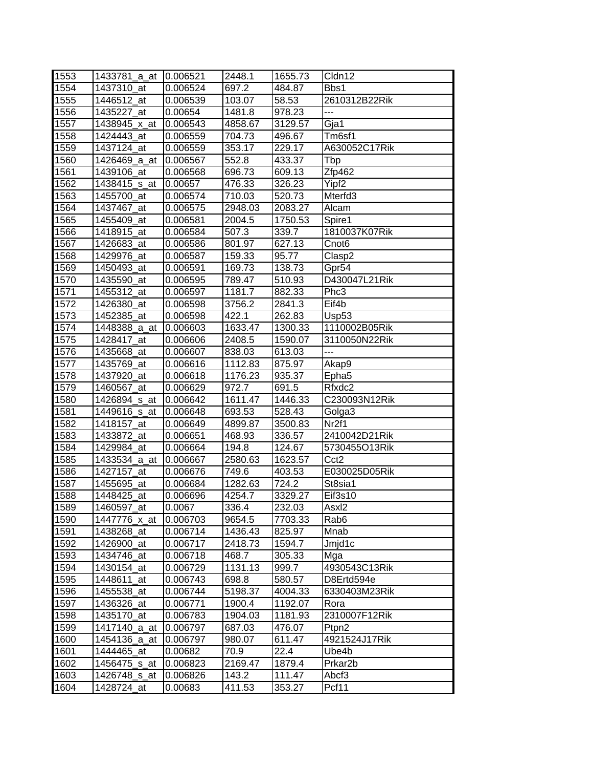| 1553 | 1433781_a_at | 0.006521 | 2448.1 | 1655.73 | Cldn12 |
|---|---|---|---|---|---|
| 1554 | 1437310_at | 0.006524 | 697.2 | 484.87 | Bbs1 |
| 1555 | 1446512_at | 0.006539 | 103.07 | 58.53 | 2610312B22Rik |
| 1556 | 1435227_at | 0.00654 | 1481.8 | 978.23 | --- |
| 1557 | 1438945_x_at | 0.006543 | 4858.67 | 3129.57 | Gja1 |
| 1558 | 1424443_at | 0.006559 | 704.73 | 496.67 | Tm6sf1 |
| 1559 | 1437124_at | 0.006559 | 353.17 | 229.17 | A630052C17Rik |
| 1560 | 1426469_a_at | 0.006567 | 552.8 | 433.37 | Tbp |
| 1561 | 1439106_at | 0.006568 | 696.73 | 609.13 | Zfp462 |
| 1562 | 1438415_s_at | 0.00657 | 476.33 | 326.23 | Yipf2 |
| 1563 | 1455700_at | 0.006574 | 710.03 | 520.73 | Mterfd3 |
| 1564 | 1437467_at | 0.006575 | 2948.03 | 2083.27 | Alcam |
| 1565 | 1455409_at | 0.006581 | 2004.5 | 1750.53 | Spire1 |
| 1566 | 1418915_at | 0.006584 | 507.3 | 339.7 | 1810037K07Rik |
| 1567 | 1426683_at | 0.006586 | 801.97 | 627.13 | Cnot6 |
| 1568 | 1429976_at | 0.006587 | 159.33 | 95.77 | Clasp2 |
| 1569 | 1450493_at | 0.006591 | 169.73 | 138.73 | Gpr54 |
| 1570 | 1435590_at | 0.006595 | 789.47 | 510.93 | D430047L21Rik |
| 1571 | 1455312_at | 0.006597 | 1181.7 | 882.33 | Phc3 |
| 1572 | 1426380_at | 0.006598 | 3756.2 | 2841.3 | Eif4b |
| 1573 | 1452385_at | 0.006598 | 422.1 | 262.83 | Usp53 |
| 1574 | 1448388_a_at | 0.006603 | 1633.47 | 1300.33 | 1110002B05Rik |
| 1575 | 1428417_at | 0.006606 | 2408.5 | 1590.07 | 3110050N22Rik |
| 1576 | 1435668_at | 0.006607 | 838.03 | 613.03 | --- |
| 1577 | 1435769_at | 0.006616 | 1112.83 | 875.97 | Akap9 |
| 1578 | 1437920_at | 0.006618 | 1176.23 | 935.37 | Epha5 |
| 1579 | 1460567_at | 0.006629 | 972.7 | 691.5 | Rfxdc2 |
| 1580 | 1426894_s_at | 0.006642 | 1611.47 | 1446.33 | C230093N12Rik |
| 1581 | 1449616_s_at | 0.006648 | 693.53 | 528.43 | Golga3 |
| 1582 | 1418157_at | 0.006649 | 4899.87 | 3500.83 | Nr2f1 |
| 1583 | 1433872_at | 0.006651 | 468.93 | 336.57 | 2410042D21Rik |
| 1584 | 1429984_at | 0.006664 | 194.8 | 124.67 | 5730455O13Rik |
| 1585 | 1433534_a_at | 0.006667 | 2580.63 | 1623.57 | Cct2 |
| 1586 | 1427157_at | 0.006676 | 749.6 | 403.53 | E030025D05Rik |
| 1587 | 1455695_at | 0.006684 | 1282.63 | 724.2 | St8sia1 |
| 1588 | 1448425_at | 0.006696 | 4254.7 | 3329.27 | Eif3s10 |
| 1589 | 1460597_at | 0.0067 | 336.4 | 232.03 | Asxl2 |
| 1590 | 1447776_x_at | 0.006703 | 9654.5 | 7703.33 | Rab6 |
| 1591 | 1438268_at | 0.006714 | 1436.43 | 825.97 | Mnab |
| 1592 | 1426900_at | 0.006717 | 2418.73 | 1594.7 | Jmjd1c |
| 1593 | 1434746_at | 0.006718 | 468.7 | 305.33 | Mga |
| 1594 | 1430154_at | 0.006729 | 1131.13 | 999.7 | 4930543C13Rik |
| 1595 | 1448611_at | 0.006743 | 698.8 | 580.57 | D8Ertd594e |
| 1596 | 1455538_at | 0.006744 | 5198.37 | 4004.33 | 6330403M23Rik |
| 1597 | 1436326_at | 0.006771 | 1900.4 | 1192.07 | Rora |
| 1598 | 1435170_at | 0.006783 | 1904.03 | 1181.93 | 2310007F12Rik |
| 1599 | 1417140_a_at | 0.006797 | 687.03 | 476.07 | Ptpn2 |
| 1600 | 1454136_a_at | 0.006797 | 980.07 | 611.47 | 4921524J17Rik |
| 1601 | 1444465_at | 0.00682 | 70.9 | 22.4 | Ube4b |
| 1602 | 1456475_s_at | 0.006823 | 2169.47 | 1879.4 | Prkar2b |
| 1603 | 1426748_s_at | 0.006826 | 143.2 | 111.47 | Abcf3 |
| 1604 | 1428724_at | 0.00683 | 411.53 | 353.27 | Pcf11 |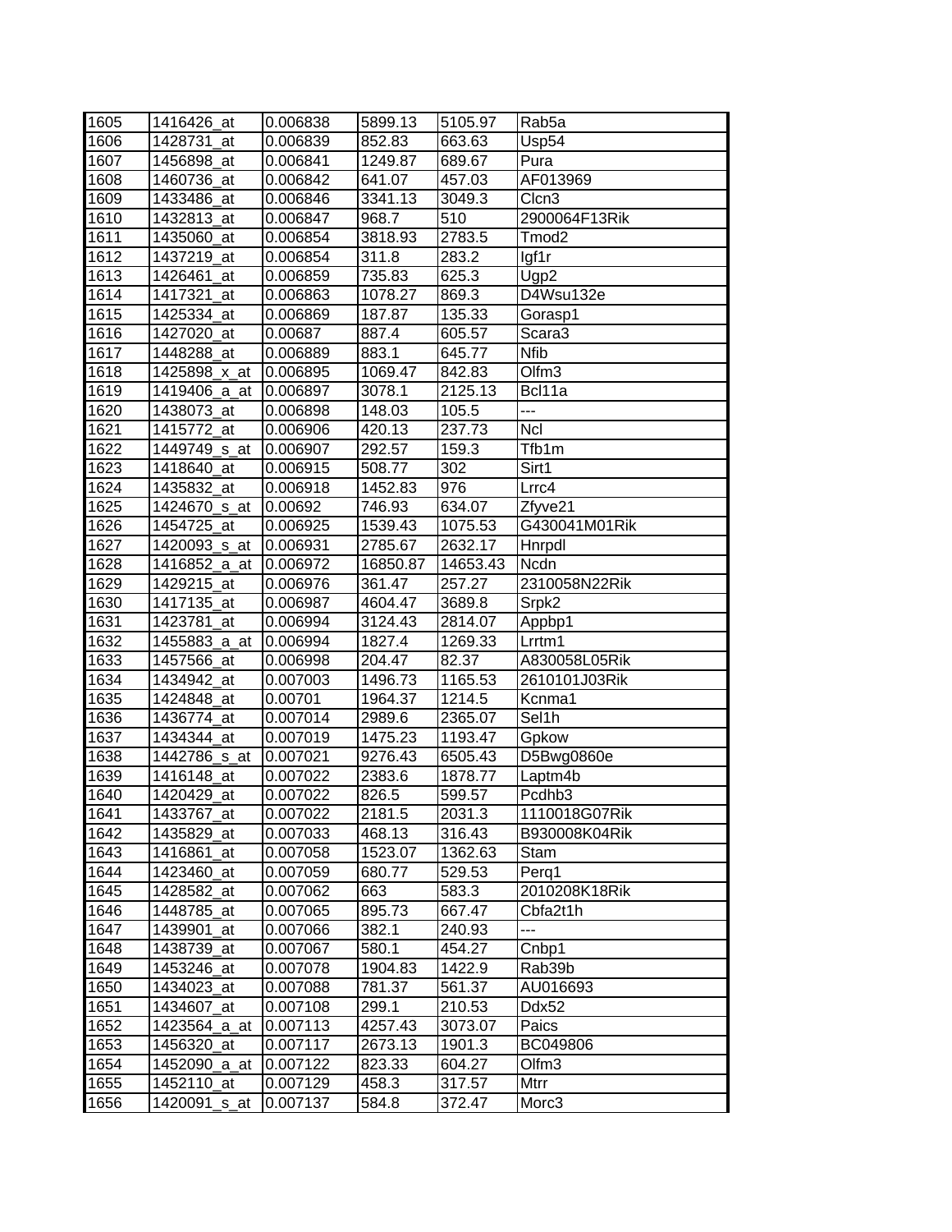| | | | | | |
|---|---|---|---|---|---|
| 1605 | 1416426_at | 0.006838 | 5899.13 | 5105.97 | Rab5a |
| 1606 | 1428731_at | 0.006839 | 852.83 | 663.63 | Usp54 |
| 1607 | 1456898_at | 0.006841 | 1249.87 | 689.67 | Pura |
| 1608 | 1460736_at | 0.006842 | 641.07 | 457.03 | AF013969 |
| 1609 | 1433486_at | 0.006846 | 3341.13 | 3049.3 | Clcn3 |
| 1610 | 1432813_at | 0.006847 | 968.7 | 510 | 2900064F13Rik |
| 1611 | 1435060_at | 0.006854 | 3818.93 | 2783.5 | Tmod2 |
| 1612 | 1437219_at | 0.006854 | 311.8 | 283.2 | Igf1r |
| 1613 | 1426461_at | 0.006859 | 735.83 | 625.3 | Ugp2 |
| 1614 | 1417321_at | 0.006863 | 1078.27 | 869.3 | D4Wsu132e |
| 1615 | 1425334_at | 0.006869 | 187.87 | 135.33 | Gorasp1 |
| 1616 | 1427020_at | 0.00687 | 887.4 | 605.57 | Scara3 |
| 1617 | 1448288_at | 0.006889 | 883.1 | 645.77 | Nfib |
| 1618 | 1425898_x_at | 0.006895 | 1069.47 | 842.83 | Olfm3 |
| 1619 | 1419406_a_at | 0.006897 | 3078.1 | 2125.13 | Bcl11a |
| 1620 | 1438073_at | 0.006898 | 148.03 | 105.5 | --- |
| 1621 | 1415772_at | 0.006906 | 420.13 | 237.73 | Ncl |
| 1622 | 1449749_s_at | 0.006907 | 292.57 | 159.3 | Tfb1m |
| 1623 | 1418640_at | 0.006915 | 508.77 | 302 | Sirt1 |
| 1624 | 1435832_at | 0.006918 | 1452.83 | 976 | Lrrc4 |
| 1625 | 1424670_s_at | 0.00692 | 746.93 | 634.07 | Zfyve21 |
| 1626 | 1454725_at | 0.006925 | 1539.43 | 1075.53 | G430041M01Rik |
| 1627 | 1420093_s_at | 0.006931 | 2785.67 | 2632.17 | Hnrpdl |
| 1628 | 1416852_a_at | 0.006972 | 16850.87 | 14653.43 | Ncdn |
| 1629 | 1429215_at | 0.006976 | 361.47 | 257.27 | 2310058N22Rik |
| 1630 | 1417135_at | 0.006987 | 4604.47 | 3689.8 | Srpk2 |
| 1631 | 1423781_at | 0.006994 | 3124.43 | 2814.07 | Appbp1 |
| 1632 | 1455883_a_at | 0.006994 | 1827.4 | 1269.33 | Lrrtm1 |
| 1633 | 1457566_at | 0.006998 | 204.47 | 82.37 | A830058L05Rik |
| 1634 | 1434942_at | 0.007003 | 1496.73 | 1165.53 | 2610101J03Rik |
| 1635 | 1424848_at | 0.00701 | 1964.37 | 1214.5 | Kcnma1 |
| 1636 | 1436774_at | 0.007014 | 2989.6 | 2365.07 | Sel1h |
| 1637 | 1434344_at | 0.007019 | 1475.23 | 1193.47 | Gpkow |
| 1638 | 1442786_s_at | 0.007021 | 9276.43 | 6505.43 | D5Bwg0860e |
| 1639 | 1416148_at | 0.007022 | 2383.6 | 1878.77 | Laptm4b |
| 1640 | 1420429_at | 0.007022 | 826.5 | 599.57 | Pcdhb3 |
| 1641 | 1433767_at | 0.007022 | 2181.5 | 2031.3 | 1110018G07Rik |
| 1642 | 1435829_at | 0.007033 | 468.13 | 316.43 | B930008K04Rik |
| 1643 | 1416861_at | 0.007058 | 1523.07 | 1362.63 | Stam |
| 1644 | 1423460_at | 0.007059 | 680.77 | 529.53 | Perq1 |
| 1645 | 1428582_at | 0.007062 | 663 | 583.3 | 2010208K18Rik |
| 1646 | 1448785_at | 0.007065 | 895.73 | 667.47 | Cbfa2t1h |
| 1647 | 1439901_at | 0.007066 | 382.1 | 240.93 | --- |
| 1648 | 1438739_at | 0.007067 | 580.1 | 454.27 | Cnbp1 |
| 1649 | 1453246_at | 0.007078 | 1904.83 | 1422.9 | Rab39b |
| 1650 | 1434023_at | 0.007088 | 781.37 | 561.37 | AU016693 |
| 1651 | 1434607_at | 0.007108 | 299.1 | 210.53 | Ddx52 |
| 1652 | 1423564_a_at | 0.007113 | 4257.43 | 3073.07 | Paics |
| 1653 | 1456320_at | 0.007117 | 2673.13 | 1901.3 | BC049806 |
| 1654 | 1452090_a_at | 0.007122 | 823.33 | 604.27 | Olfm3 |
| 1655 | 1452110_at | 0.007129 | 458.3 | 317.57 | Mtrr |
| 1656 | 1420091_s_at | 0.007137 | 584.8 | 372.47 | Morc3 |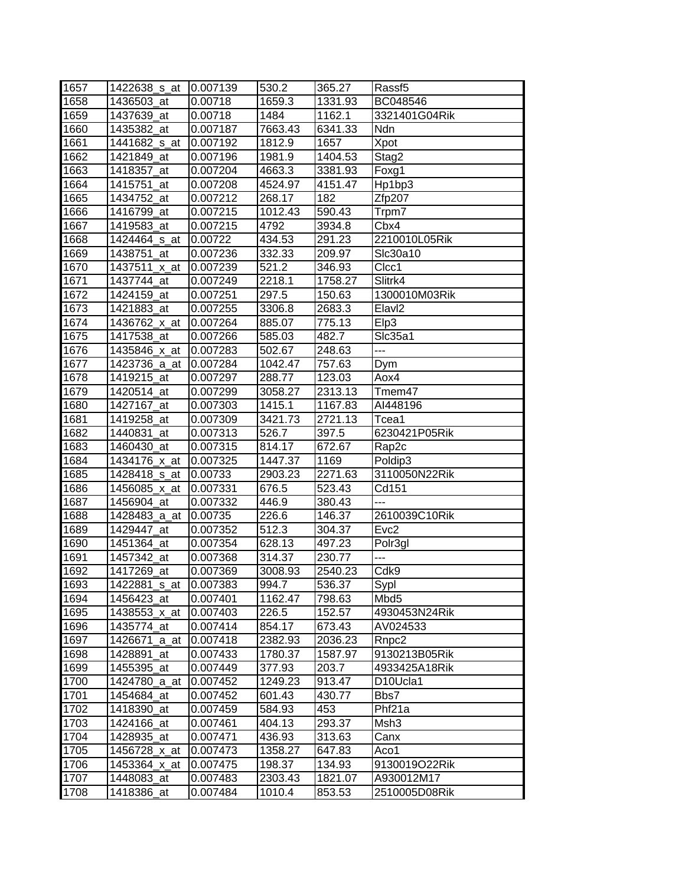| | | | | | |
|---|---|---|---|---|---|
| 1657 | 1422638_s_at | 0.007139 | 530.2 | 365.27 | Rassf5 |
| 1658 | 1436503_at | 0.00718 | 1659.3 | 1331.93 | BC048546 |
| 1659 | 1437639_at | 0.00718 | 1484 | 1162.1 | 3321401G04Rik |
| 1660 | 1435382_at | 0.007187 | 7663.43 | 6341.33 | Ndn |
| 1661 | 1441682_s_at | 0.007192 | 1812.9 | 1657 | Xpot |
| 1662 | 1421849_at | 0.007196 | 1981.9 | 1404.53 | Stag2 |
| 1663 | 1418357_at | 0.007204 | 4663.3 | 3381.93 | Foxg1 |
| 1664 | 1415751_at | 0.007208 | 4524.97 | 4151.47 | Hp1bp3 |
| 1665 | 1434752_at | 0.007212 | 268.17 | 182 | Zfp207 |
| 1666 | 1416799_at | 0.007215 | 1012.43 | 590.43 | Trpm7 |
| 1667 | 1419583_at | 0.007215 | 4792 | 3934.8 | Cbx4 |
| 1668 | 1424464_s_at | 0.00722 | 434.53 | 291.23 | 2210010L05Rik |
| 1669 | 1438751_at | 0.007236 | 332.33 | 209.97 | Slc30a10 |
| 1670 | 1437511_x_at | 0.007239 | 521.2 | 346.93 | Clcc1 |
| 1671 | 1437744_at | 0.007249 | 2218.1 | 1758.27 | Slitrk4 |
| 1672 | 1424159_at | 0.007251 | 297.5 | 150.63 | 1300010M03Rik |
| 1673 | 1421883_at | 0.007255 | 3306.8 | 2683.3 | Elavl2 |
| 1674 | 1436762_x_at | 0.007264 | 885.07 | 775.13 | Elp3 |
| 1675 | 1417538_at | 0.007266 | 585.03 | 482.7 | Slc35a1 |
| 1676 | 1435846_x_at | 0.007283 | 502.67 | 248.63 | --- |
| 1677 | 1423736_a_at | 0.007284 | 1042.47 | 757.63 | Dym |
| 1678 | 1419215_at | 0.007297 | 288.77 | 123.03 | Aox4 |
| 1679 | 1420514_at | 0.007299 | 3058.27 | 2313.13 | Tmem47 |
| 1680 | 1427167_at | 0.007303 | 1415.1 | 1167.83 | AI448196 |
| 1681 | 1419258_at | 0.007309 | 3421.73 | 2721.13 | Tcea1 |
| 1682 | 1440831_at | 0.007313 | 526.7 | 397.5 | 6230421P05Rik |
| 1683 | 1460430_at | 0.007315 | 814.17 | 672.67 | Rap2c |
| 1684 | 1434176_x_at | 0.007325 | 1447.37 | 1169 | Poldip3 |
| 1685 | 1428418_s_at | 0.00733 | 2903.23 | 2271.63 | 3110050N22Rik |
| 1686 | 1456085_x_at | 0.007331 | 676.5 | 523.43 | Cd151 |
| 1687 | 1456904_at | 0.007332 | 446.9 | 380.43 | --- |
| 1688 | 1428483_a_at | 0.00735 | 226.6 | 146.37 | 2610039C10Rik |
| 1689 | 1429447_at | 0.007352 | 512.3 | 304.37 | Evc2 |
| 1690 | 1451364_at | 0.007354 | 628.13 | 497.23 | Polr3gl |
| 1691 | 1457342_at | 0.007368 | 314.37 | 230.77 | --- |
| 1692 | 1417269_at | 0.007369 | 3008.93 | 2540.23 | Cdk9 |
| 1693 | 1422881_s_at | 0.007383 | 994.7 | 536.37 | Sypl |
| 1694 | 1456423_at | 0.007401 | 1162.47 | 798.63 | Mbd5 |
| 1695 | 1438553_x_at | 0.007403 | 226.5 | 152.57 | 4930453N24Rik |
| 1696 | 1435774_at | 0.007414 | 854.17 | 673.43 | AV024533 |
| 1697 | 1426671_a_at | 0.007418 | 2382.93 | 2036.23 | Rnpc2 |
| 1698 | 1428891_at | 0.007433 | 1780.37 | 1587.97 | 9130213B05Rik |
| 1699 | 1455395_at | 0.007449 | 377.93 | 203.7 | 4933425A18Rik |
| 1700 | 1424780_a_at | 0.007452 | 1249.23 | 913.47 | D10Ucla1 |
| 1701 | 1454684_at | 0.007452 | 601.43 | 430.77 | Bbs7 |
| 1702 | 1418390_at | 0.007459 | 584.93 | 453 | Phf21a |
| 1703 | 1424166_at | 0.007461 | 404.13 | 293.37 | Msh3 |
| 1704 | 1428935_at | 0.007471 | 436.93 | 313.63 | Canx |
| 1705 | 1456728_x_at | 0.007473 | 1358.27 | 647.83 | Aco1 |
| 1706 | 1453364_x_at | 0.007475 | 198.37 | 134.93 | 9130019O22Rik |
| 1707 | 1448083_at | 0.007483 | 2303.43 | 1821.07 | A930012M17 |
| 1708 | 1418386_at | 0.007484 | 1010.4 | 853.53 | 2510005D08Rik |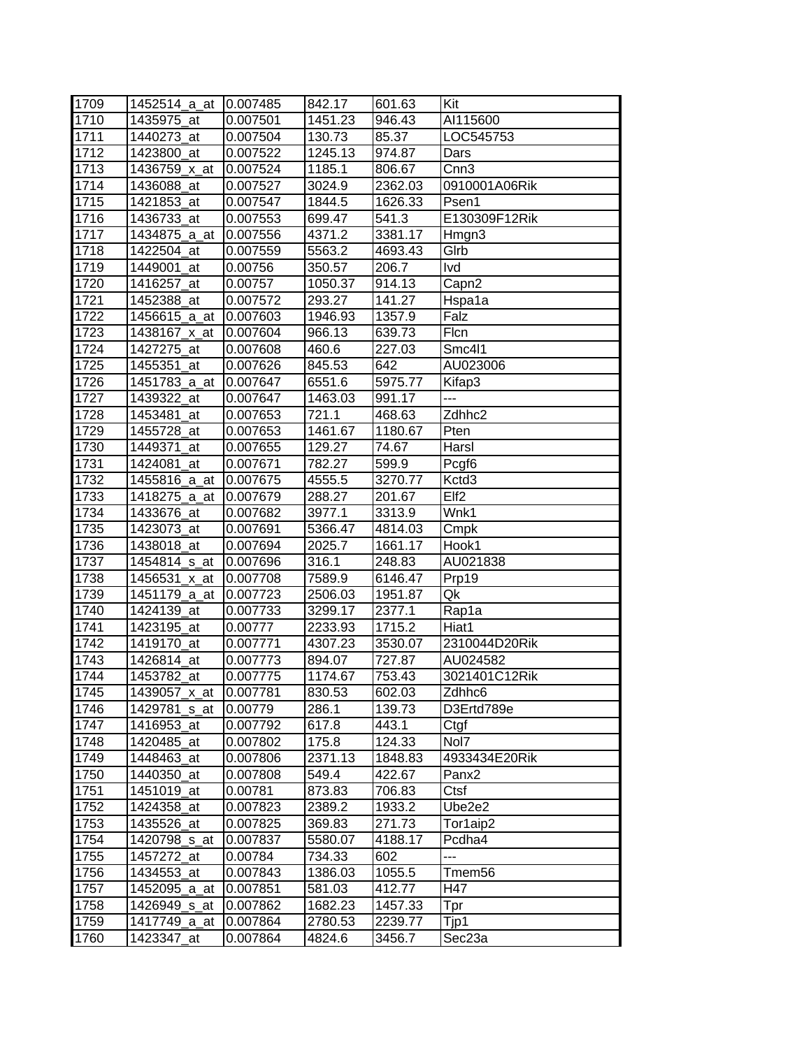| 1709 | 1452514_a_at | 0.007485 | 842.17 | 601.63 | Kit |
|---|---|---|---|---|---|
| 1710 | 1435975_at | 0.007501 | 1451.23 | 946.43 | AI115600 |
| 1711 | 1440273_at | 0.007504 | 130.73 | 85.37 | LOC545753 |
| 1712 | 1423800_at | 0.007522 | 1245.13 | 974.87 | Dars |
| 1713 | 1436759_x_at | 0.007524 | 1185.1 | 806.67 | Cnn3 |
| 1714 | 1436088_at | 0.007527 | 3024.9 | 2362.03 | 0910001A06Rik |
| 1715 | 1421853_at | 0.007547 | 1844.5 | 1626.33 | Psen1 |
| 1716 | 1436733_at | 0.007553 | 699.47 | 541.3 | E130309F12Rik |
| 1717 | 1434875_a_at | 0.007556 | 4371.2 | 3381.17 | Hmgn3 |
| 1718 | 1422504_at | 0.007559 | 5563.2 | 4693.43 | Glrb |
| 1719 | 1449001_at | 0.00756 | 350.57 | 206.7 | Ivd |
| 1720 | 1416257_at | 0.00757 | 1050.37 | 914.13 | Capn2 |
| 1721 | 1452388_at | 0.007572 | 293.27 | 141.27 | Hspa1a |
| 1722 | 1456615_a_at | 0.007603 | 1946.93 | 1357.9 | Falz |
| 1723 | 1438167_x_at | 0.007604 | 966.13 | 639.73 | Flcn |
| 1724 | 1427275_at | 0.007608 | 460.6 | 227.03 | Smc4l1 |
| 1725 | 1455351_at | 0.007626 | 845.53 | 642 | AU023006 |
| 1726 | 1451783_a_at | 0.007647 | 6551.6 | 5975.77 | Kifap3 |
| 1727 | 1439322_at | 0.007647 | 1463.03 | 991.17 | --- |
| 1728 | 1453481_at | 0.007653 | 721.1 | 468.63 | Zdhhc2 |
| 1729 | 1455728_at | 0.007653 | 1461.67 | 1180.67 | Pten |
| 1730 | 1449371_at | 0.007655 | 129.27 | 74.67 | Harsl |
| 1731 | 1424081_at | 0.007671 | 782.27 | 599.9 | Pcgf6 |
| 1732 | 1455816_a_at | 0.007675 | 4555.5 | 3270.77 | Kctd3 |
| 1733 | 1418275_a_at | 0.007679 | 288.27 | 201.67 | Elf2 |
| 1734 | 1433676_at | 0.007682 | 3977.1 | 3313.9 | Wnk1 |
| 1735 | 1423073_at | 0.007691 | 5366.47 | 4814.03 | Cmpk |
| 1736 | 1438018_at | 0.007694 | 2025.7 | 1661.17 | Hook1 |
| 1737 | 1454814_s_at | 0.007696 | 316.1 | 248.83 | AU021838 |
| 1738 | 1456531_x_at | 0.007708 | 7589.9 | 6146.47 | Prp19 |
| 1739 | 1451179_a_at | 0.007723 | 2506.03 | 1951.87 | Qk |
| 1740 | 1424139_at | 0.007733 | 3299.17 | 2377.1 | Rap1a |
| 1741 | 1423195_at | 0.00777 | 2233.93 | 1715.2 | Hiat1 |
| 1742 | 1419170_at | 0.007771 | 4307.23 | 3530.07 | 2310044D20Rik |
| 1743 | 1426814_at | 0.007773 | 894.07 | 727.87 | AU024582 |
| 1744 | 1453782_at | 0.007775 | 1174.67 | 753.43 | 3021401C12Rik |
| 1745 | 1439057_x_at | 0.007781 | 830.53 | 602.03 | Zdhhc6 |
| 1746 | 1429781_s_at | 0.00779 | 286.1 | 139.73 | D3Ertd789e |
| 1747 | 1416953_at | 0.007792 | 617.8 | 443.1 | Ctgf |
| 1748 | 1420485_at | 0.007802 | 175.8 | 124.33 | Nol7 |
| 1749 | 1448463_at | 0.007806 | 2371.13 | 1848.83 | 4933434E20Rik |
| 1750 | 1440350_at | 0.007808 | 549.4 | 422.67 | Panx2 |
| 1751 | 1451019_at | 0.00781 | 873.83 | 706.83 | Ctsf |
| 1752 | 1424358_at | 0.007823 | 2389.2 | 1933.2 | Ube2e2 |
| 1753 | 1435526_at | 0.007825 | 369.83 | 271.73 | Tor1aip2 |
| 1754 | 1420798_s_at | 0.007837 | 5580.07 | 4188.17 | Pcdha4 |
| 1755 | 1457272_at | 0.00784 | 734.33 | 602 | --- |
| 1756 | 1434553_at | 0.007843 | 1386.03 | 1055.5 | Tmem56 |
| 1757 | 1452095_a_at | 0.007851 | 581.03 | 412.77 | H47 |
| 1758 | 1426949_s_at | 0.007862 | 1682.23 | 1457.33 | Tpr |
| 1759 | 1417749_a_at | 0.007864 | 2780.53 | 2239.77 | Tjp1 |
| 1760 | 1423347_at | 0.007864 | 4824.6 | 3456.7 | Sec23a |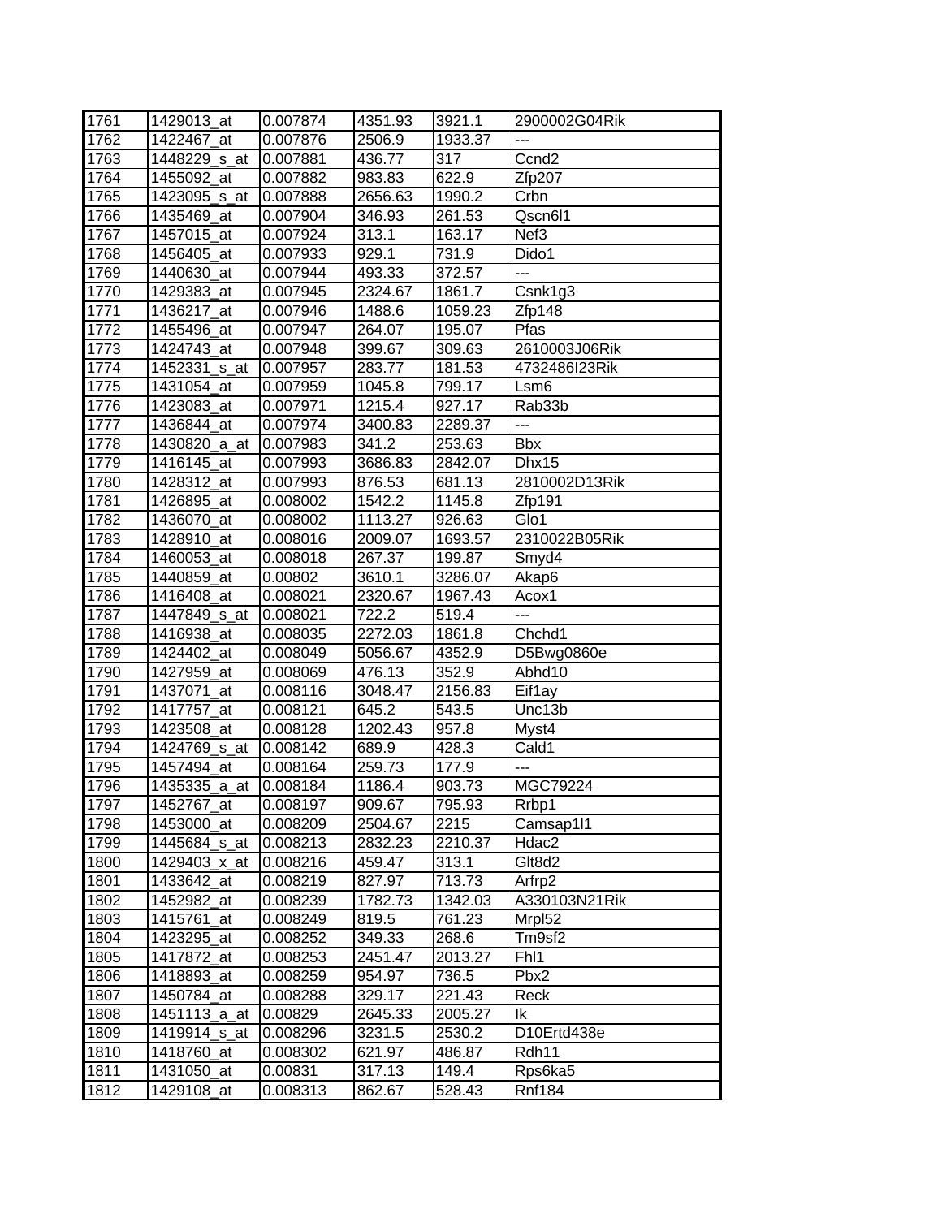| | | | | | |
|---|---|---|---|---|---|
| 1761 | 1429013_at | 0.007874 | 4351.93 | 3921.1 | 2900002G04Rik |
| 1762 | 1422467_at | 0.007876 | 2506.9 | 1933.37 | --- |
| 1763 | 1448229_s_at | 0.007881 | 436.77 | 317 | Ccnd2 |
| 1764 | 1455092_at | 0.007882 | 983.83 | 622.9 | Zfp207 |
| 1765 | 1423095_s_at | 0.007888 | 2656.63 | 1990.2 | Crbn |
| 1766 | 1435469_at | 0.007904 | 346.93 | 261.53 | Qscn6l1 |
| 1767 | 1457015_at | 0.007924 | 313.1 | 163.17 | Nef3 |
| 1768 | 1456405_at | 0.007933 | 929.1 | 731.9 | Dido1 |
| 1769 | 1440630_at | 0.007944 | 493.33 | 372.57 | --- |
| 1770 | 1429383_at | 0.007945 | 2324.67 | 1861.7 | Csnk1g3 |
| 1771 | 1436217_at | 0.007946 | 1488.6 | 1059.23 | Zfp148 |
| 1772 | 1455496_at | 0.007947 | 264.07 | 195.07 | Pfas |
| 1773 | 1424743_at | 0.007948 | 399.67 | 309.63 | 2610003J06Rik |
| 1774 | 1452331_s_at | 0.007957 | 283.77 | 181.53 | 4732486I23Rik |
| 1775 | 1431054_at | 0.007959 | 1045.8 | 799.17 | Lsm6 |
| 1776 | 1423083_at | 0.007971 | 1215.4 | 927.17 | Rab33b |
| 1777 | 1436844_at | 0.007974 | 3400.83 | 2289.37 | --- |
| 1778 | 1430820_a_at | 0.007983 | 341.2 | 253.63 | Bbx |
| 1779 | 1416145_at | 0.007993 | 3686.83 | 2842.07 | Dhx15 |
| 1780 | 1428312_at | 0.007993 | 876.53 | 681.13 | 2810002D13Rik |
| 1781 | 1426895_at | 0.008002 | 1542.2 | 1145.8 | Zfp191 |
| 1782 | 1436070_at | 0.008002 | 1113.27 | 926.63 | Glo1 |
| 1783 | 1428910_at | 0.008016 | 2009.07 | 1693.57 | 2310022B05Rik |
| 1784 | 1460053_at | 0.008018 | 267.37 | 199.87 | Smyd4 |
| 1785 | 1440859_at | 0.00802 | 3610.1 | 3286.07 | Akap6 |
| 1786 | 1416408_at | 0.008021 | 2320.67 | 1967.43 | Acox1 |
| 1787 | 1447849_s_at | 0.008021 | 722.2 | 519.4 | --- |
| 1788 | 1416938_at | 0.008035 | 2272.03 | 1861.8 | Chchd1 |
| 1789 | 1424402_at | 0.008049 | 5056.67 | 4352.9 | D5Bwg0860e |
| 1790 | 1427959_at | 0.008069 | 476.13 | 352.9 | Abhd10 |
| 1791 | 1437071_at | 0.008116 | 3048.47 | 2156.83 | Eif1ay |
| 1792 | 1417757_at | 0.008121 | 645.2 | 543.5 | Unc13b |
| 1793 | 1423508_at | 0.008128 | 1202.43 | 957.8 | Myst4 |
| 1794 | 1424769_s_at | 0.008142 | 689.9 | 428.3 | Cald1 |
| 1795 | 1457494_at | 0.008164 | 259.73 | 177.9 | --- |
| 1796 | 1435335_a_at | 0.008184 | 1186.4 | 903.73 | MGC79224 |
| 1797 | 1452767_at | 0.008197 | 909.67 | 795.93 | Rrbp1 |
| 1798 | 1453000_at | 0.008209 | 2504.67 | 2215 | Camsap1l1 |
| 1799 | 1445684_s_at | 0.008213 | 2832.23 | 2210.37 | Hdac2 |
| 1800 | 1429403_x_at | 0.008216 | 459.47 | 313.1 | Glt8d2 |
| 1801 | 1433642_at | 0.008219 | 827.97 | 713.73 | Arfrp2 |
| 1802 | 1452982_at | 0.008239 | 1782.73 | 1342.03 | A330103N21Rik |
| 1803 | 1415761_at | 0.008249 | 819.5 | 761.23 | Mrpl52 |
| 1804 | 1423295_at | 0.008252 | 349.33 | 268.6 | Tm9sf2 |
| 1805 | 1417872_at | 0.008253 | 2451.47 | 2013.27 | Fhl1 |
| 1806 | 1418893_at | 0.008259 | 954.97 | 736.5 | Pbx2 |
| 1807 | 1450784_at | 0.008288 | 329.17 | 221.43 | Reck |
| 1808 | 1451113_a_at | 0.00829 | 2645.33 | 2005.27 | Ik |
| 1809 | 1419914_s_at | 0.008296 | 3231.5 | 2530.2 | D10Ertd438e |
| 1810 | 1418760_at | 0.008302 | 621.97 | 486.87 | Rdh11 |
| 1811 | 1431050_at | 0.00831 | 317.13 | 149.4 | Rps6ka5 |
| 1812 | 1429108_at | 0.008313 | 862.67 | 528.43 | Rnf184 |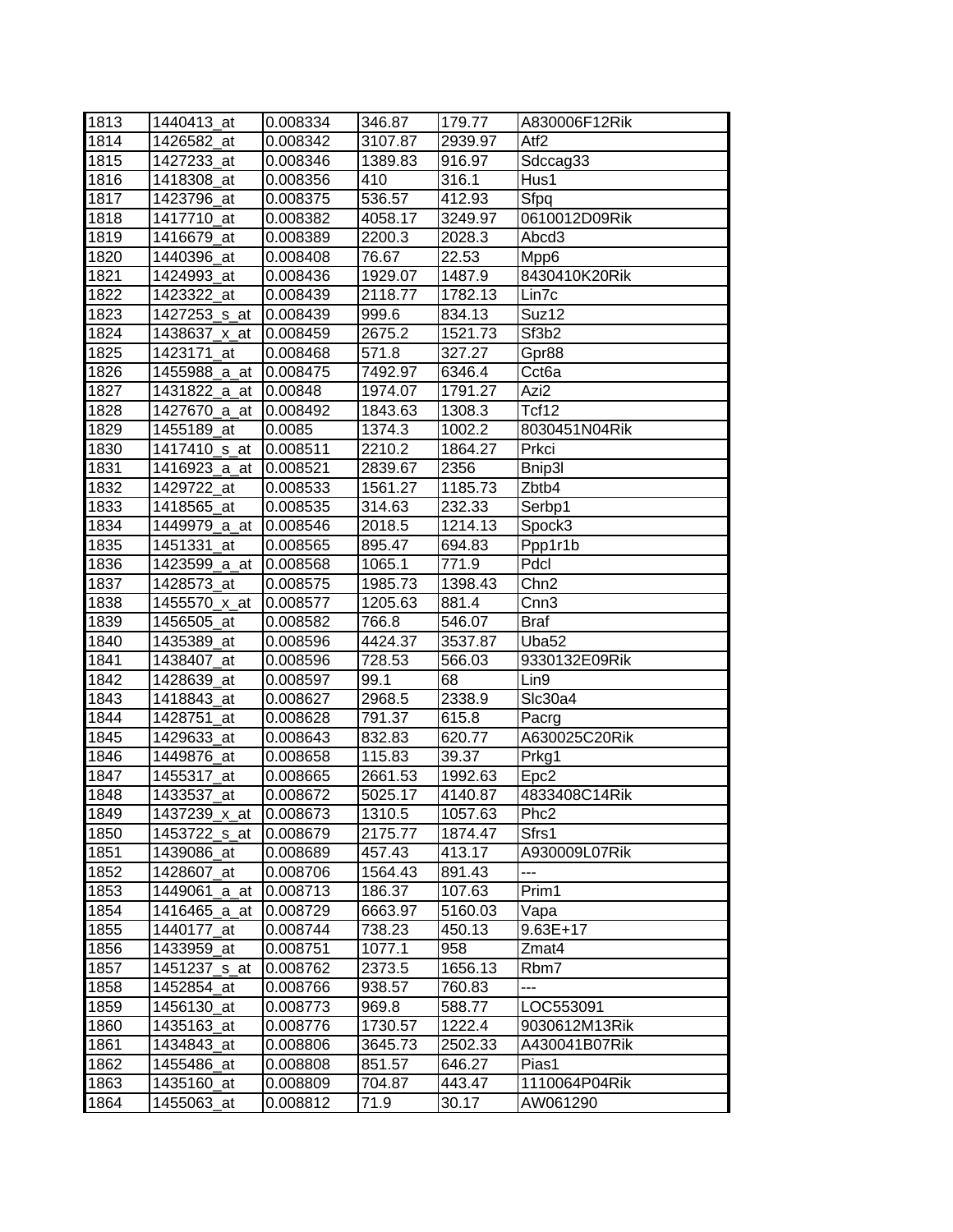| 1813 | 1440413_at | 0.008334 | 346.87 | 179.77 | A830006F12Rik |
|---|---|---|---|---|---|
| 1814 | 1426582_at | 0.008342 | 3107.87 | 2939.97 | Atf2 |
| 1815 | 1427233_at | 0.008346 | 1389.83 | 916.97 | Sdccag33 |
| 1816 | 1418308_at | 0.008356 | 410 | 316.1 | Hus1 |
| 1817 | 1423796_at | 0.008375 | 536.57 | 412.93 | Sfpq |
| 1818 | 1417710_at | 0.008382 | 4058.17 | 3249.97 | 0610012D09Rik |
| 1819 | 1416679_at | 0.008389 | 2200.3 | 2028.3 | Abcd3 |
| 1820 | 1440396_at | 0.008408 | 76.67 | 22.53 | Mpp6 |
| 1821 | 1424993_at | 0.008436 | 1929.07 | 1487.9 | 8430410K20Rik |
| 1822 | 1423322_at | 0.008439 | 2118.77 | 1782.13 | Lin7c |
| 1823 | 1427253_s_at | 0.008439 | 999.6 | 834.13 | Suz12 |
| 1824 | 1438637_x_at | 0.008459 | 2675.2 | 1521.73 | Sf3b2 |
| 1825 | 1423171_at | 0.008468 | 571.8 | 327.27 | Gpr88 |
| 1826 | 1455988_a_at | 0.008475 | 7492.97 | 6346.4 | Cct6a |
| 1827 | 1431822_a_at | 0.00848 | 1974.07 | 1791.27 | Azi2 |
| 1828 | 1427670_a_at | 0.008492 | 1843.63 | 1308.3 | Tcf12 |
| 1829 | 1455189_at | 0.0085 | 1374.3 | 1002.2 | 8030451N04Rik |
| 1830 | 1417410_s_at | 0.008511 | 2210.2 | 1864.27 | Prkci |
| 1831 | 1416923_a_at | 0.008521 | 2839.67 | 2356 | Bnip3l |
| 1832 | 1429722_at | 0.008533 | 1561.27 | 1185.73 | Zbtb4 |
| 1833 | 1418565_at | 0.008535 | 314.63 | 232.33 | Serbp1 |
| 1834 | 1449979_a_at | 0.008546 | 2018.5 | 1214.13 | Spock3 |
| 1835 | 1451331_at | 0.008565 | 895.47 | 694.83 | Ppp1r1b |
| 1836 | 1423599_a_at | 0.008568 | 1065.1 | 771.9 | Pdcl |
| 1837 | 1428573_at | 0.008575 | 1985.73 | 1398.43 | Chn2 |
| 1838 | 1455570_x_at | 0.008577 | 1205.63 | 881.4 | Cnn3 |
| 1839 | 1456505_at | 0.008582 | 766.8 | 546.07 | Braf |
| 1840 | 1435389_at | 0.008596 | 4424.37 | 3537.87 | Uba52 |
| 1841 | 1438407_at | 0.008596 | 728.53 | 566.03 | 9330132E09Rik |
| 1842 | 1428639_at | 0.008597 | 99.1 | 68 | Lin9 |
| 1843 | 1418843_at | 0.008627 | 2968.5 | 2338.9 | Slc30a4 |
| 1844 | 1428751_at | 0.008628 | 791.37 | 615.8 | Pacrg |
| 1845 | 1429633_at | 0.008643 | 832.83 | 620.77 | A630025C20Rik |
| 1846 | 1449876_at | 0.008658 | 115.83 | 39.37 | Prkg1 |
| 1847 | 1455317_at | 0.008665 | 2661.53 | 1992.63 | Epc2 |
| 1848 | 1433537_at | 0.008672 | 5025.17 | 4140.87 | 4833408C14Rik |
| 1849 | 1437239_x_at | 0.008673 | 1310.5 | 1057.63 | Phc2 |
| 1850 | 1453722_s_at | 0.008679 | 2175.77 | 1874.47 | Sfrs1 |
| 1851 | 1439086_at | 0.008689 | 457.43 | 413.17 | A930009L07Rik |
| 1852 | 1428607_at | 0.008706 | 1564.43 | 891.43 | --- |
| 1853 | 1449061_a_at | 0.008713 | 186.37 | 107.63 | Prim1 |
| 1854 | 1416465_a_at | 0.008729 | 6663.97 | 5160.03 | Vapa |
| 1855 | 1440177_at | 0.008744 | 738.23 | 450.13 | 9.63E+17 |
| 1856 | 1433959_at | 0.008751 | 1077.1 | 958 | Zmat4 |
| 1857 | 1451237_s_at | 0.008762 | 2373.5 | 1656.13 | Rbm7 |
| 1858 | 1452854_at | 0.008766 | 938.57 | 760.83 | --- |
| 1859 | 1456130_at | 0.008773 | 969.8 | 588.77 | LOC553091 |
| 1860 | 1435163_at | 0.008776 | 1730.57 | 1222.4 | 9030612M13Rik |
| 1861 | 1434843_at | 0.008806 | 3645.73 | 2502.33 | A430041B07Rik |
| 1862 | 1455486_at | 0.008808 | 851.57 | 646.27 | Pias1 |
| 1863 | 1435160_at | 0.008809 | 704.87 | 443.47 | 1110064P04Rik |
| 1864 | 1455063_at | 0.008812 | 71.9 | 30.17 | AW061290 |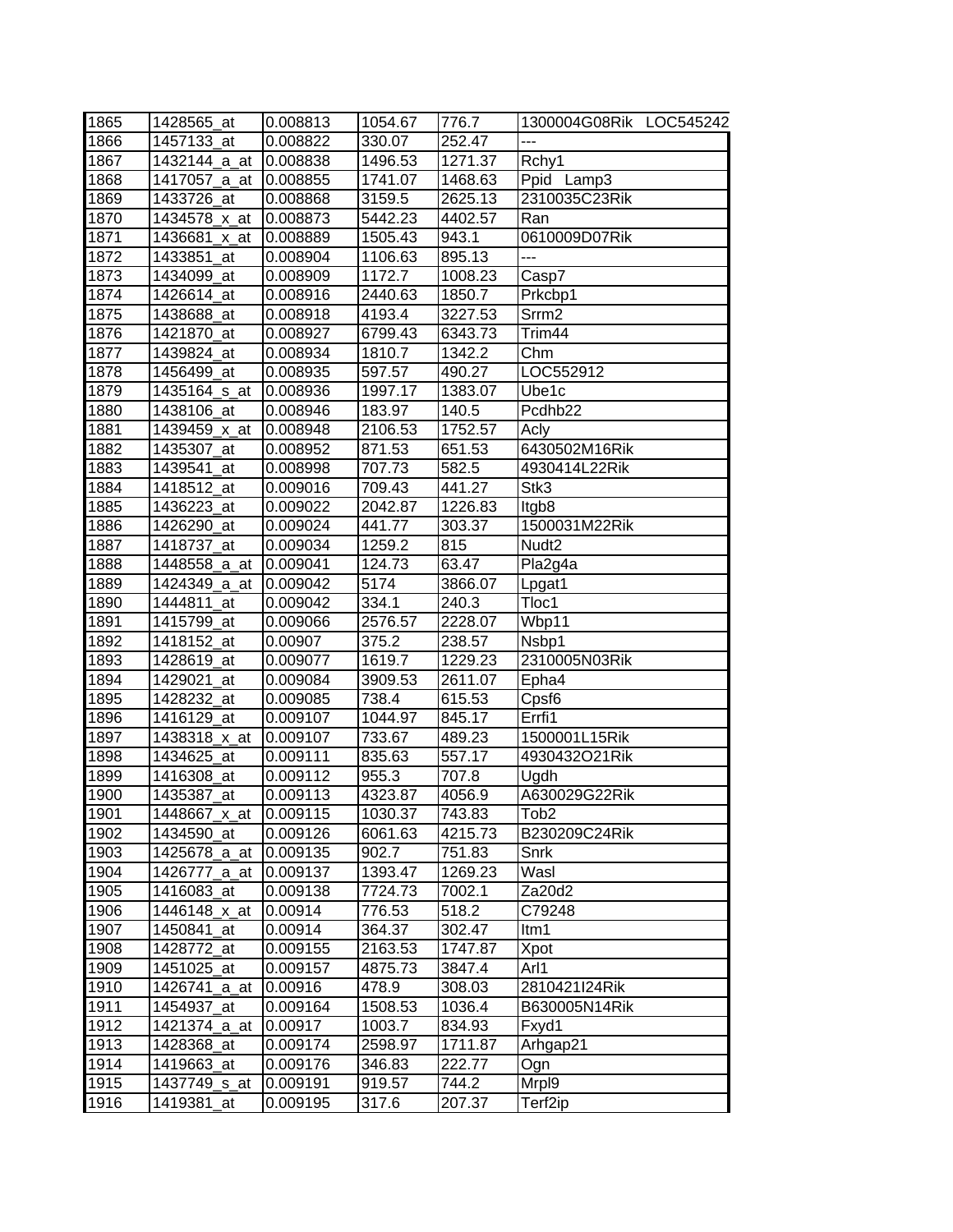| | | | | | |
|---|---|---|---|---|---|
| 1865 | 1428565_at | 0.008813 | 1054.67 | 776.7 | 1300004G08Rik LOC545242 |
| 1866 | 1457133_at | 0.008822 | 330.07 | 252.47 | --- |
| 1867 | 1432144_a_at | 0.008838 | 1496.53 | 1271.37 | Rchy1 |
| 1868 | 1417057_a_at | 0.008855 | 1741.07 | 1468.63 | Ppid Lamp3 |
| 1869 | 1433726_at | 0.008868 | 3159.5 | 2625.13 | 2310035C23Rik |
| 1870 | 1434578_x_at | 0.008873 | 5442.23 | 4402.57 | Ran |
| 1871 | 1436681_x_at | 0.008889 | 1505.43 | 943.1 | 0610009D07Rik |
| 1872 | 1433851_at | 0.008904 | 1106.63 | 895.13 | --- |
| 1873 | 1434099_at | 0.008909 | 1172.7 | 1008.23 | Casp7 |
| 1874 | 1426614_at | 0.008916 | 2440.63 | 1850.7 | Prkcbp1 |
| 1875 | 1438688_at | 0.008918 | 4193.4 | 3227.53 | Srrm2 |
| 1876 | 1421870_at | 0.008927 | 6799.43 | 6343.73 | Trim44 |
| 1877 | 1439824_at | 0.008934 | 1810.7 | 1342.2 | Chm |
| 1878 | 1456499_at | 0.008935 | 597.57 | 490.27 | LOC552912 |
| 1879 | 1435164_s_at | 0.008936 | 1997.17 | 1383.07 | Ube1c |
| 1880 | 1438106_at | 0.008946 | 183.97 | 140.5 | Pcdhb22 |
| 1881 | 1439459_x_at | 0.008948 | 2106.53 | 1752.57 | Acly |
| 1882 | 1435307_at | 0.008952 | 871.53 | 651.53 | 6430502M16Rik |
| 1883 | 1439541_at | 0.008998 | 707.73 | 582.5 | 4930414L22Rik |
| 1884 | 1418512_at | 0.009016 | 709.43 | 441.27 | Stk3 |
| 1885 | 1436223_at | 0.009022 | 2042.87 | 1226.83 | Itgb8 |
| 1886 | 1426290_at | 0.009024 | 441.77 | 303.37 | 1500031M22Rik |
| 1887 | 1418737_at | 0.009034 | 1259.2 | 815 | Nudt2 |
| 1888 | 1448558_a_at | 0.009041 | 124.73 | 63.47 | Pla2g4a |
| 1889 | 1424349_a_at | 0.009042 | 5174 | 3866.07 | Lpgat1 |
| 1890 | 1444811_at | 0.009042 | 334.1 | 240.3 | Tloc1 |
| 1891 | 1415799_at | 0.009066 | 2576.57 | 2228.07 | Wbp11 |
| 1892 | 1418152_at | 0.00907 | 375.2 | 238.57 | Nsbp1 |
| 1893 | 1428619_at | 0.009077 | 1619.7 | 1229.23 | 2310005N03Rik |
| 1894 | 1429021_at | 0.009084 | 3909.53 | 2611.07 | Epha4 |
| 1895 | 1428232_at | 0.009085 | 738.4 | 615.53 | Cpsf6 |
| 1896 | 1416129_at | 0.009107 | 1044.97 | 845.17 | Errfi1 |
| 1897 | 1438318_x_at | 0.009107 | 733.67 | 489.23 | 1500001L15Rik |
| 1898 | 1434625_at | 0.009111 | 835.63 | 557.17 | 4930432O21Rik |
| 1899 | 1416308_at | 0.009112 | 955.3 | 707.8 | Ugdh |
| 1900 | 1435387_at | 0.009113 | 4323.87 | 4056.9 | A630029G22Rik |
| 1901 | 1448667_x_at | 0.009115 | 1030.37 | 743.83 | Tob2 |
| 1902 | 1434590_at | 0.009126 | 6061.63 | 4215.73 | B230209C24Rik |
| 1903 | 1425678_a_at | 0.009135 | 902.7 | 751.83 | Snrk |
| 1904 | 1426777_a_at | 0.009137 | 1393.47 | 1269.23 | Wasl |
| 1905 | 1416083_at | 0.009138 | 7724.73 | 7002.1 | Za20d2 |
| 1906 | 1446148_x_at | 0.00914 | 776.53 | 518.2 | C79248 |
| 1907 | 1450841_at | 0.00914 | 364.37 | 302.47 | Itm1 |
| 1908 | 1428772_at | 0.009155 | 2163.53 | 1747.87 | Xpot |
| 1909 | 1451025_at | 0.009157 | 4875.73 | 3847.4 | Arl1 |
| 1910 | 1426741_a_at | 0.00916 | 478.9 | 308.03 | 2810421I24Rik |
| 1911 | 1454937_at | 0.009164 | 1508.53 | 1036.4 | B630005N14Rik |
| 1912 | 1421374_a_at | 0.00917 | 1003.7 | 834.93 | Fxyd1 |
| 1913 | 1428368_at | 0.009174 | 2598.97 | 1711.87 | Arhgap21 |
| 1914 | 1419663_at | 0.009176 | 346.83 | 222.77 | Ogn |
| 1915 | 1437749_s_at | 0.009191 | 919.57 | 744.2 | Mrpl9 |
| 1916 | 1419381_at | 0.009195 | 317.6 | 207.37 | Terf2ip |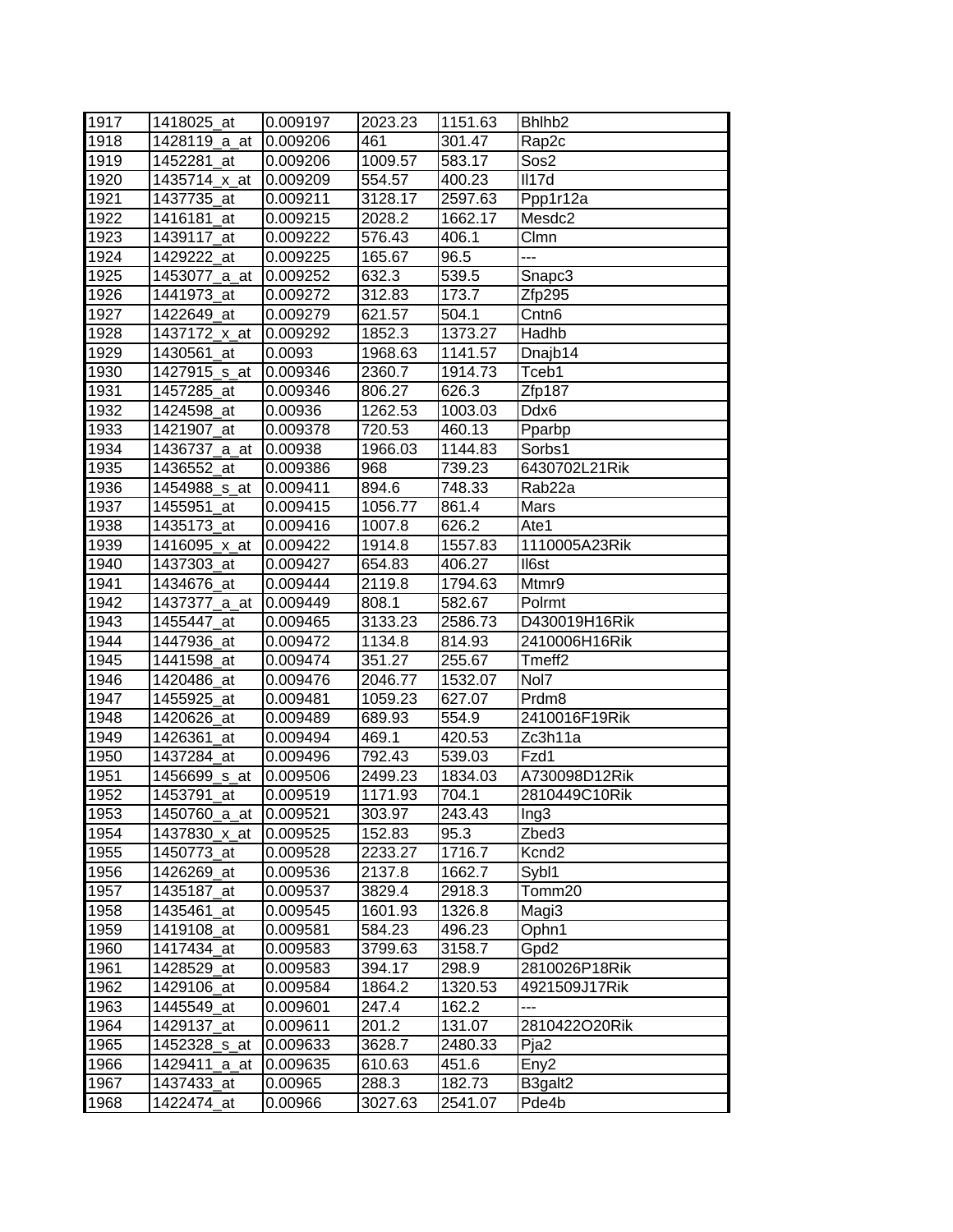| | | | | | |
|---|---|---|---|---|---|
| 1917 | 1418025_at | 0.009197 | 2023.23 | 1151.63 | Bhlhb2 |
| 1918 | 1428119_a_at | 0.009206 | 461 | 301.47 | Rap2c |
| 1919 | 1452281_at | 0.009206 | 1009.57 | 583.17 | Sos2 |
| 1920 | 1435714_x_at | 0.009209 | 554.57 | 400.23 | Il17d |
| 1921 | 1437735_at | 0.009211 | 3128.17 | 2597.63 | Ppp1r12a |
| 1922 | 1416181_at | 0.009215 | 2028.2 | 1662.17 | Mesdc2 |
| 1923 | 1439117_at | 0.009222 | 576.43 | 406.1 | Clmn |
| 1924 | 1429222_at | 0.009225 | 165.67 | 96.5 | --- |
| 1925 | 1453077_a_at | 0.009252 | 632.3 | 539.5 | Snapc3 |
| 1926 | 1441973_at | 0.009272 | 312.83 | 173.7 | Zfp295 |
| 1927 | 1422649_at | 0.009279 | 621.57 | 504.1 | Cntn6 |
| 1928 | 1437172_x_at | 0.009292 | 1852.3 | 1373.27 | Hadhb |
| 1929 | 1430561_at | 0.0093 | 1968.63 | 1141.57 | Dnajb14 |
| 1930 | 1427915_s_at | 0.009346 | 2360.7 | 1914.73 | Tceb1 |
| 1931 | 1457285_at | 0.009346 | 806.27 | 626.3 | Zfp187 |
| 1932 | 1424598_at | 0.00936 | 1262.53 | 1003.03 | Ddx6 |
| 1933 | 1421907_at | 0.009378 | 720.53 | 460.13 | Pparbp |
| 1934 | 1436737_a_at | 0.00938 | 1966.03 | 1144.83 | Sorbs1 |
| 1935 | 1436552_at | 0.009386 | 968 | 739.23 | 6430702L21Rik |
| 1936 | 1454988_s_at | 0.009411 | 894.6 | 748.33 | Rab22a |
| 1937 | 1455951_at | 0.009415 | 1056.77 | 861.4 | Mars |
| 1938 | 1435173_at | 0.009416 | 1007.8 | 626.2 | Ate1 |
| 1939 | 1416095_x_at | 0.009422 | 1914.8 | 1557.83 | 1110005A23Rik |
| 1940 | 1437303_at | 0.009427 | 654.83 | 406.27 | Il6st |
| 1941 | 1434676_at | 0.009444 | 2119.8 | 1794.63 | Mtmr9 |
| 1942 | 1437377_a_at | 0.009449 | 808.1 | 582.67 | Polrmt |
| 1943 | 1455447_at | 0.009465 | 3133.23 | 2586.73 | D430019H16Rik |
| 1944 | 1447936_at | 0.009472 | 1134.8 | 814.93 | 2410006H16Rik |
| 1945 | 1441598_at | 0.009474 | 351.27 | 255.67 | Tmeff2 |
| 1946 | 1420486_at | 0.009476 | 2046.77 | 1532.07 | Nol7 |
| 1947 | 1455925_at | 0.009481 | 1059.23 | 627.07 | Prdm8 |
| 1948 | 1420626_at | 0.009489 | 689.93 | 554.9 | 2410016F19Rik |
| 1949 | 1426361_at | 0.009494 | 469.1 | 420.53 | Zc3h11a |
| 1950 | 1437284_at | 0.009496 | 792.43 | 539.03 | Fzd1 |
| 1951 | 1456699_s_at | 0.009506 | 2499.23 | 1834.03 | A730098D12Rik |
| 1952 | 1453791_at | 0.009519 | 1171.93 | 704.1 | 2810449C10Rik |
| 1953 | 1450760_a_at | 0.009521 | 303.97 | 243.43 | Ing3 |
| 1954 | 1437830_x_at | 0.009525 | 152.83 | 95.3 | Zbed3 |
| 1955 | 1450773_at | 0.009528 | 2233.27 | 1716.7 | Kcnd2 |
| 1956 | 1426269_at | 0.009536 | 2137.8 | 1662.7 | Sybl1 |
| 1957 | 1435187_at | 0.009537 | 3829.4 | 2918.3 | Tomm20 |
| 1958 | 1435461_at | 0.009545 | 1601.93 | 1326.8 | Magi3 |
| 1959 | 1419108_at | 0.009581 | 584.23 | 496.23 | Ophn1 |
| 1960 | 1417434_at | 0.009583 | 3799.63 | 3158.7 | Gpd2 |
| 1961 | 1428529_at | 0.009583 | 394.17 | 298.9 | 2810026P18Rik |
| 1962 | 1429106_at | 0.009584 | 1864.2 | 1320.53 | 4921509J17Rik |
| 1963 | 1445549_at | 0.009601 | 247.4 | 162.2 | --- |
| 1964 | 1429137_at | 0.009611 | 201.2 | 131.07 | 2810422O20Rik |
| 1965 | 1452328_s_at | 0.009633 | 3628.7 | 2480.33 | Pja2 |
| 1966 | 1429411_a_at | 0.009635 | 610.63 | 451.6 | Eny2 |
| 1967 | 1437433_at | 0.00965 | 288.3 | 182.73 | B3galt2 |
| 1968 | 1422474_at | 0.00966 | 3027.63 | 2541.07 | Pde4b |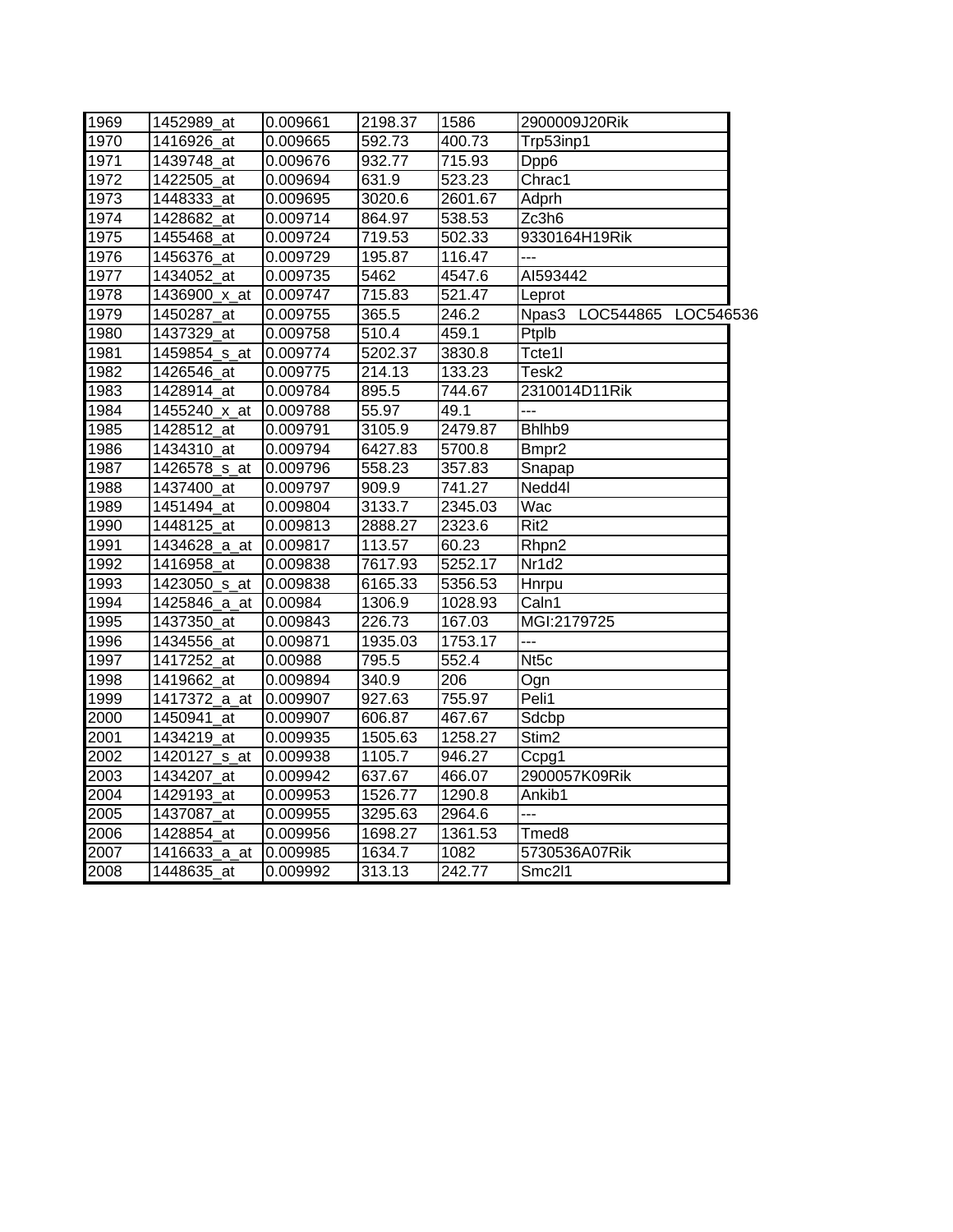| | | | | | |
|---|---|---|---|---|---|
| 1969 | 1452989_at | 0.009661 | 2198.37 | 1586 | 2900009J20Rik |
| 1970 | 1416926_at | 0.009665 | 592.73 | 400.73 | Trp53inp1 |
| 1971 | 1439748_at | 0.009676 | 932.77 | 715.93 | Dpp6 |
| 1972 | 1422505_at | 0.009694 | 631.9 | 523.23 | Chrac1 |
| 1973 | 1448333_at | 0.009695 | 3020.6 | 2601.67 | Adprh |
| 1974 | 1428682_at | 0.009714 | 864.97 | 538.53 | Zc3h6 |
| 1975 | 1455468_at | 0.009724 | 719.53 | 502.33 | 9330164H19Rik |
| 1976 | 1456376_at | 0.009729 | 195.87 | 116.47 | --- |
| 1977 | 1434052_at | 0.009735 | 5462 | 4547.6 | AI593442 |
| 1978 | 1436900_x_at | 0.009747 | 715.83 | 521.47 | Leprot |
| 1979 | 1450287_at | 0.009755 | 365.5 | 246.2 | Npas3 LOC544865 LOC546536 |
| 1980 | 1437329_at | 0.009758 | 510.4 | 459.1 | Ptplb |
| 1981 | 1459854_s_at | 0.009774 | 5202.37 | 3830.8 | Tcte1l |
| 1982 | 1426546_at | 0.009775 | 214.13 | 133.23 | Tesk2 |
| 1983 | 1428914_at | 0.009784 | 895.5 | 744.67 | 2310014D11Rik |
| 1984 | 1455240_x_at | 0.009788 | 55.97 | 49.1 | --- |
| 1985 | 1428512_at | 0.009791 | 3105.9 | 2479.87 | Bhlhb9 |
| 1986 | 1434310_at | 0.009794 | 6427.83 | 5700.8 | Bmpr2 |
| 1987 | 1426578_s_at | 0.009796 | 558.23 | 357.83 | Snapap |
| 1988 | 1437400_at | 0.009797 | 909.9 | 741.27 | Nedd4l |
| 1989 | 1451494_at | 0.009804 | 3133.7 | 2345.03 | Wac |
| 1990 | 1448125_at | 0.009813 | 2888.27 | 2323.6 | Rit2 |
| 1991 | 1434628_a_at | 0.009817 | 113.57 | 60.23 | Rhpn2 |
| 1992 | 1416958_at | 0.009838 | 7617.93 | 5252.17 | Nr1d2 |
| 1993 | 1423050_s_at | 0.009838 | 6165.33 | 5356.53 | Hnrpu |
| 1994 | 1425846_a_at | 0.00984 | 1306.9 | 1028.93 | Caln1 |
| 1995 | 1437350_at | 0.009843 | 226.73 | 167.03 | MGI:2179725 |
| 1996 | 1434556_at | 0.009871 | 1935.03 | 1753.17 | --- |
| 1997 | 1417252_at | 0.00988 | 795.5 | 552.4 | Nt5c |
| 1998 | 1419662_at | 0.009894 | 340.9 | 206 | Ogn |
| 1999 | 1417372_a_at | 0.009907 | 927.63 | 755.97 | Peli1 |
| 2000 | 1450941_at | 0.009907 | 606.87 | 467.67 | Sdcbp |
| 2001 | 1434219_at | 0.009935 | 1505.63 | 1258.27 | Stim2 |
| 2002 | 1420127_s_at | 0.009938 | 1105.7 | 946.27 | Ccpg1 |
| 2003 | 1434207_at | 0.009942 | 637.67 | 466.07 | 2900057K09Rik |
| 2004 | 1429193_at | 0.009953 | 1526.77 | 1290.8 | Ankib1 |
| 2005 | 1437087_at | 0.009955 | 3295.63 | 2964.6 | --- |
| 2006 | 1428854_at | 0.009956 | 1698.27 | 1361.53 | Tmed8 |
| 2007 | 1416633_a_at | 0.009985 | 1634.7 | 1082 | 5730536A07Rik |
| 2008 | 1448635_at | 0.009992 | 313.13 | 242.77 | Smc2l1 |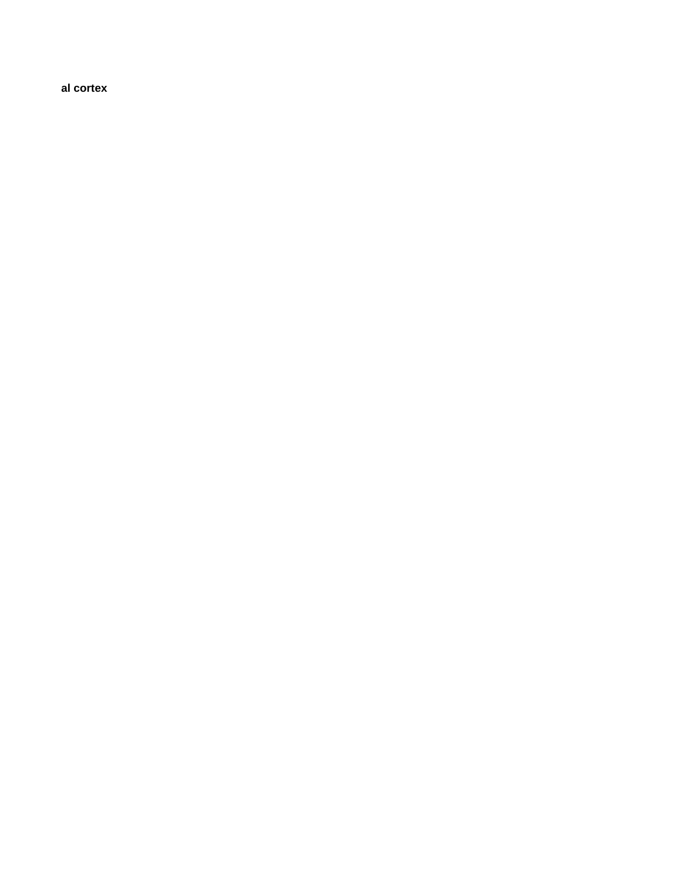**al cortex**